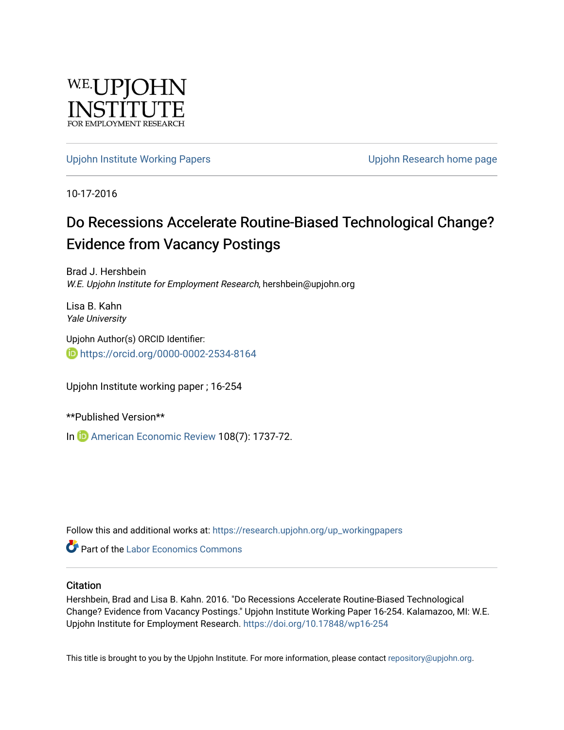W.E. UPJOHN INSTITUTE FOR EMPLOYMENT RESEARCH

Upjohn Institute Working Papers | Upjohn Research home page

10-17-2016

# Do Recessions Accelerate Routine-Biased Technological Change? Evidence from Vacancy Postings

Brad J. Hershbein
*W.E. Upjohn Institute for Employment Research*, hershbein@upjohn.org

Lisa B. Kahn
*Yale University*

Upjohn Author(s) ORCID Identifier:
https://orcid.org/0000-0002-2534-8164

Upjohn Institute working paper ; 16-254

**Published Version**

In American Economic Review 108(7): 1737-72.

Follow this and additional works at: https://research.upjohn.org/up_workingpapers

Part of the Labor Economics Commons

## Citation

Hershbein, Brad and Lisa B. Kahn. 2016. "Do Recessions Accelerate Routine-Biased Technological Change? Evidence from Vacancy Postings." Upjohn Institute Working Paper 16-254. Kalamazoo, MI: W.E. Upjohn Institute for Employment Research. https://doi.org/10.17848/wp16-254

This title is brought to you by the Upjohn Institute. For more information, please contact repository@upjohn.org.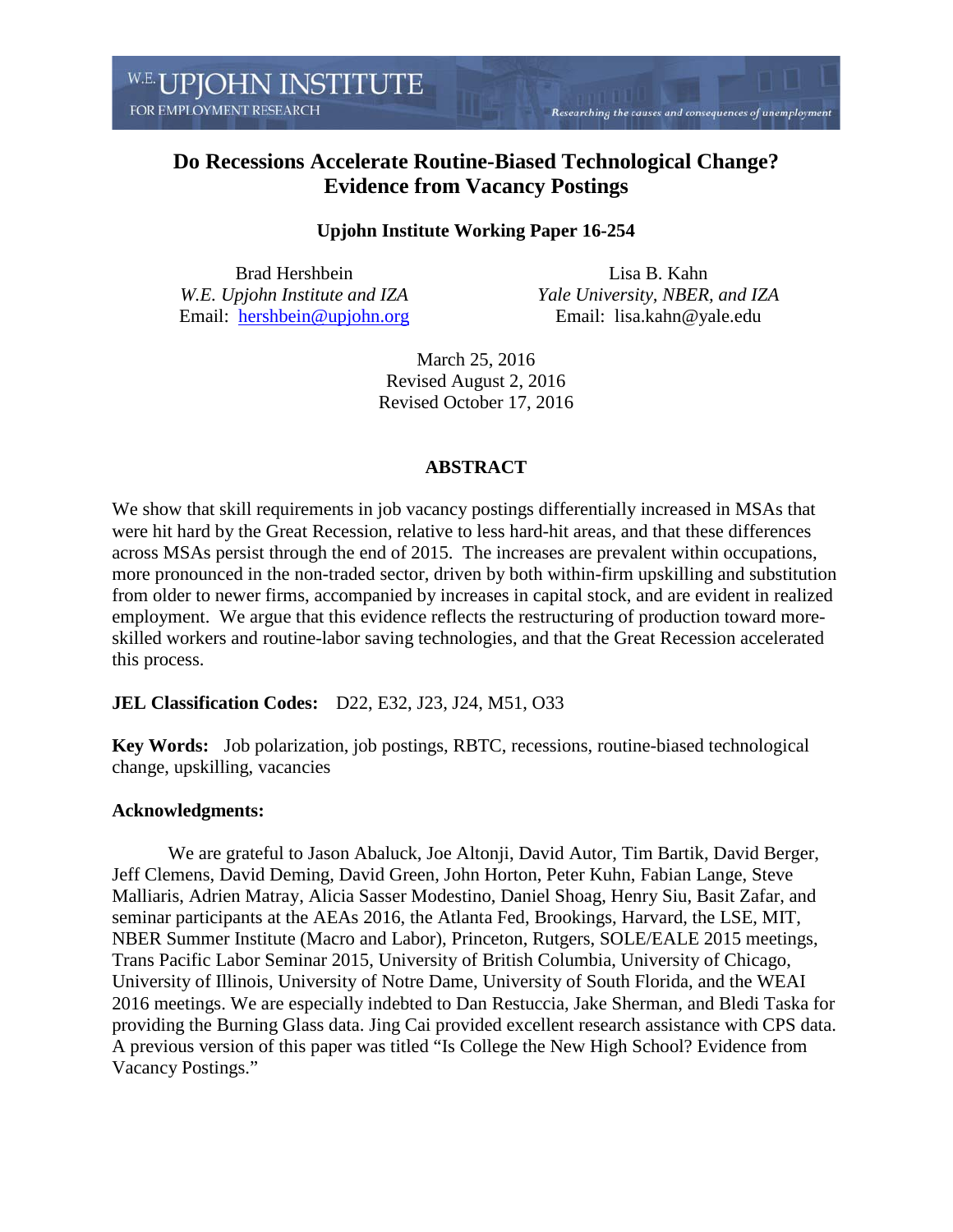W.E. UPJOHN INSTITUTE FOR EMPLOYMENT RESEARCH

*Researching the causes and consequences of unemployment*

# Do Recessions Accelerate Routine-Biased Technological Change? Evidence from Vacancy Postings

**Upjohn Institute Working Paper 16-254**

Brad Hershbein
*W.E. Upjohn Institute and IZA*
Email: hershbein@upjohn.org

Lisa B. Kahn
*Yale University, NBER, and IZA*
Email: lisa.kahn@yale.edu

March 25, 2016
Revised August 2, 2016
Revised October 17, 2016

## ABSTRACT

We show that skill requirements in job vacancy postings differentially increased in MSAs that were hit hard by the Great Recession, relative to less hard-hit areas, and that these differences across MSAs persist through the end of 2015. The increases are prevalent within occupations, more pronounced in the non-traded sector, driven by both within-firm upskilling and substitution from older to newer firms, accompanied by increases in capital stock, and are evident in realized employment. We argue that this evidence reflects the restructuring of production toward more-skilled workers and routine-labor saving technologies, and that the Great Recession accelerated this process.

**JEL Classification Codes:** D22, E32, J23, J24, M51, O33

**Key Words:** Job polarization, job postings, RBTC, recessions, routine-biased technological change, upskilling, vacancies

**Acknowledgments:**

We are grateful to Jason Abaluck, Joe Altonji, David Autor, Tim Bartik, David Berger, Jeff Clemens, David Deming, David Green, John Horton, Peter Kuhn, Fabian Lange, Steve Malliaris, Adrien Matray, Alicia Sasser Modestino, Daniel Shoag, Henry Siu, Basit Zafar, and seminar participants at the AEAs 2016, the Atlanta Fed, Brookings, Harvard, the LSE, MIT, NBER Summer Institute (Macro and Labor), Princeton, Rutgers, SOLE/EALE 2015 meetings, Trans Pacific Labor Seminar 2015, University of British Columbia, University of Chicago, University of Illinois, University of Notre Dame, University of South Florida, and the WEAI 2016 meetings. We are especially indebted to Dan Restuccia, Jake Sherman, and Bledi Taska for providing the Burning Glass data. Jing Cai provided excellent research assistance with CPS data. A previous version of this paper was titled "Is College the New High School? Evidence from Vacancy Postings."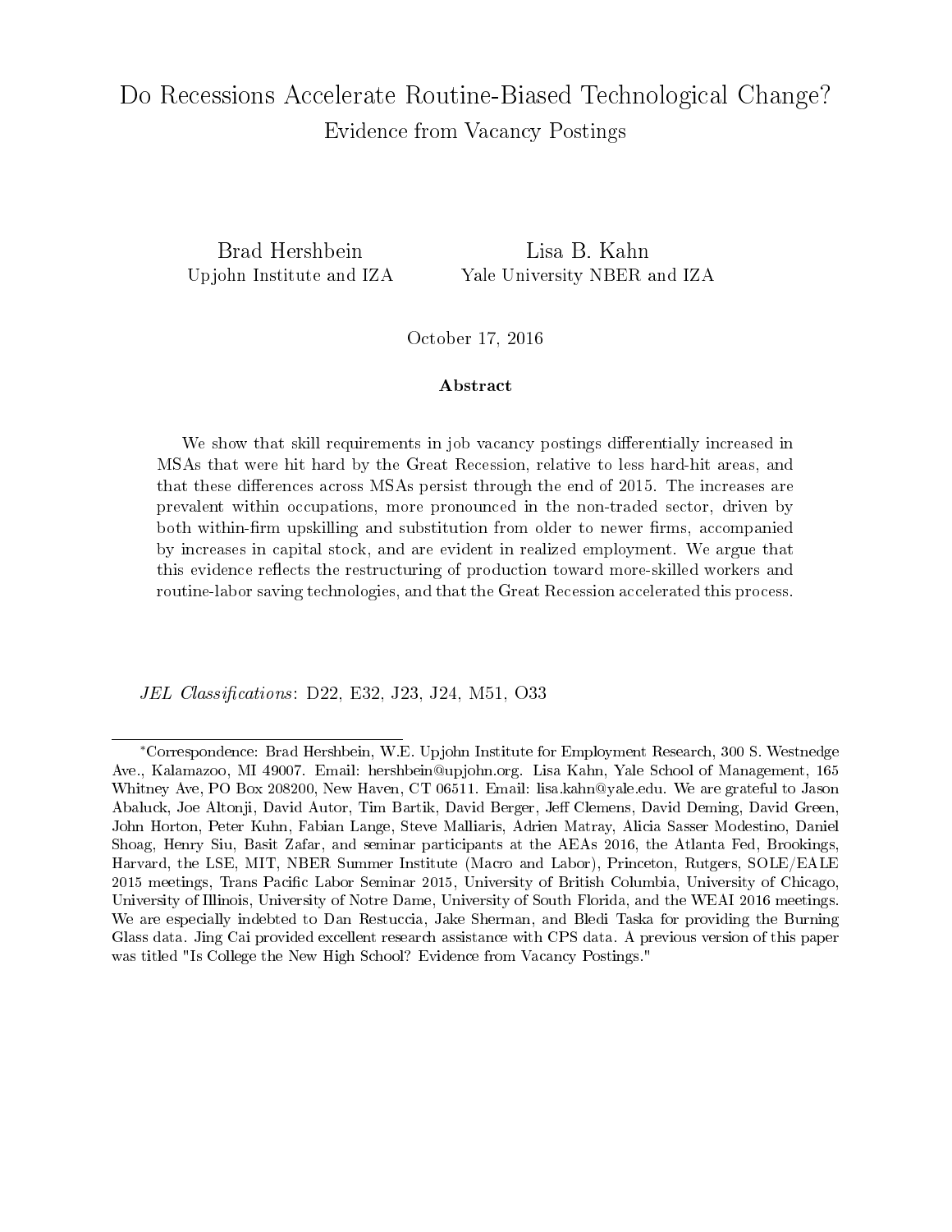# Do Recessions Accelerate Routine-Biased Technological Change?

## Evidence from Vacancy Postings

Brad Hershbein
Upjohn Institute and IZA

Lisa B. Kahn
Yale University NBER and IZA

October 17, 2016

### Abstract

We show that skill requirements in job vacancy postings differentially increased in MSAs that were hit hard by the Great Recession, relative to less hard-hit areas, and that these differences across MSAs persist through the end of 2015. The increases are prevalent within occupations, more pronounced in the non-traded sector, driven by both within-firm upskilling and substitution from older to newer firms, accompanied by increases in capital stock, and are evident in realized employment. We argue that this evidence reflects the restructuring of production toward more-skilled workers and routine-labor saving technologies, and that the Great Recession accelerated this process.

*JEL Classifications*: D22, E32, J23, J24, M51, O33

---

*Correspondence: Brad Hershbein, W.E. Upjohn Institute for Employment Research, 300 S. Westnedge Ave., Kalamazoo, MI 49007. Email: hershbein@upjohn.org. Lisa Kahn, Yale School of Management, 165 Whitney Ave, PO Box 208200, New Haven, CT 06511. Email: lisa.kahn@yale.edu. We are grateful to Jason Abaluck, Joe Altonji, David Autor, Tim Bartik, David Berger, Jeff Clemens, David Deming, David Green, John Horton, Peter Kuhn, Fabian Lange, Steve Malliaris, Adrien Matray, Alicia Sasser Modestino, Daniel Shoag, Henry Siu, Basit Zafar, and seminar participants at the AEAs 2016, the Atlanta Fed, Brookings, Harvard, the LSE, MIT, NBER Summer Institute (Macro and Labor), Princeton, Rutgers, SOLE/EALE 2015 meetings, Trans Pacific Labor Seminar 2015, University of British Columbia, University of Chicago, University of Illinois, University of Notre Dame, University of South Florida, and the WEAI 2016 meetings. We are especially indebted to Dan Restuccia, Jake Sherman, and Bledi Taska for providing the Burning Glass data. Jing Cai provided excellent research assistance with CPS data. A previous version of this paper was titled "Is College the New High School? Evidence from Vacancy Postings."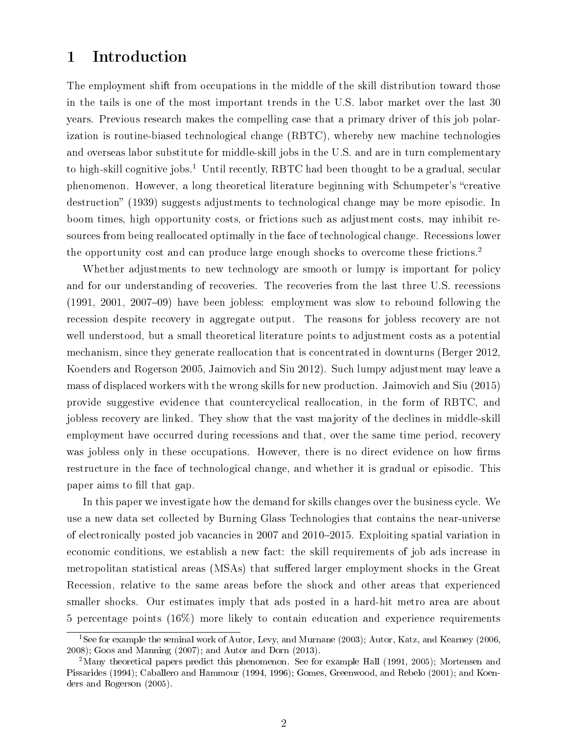# 1 Introduction

The employment shift from occupations in the middle of the skill distribution toward those in the tails is one of the most important trends in the U.S. labor market over the last 30 years. Previous research makes the compelling case that a primary driver of this job polarization is routine-biased technological change (RBTC), whereby new machine technologies and overseas labor substitute for middle-skill jobs in the U.S. and are in turn complementary to high-skill cognitive jobs.[1] Until recently, RBTC had been thought to be a gradual, secular phenomenon. However, a long theoretical literature beginning with Schumpeter's "creative destruction" (1939) suggests adjustments to technological change may be more episodic. In boom times, high opportunity costs, or frictions such as adjustment costs, may inhibit resources from being reallocated optimally in the face of technological change. Recessions lower the opportunity cost and can produce large enough shocks to overcome these frictions.[2]

Whether adjustments to new technology are smooth or lumpy is important for policy and for our understanding of recoveries. The recoveries from the last three U.S. recessions (1991, 2001, 2007–09) have been jobless: employment was slow to rebound following the recession despite recovery in aggregate output. The reasons for jobless recovery are not well understood, but a small theoretical literature points to adjustment costs as a potential mechanism, since they generate reallocation that is concentrated in downturns (Berger 2012, Koenders and Rogerson 2005, Jaimovich and Siu 2012). Such lumpy adjustment may leave a mass of displaced workers with the wrong skills for new production. Jaimovich and Siu (2015) provide suggestive evidence that countercyclical reallocation, in the form of RBTC, and jobless recovery are linked. They show that the vast majority of the declines in middle-skill employment have occurred during recessions and that, over the same time period, recovery was jobless only in these occupations. However, there is no direct evidence on how firms restructure in the face of technological change, and whether it is gradual or episodic. This paper aims to fill that gap.

In this paper we investigate how the demand for skills changes over the business cycle. We use a new data set collected by Burning Glass Technologies that contains the near-universe of electronically posted job vacancies in 2007 and 2010–2015. Exploiting spatial variation in economic conditions, we establish a new fact: the skill requirements of job ads increase in metropolitan statistical areas (MSAs) that suffered larger employment shocks in the Great Recession, relative to the same areas before the shock and other areas that experienced smaller shocks. Our estimates imply that ads posted in a hard-hit metro area are about 5 percentage points (16%) more likely to contain education and experience requirements

[1] See for example the seminal work of Autor, Levy, and Murnane (2003); Autor, Katz, and Kearney (2006, 2008); Goos and Manning (2007); and Autor and Dorn (2013).

[2] Many theoretical papers predict this phenomenon. See for example Hall (1991, 2005); Mortensen and Pissarides (1994); Caballero and Hammour (1994, 1996); Gomes, Greenwood, and Rebelo (2001); and Koenders and Rogerson (2005).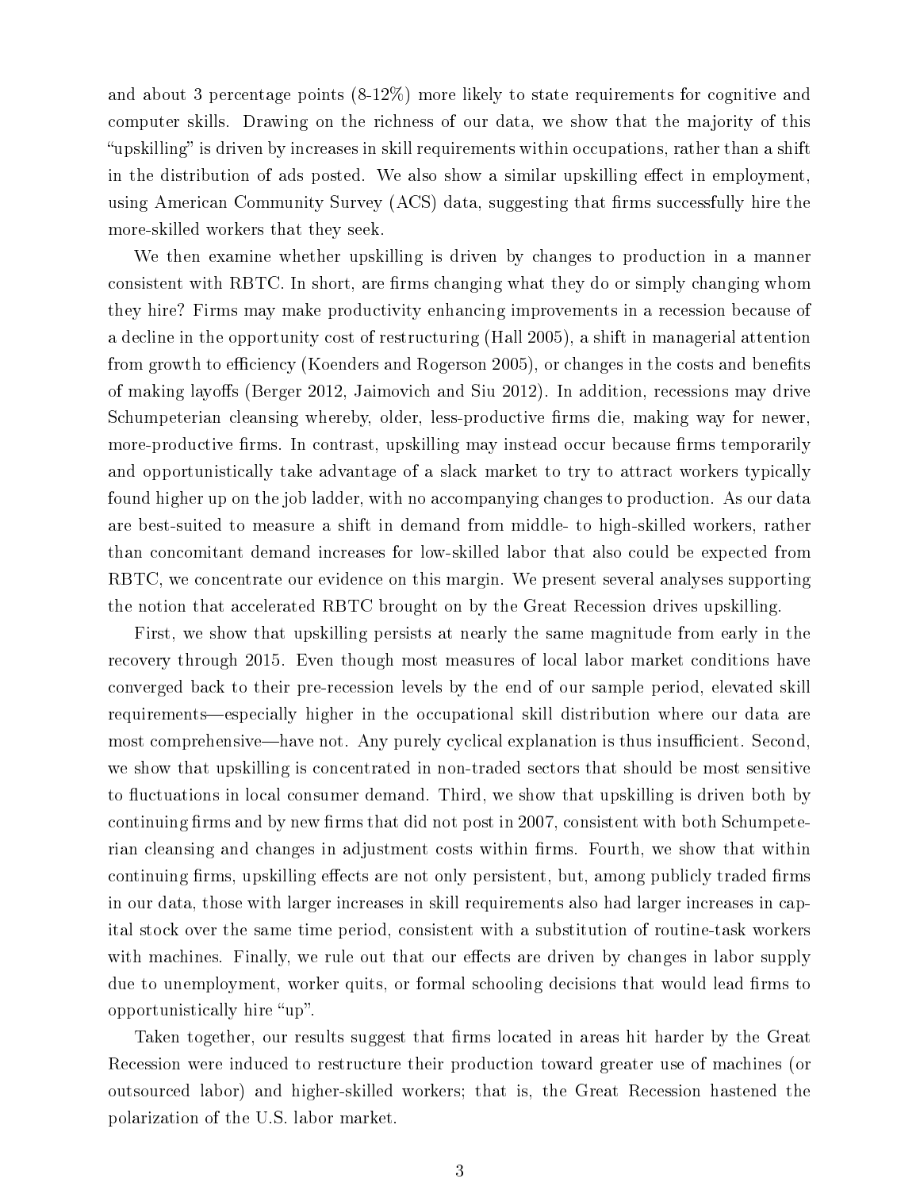and about 3 percentage points (8-12%) more likely to state requirements for cognitive and computer skills. Drawing on the richness of our data, we show that the majority of this "upskilling" is driven by increases in skill requirements within occupations, rather than a shift in the distribution of ads posted. We also show a similar upskilling effect in employment, using American Community Survey (ACS) data, suggesting that firms successfully hire the more-skilled workers that they seek.

We then examine whether upskilling is driven by changes to production in a manner consistent with RBTC. In short, are firms changing what they do or simply changing whom they hire? Firms may make productivity enhancing improvements in a recession because of a decline in the opportunity cost of restructuring (Hall 2005), a shift in managerial attention from growth to efficiency (Koenders and Rogerson 2005), or changes in the costs and benefits of making layoffs (Berger 2012, Jaimovich and Siu 2012). In addition, recessions may drive Schumpeterian cleansing whereby, older, less-productive firms die, making way for newer, more-productive firms. In contrast, upskilling may instead occur because firms temporarily and opportunistically take advantage of a slack market to try to attract workers typically found higher up on the job ladder, with no accompanying changes to production. As our data are best-suited to measure a shift in demand from middle- to high-skilled workers, rather than concomitant demand increases for low-skilled labor that also could be expected from RBTC, we concentrate our evidence on this margin. We present several analyses supporting the notion that accelerated RBTC brought on by the Great Recession drives upskilling.

First, we show that upskilling persists at nearly the same magnitude from early in the recovery through 2015. Even though most measures of local labor market conditions have converged back to their pre-recession levels by the end of our sample period, elevated skill requirements—especially higher in the occupational skill distribution where our data are most comprehensive—have not. Any purely cyclical explanation is thus insufficient. Second, we show that upskilling is concentrated in non-traded sectors that should be most sensitive to fluctuations in local consumer demand. Third, we show that upskilling is driven both by continuing firms and by new firms that did not post in 2007, consistent with both Schumpeterian cleansing and changes in adjustment costs within firms. Fourth, we show that within continuing firms, upskilling effects are not only persistent, but, among publicly traded firms in our data, those with larger increases in skill requirements also had larger increases in capital stock over the same time period, consistent with a substitution of routine-task workers with machines. Finally, we rule out that our effects are driven by changes in labor supply due to unemployment, worker quits, or formal schooling decisions that would lead firms to opportunistically hire "up".

Taken together, our results suggest that firms located in areas hit harder by the Great Recession were induced to restructure their production toward greater use of machines (or outsourced labor) and higher-skilled workers; that is, the Great Recession hastened the polarization of the U.S. labor market.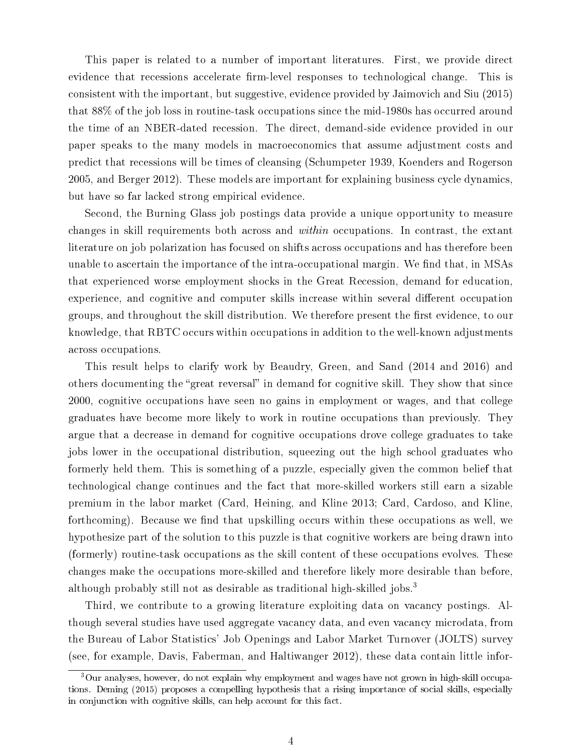This paper is related to a number of important literatures. First, we provide direct evidence that recessions accelerate firm-level responses to technological change. This is consistent with the important, but suggestive, evidence provided by Jaimovich and Siu (2015) that 88% of the job loss in routine-task occupations since the mid-1980s has occurred around the time of an NBER-dated recession. The direct, demand-side evidence provided in our paper speaks to the many models in macroeconomics that assume adjustment costs and predict that recessions will be times of cleansing (Schumpeter 1939, Koenders and Rogerson 2005, and Berger 2012). These models are important for explaining business cycle dynamics, but have so far lacked strong empirical evidence.

Second, the Burning Glass job postings data provide a unique opportunity to measure changes in skill requirements both across and *within* occupations. In contrast, the extant literature on job polarization has focused on shifts across occupations and has therefore been unable to ascertain the importance of the intra-occupational margin. We find that, in MSAs that experienced worse employment shocks in the Great Recession, demand for education, experience, and cognitive and computer skills increase within several different occupation groups, and throughout the skill distribution. We therefore present the first evidence, to our knowledge, that RBTC occurs within occupations in addition to the well-known adjustments across occupations.

This result helps to clarify work by Beaudry, Green, and Sand (2014 and 2016) and others documenting the "great reversal" in demand for cognitive skill. They show that since 2000, cognitive occupations have seen no gains in employment or wages, and that college graduates have become more likely to work in routine occupations than previously. They argue that a decrease in demand for cognitive occupations drove college graduates to take jobs lower in the occupational distribution, squeezing out the high school graduates who formerly held them. This is something of a puzzle, especially given the common belief that technological change continues and the fact that more-skilled workers still earn a sizable premium in the labor market (Card, Heining, and Kline 2013; Card, Cardoso, and Kline, forthcoming). Because we find that upskilling occurs within these occupations as well, we hypothesize part of the solution to this puzzle is that cognitive workers are being drawn into (formerly) routine-task occupations as the skill content of these occupations evolves. These changes make the occupations more-skilled and therefore likely more desirable than before, although probably still not as desirable as traditional high-skilled jobs.[3]

Third, we contribute to a growing literature exploiting data on vacancy postings. Although several studies have used aggregate vacancy data, and even vacancy microdata, from the Bureau of Labor Statistics' Job Openings and Labor Market Turnover (JOLTS) survey (see, for example, Davis, Faberman, and Haltiwanger 2012), these data contain little infor-

[3] Our analyses, however, do not explain why employment and wages have not grown in high-skill occupations. Deming (2015) proposes a compelling hypothesis that a rising importance of social skills, especially in conjunction with cognitive skills, can help account for this fact.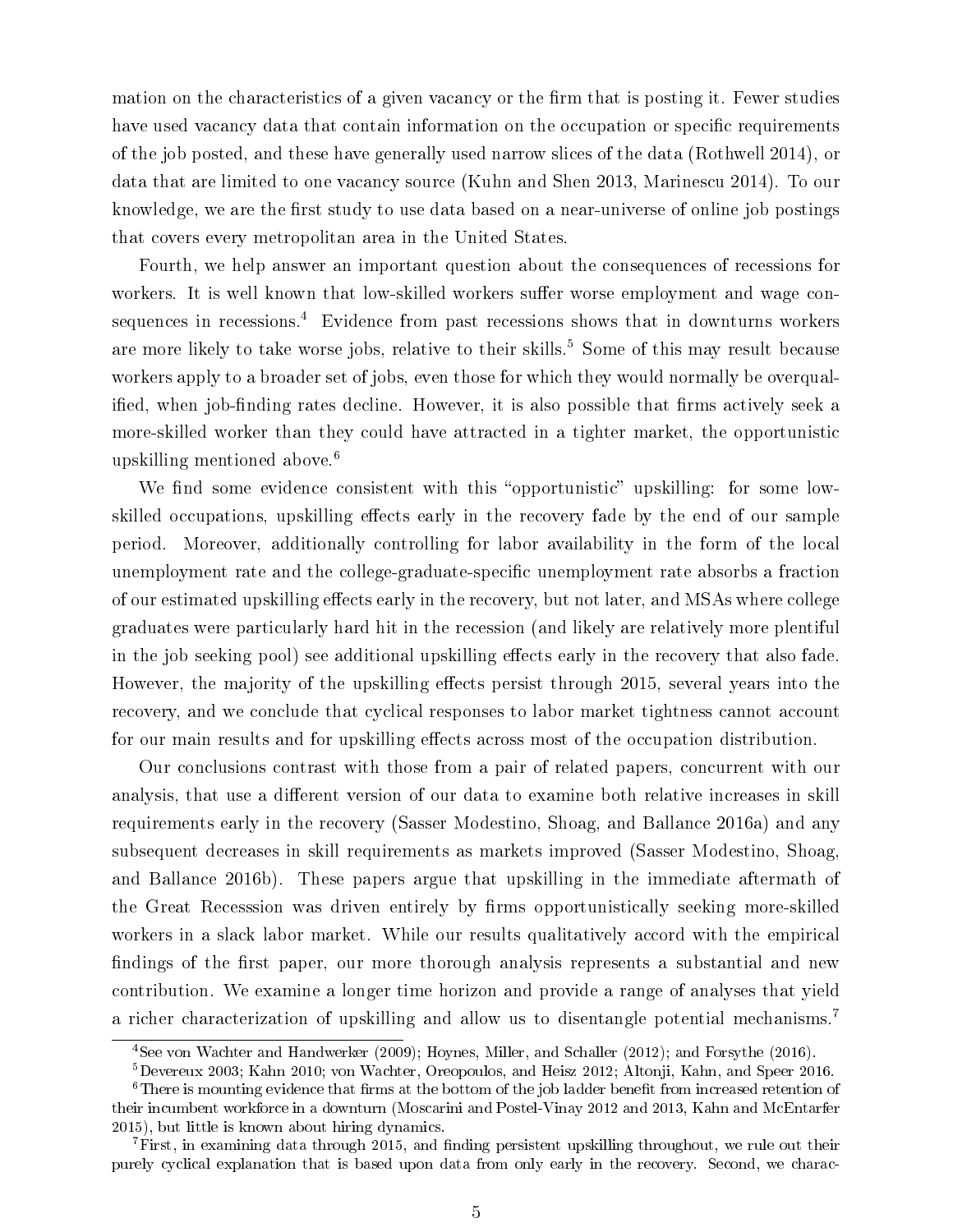mation on the characteristics of a given vacancy or the firm that is posting it. Fewer studies have used vacancy data that contain information on the occupation or specific requirements of the job posted, and these have generally used narrow slices of the data (Rothwell 2014), or data that are limited to one vacancy source (Kuhn and Shen 2013, Marinescu 2014). To our knowledge, we are the first study to use data based on a near-universe of online job postings that covers every metropolitan area in the United States.

Fourth, we help answer an important question about the consequences of recessions for workers. It is well known that low-skilled workers suffer worse employment and wage consequences in recessions.[4] Evidence from past recessions shows that in downturns workers are more likely to take worse jobs, relative to their skills.[5] Some of this may result because workers apply to a broader set of jobs, even those for which they would normally be overqualified, when job-finding rates decline. However, it is also possible that firms actively seek a more-skilled worker than they could have attracted in a tighter market, the opportunistic upskilling mentioned above.[6]

We find some evidence consistent with this "opportunistic" upskilling: for some low-skilled occupations, upskilling effects early in the recovery fade by the end of our sample period. Moreover, additionally controlling for labor availability in the form of the local unemployment rate and the college-graduate-specific unemployment rate absorbs a fraction of our estimated upskilling effects early in the recovery, but not later, and MSAs where college graduates were particularly hard hit in the recession (and likely are relatively more plentiful in the job seeking pool) see additional upskilling effects early in the recovery that also fade. However, the majority of the upskilling effects persist through 2015, several years into the recovery, and we conclude that cyclical responses to labor market tightness cannot account for our main results and for upskilling effects across most of the occupation distribution.

Our conclusions contrast with those from a pair of related papers, concurrent with our analysis, that use a different version of our data to examine both relative increases in skill requirements early in the recovery (Sasser Modestino, Shoag, and Ballance 2016a) and any subsequent decreases in skill requirements as markets improved (Sasser Modestino, Shoag, and Ballance 2016b). These papers argue that upskilling in the immediate aftermath of the Great Recesssion was driven entirely by firms opportunistically seeking more-skilled workers in a slack labor market. While our results qualitatively accord with the empirical findings of the first paper, our more thorough analysis represents a substantial and new contribution. We examine a longer time horizon and provide a range of analyses that yield a richer characterization of upskilling and allow us to disentangle potential mechanisms.[7]

[4] See von Wachter and Handwerker (2009); Hoynes, Miller, and Schaller (2012); and Forsythe (2016).

[5] Devereux 2003; Kahn 2010; von Wachter, Oreopoulos, and Heisz 2012; Altonji, Kahn, and Speer 2016.

[6] There is mounting evidence that firms at the bottom of the job ladder benefit from increased retention of their incumbent workforce in a downturn (Moscarini and Postel-Vinay 2012 and 2013, Kahn and McEntarfer 2015), but little is known about hiring dynamics.

[7] First, in examining data through 2015, and finding persistent upskilling throughout, we rule out their purely cyclical explanation that is based upon data from only early in the recovery. Second, we charac-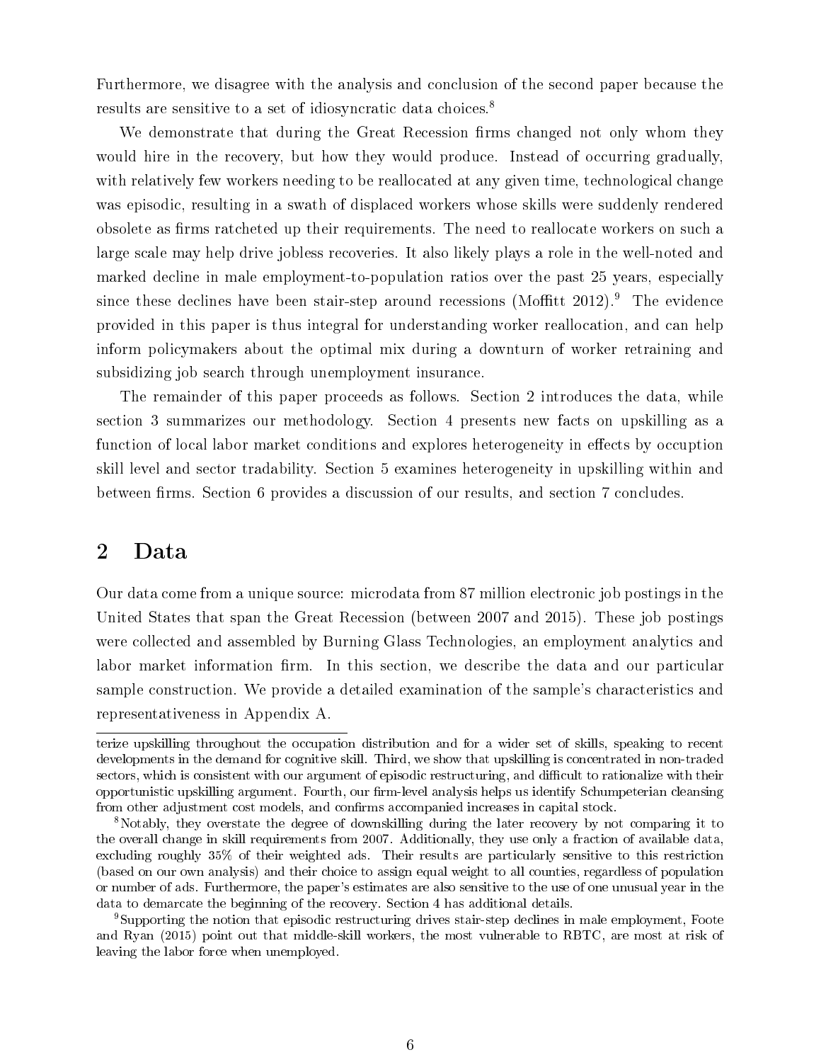Furthermore, we disagree with the analysis and conclusion of the second paper because the results are sensitive to a set of idiosyncratic data choices.[8]

We demonstrate that during the Great Recession firms changed not only whom they would hire in the recovery, but how they would produce. Instead of occurring gradually, with relatively few workers needing to be reallocated at any given time, technological change was episodic, resulting in a swath of displaced workers whose skills were suddenly rendered obsolete as firms ratcheted up their requirements. The need to reallocate workers on such a large scale may help drive jobless recoveries. It also likely plays a role in the well-noted and marked decline in male employment-to-population ratios over the past 25 years, especially since these declines have been stair-step around recessions (Moffitt 2012).[9] The evidence provided in this paper is thus integral for understanding worker reallocation, and can help inform policymakers about the optimal mix during a downturn of worker retraining and subsidizing job search through unemployment insurance.

The remainder of this paper proceeds as follows. Section 2 introduces the data, while section 3 summarizes our methodology. Section 4 presents new facts on upskilling as a function of local labor market conditions and explores heterogeneity in effects by occuption skill level and sector tradability. Section 5 examines heterogeneity in upskilling within and between firms. Section 6 provides a discussion of our results, and section 7 concludes.

## 2 Data

Our data come from a unique source: microdata from 87 million electronic job postings in the United States that span the Great Recession (between 2007 and 2015). These job postings were collected and assembled by Burning Glass Technologies, an employment analytics and labor market information firm. In this section, we describe the data and our particular sample construction. We provide a detailed examination of the sample's characteristics and representativeness in Appendix A.

---

terize upskilling throughout the occupation distribution and for a wider set of skills, speaking to recent developments in the demand for cognitive skill. Third, we show that upskilling is concentrated in non-traded sectors, which is consistent with our argument of episodic restructuring, and difficult to rationalize with their opportunistic upskilling argument. Fourth, our firm-level analysis helps us identify Schumpeterian cleansing from other adjustment cost models, and confirms accompanied increases in capital stock.

[8] Notably, they overstate the degree of downskilling during the later recovery by not comparing it to the overall change in skill requirements from 2007. Additionally, they use only a fraction of available data, excluding roughly 35% of their weighted ads. Their results are particularly sensitive to this restriction (based on our own analysis) and their choice to assign equal weight to all counties, regardless of population or number of ads. Furthermore, the paper's estimates are also sensitive to the use of one unusual year in the data to demarcate the beginning of the recovery. Section 4 has additional details.

[9] Supporting the notion that episodic restructuring drives stair-step declines in male employment, Foote and Ryan (2015) point out that middle-skill workers, the most vulnerable to RBTC, are most at risk of leaving the labor force when unemployed.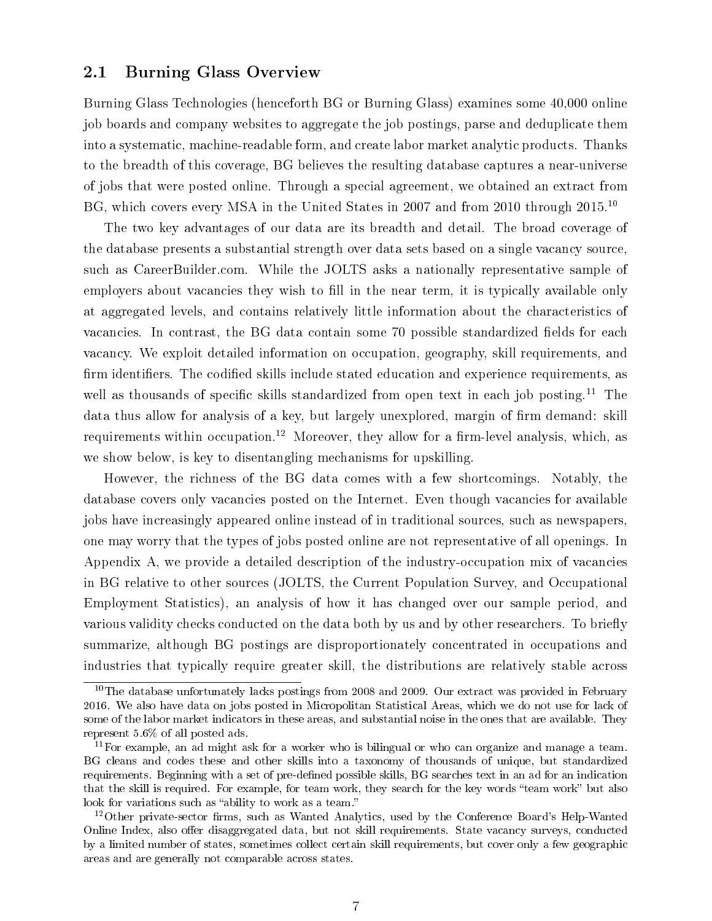## 2.1 Burning Glass Overview

Burning Glass Technologies (henceforth BG or Burning Glass) examines some 40,000 online job boards and company websites to aggregate the job postings, parse and deduplicate them into a systematic, machine-readable form, and create labor market analytic products. Thanks to the breadth of this coverage, BG believes the resulting database captures a near-universe of jobs that were posted online. Through a special agreement, we obtained an extract from BG, which covers every MSA in the United States in 2007 and from 2010 through 2015.[10]

The two key advantages of our data are its breadth and detail. The broad coverage of the database presents a substantial strength over data sets based on a single vacancy source, such as CareerBuilder.com. While the JOLTS asks a nationally representative sample of employers about vacancies they wish to fill in the near term, it is typically available only at aggregated levels, and contains relatively little information about the characteristics of vacancies. In contrast, the BG data contain some 70 possible standardized fields for each vacancy. We exploit detailed information on occupation, geography, skill requirements, and firm identifiers. The codified skills include stated education and experience requirements, as well as thousands of specific skills standardized from open text in each job posting.[11] The data thus allow for analysis of a key, but largely unexplored, margin of firm demand: skill requirements within occupation.[12] Moreover, they allow for a firm-level analysis, which, as we show below, is key to disentangling mechanisms for upskilling.

However, the richness of the BG data comes with a few shortcomings. Notably, the database covers only vacancies posted on the Internet. Even though vacancies for available jobs have increasingly appeared online instead of in traditional sources, such as newspapers, one may worry that the types of jobs posted online are not representative of all openings. In Appendix A, we provide a detailed description of the industry-occupation mix of vacancies in BG relative to other sources (JOLTS, the Current Population Survey, and Occupational Employment Statistics), an analysis of how it has changed over our sample period, and various validity checks conducted on the data both by us and by other researchers. To briefly summarize, although BG postings are disproportionately concentrated in occupations and industries that typically require greater skill, the distributions are relatively stable across

[10] The database unfortunately lacks postings from 2008 and 2009. Our extract was provided in February 2016. We also have data on jobs posted in Micropolitan Statistical Areas, which we do not use for lack of some of the labor market indicators in these areas, and substantial noise in the ones that are available. They represent 5.6% of all posted ads.

[11] For example, an ad might ask for a worker who is bilingual or who can organize and manage a team. BG cleans and codes these and other skills into a taxonomy of thousands of unique, but standardized requirements. Beginning with a set of pre-defined possible skills, BG searches text in an ad for an indication that the skill is required. For example, for team work, they search for the key words "team work" but also look for variations such as "ability to work as a team."

[12] Other private-sector firms, such as Wanted Analytics, used by the Conference Board's Help-Wanted Online Index, also offer disaggregated data, but not skill requirements. State vacancy surveys, conducted by a limited number of states, sometimes collect certain skill requirements, but cover only a few geographic areas and are generally not comparable across states.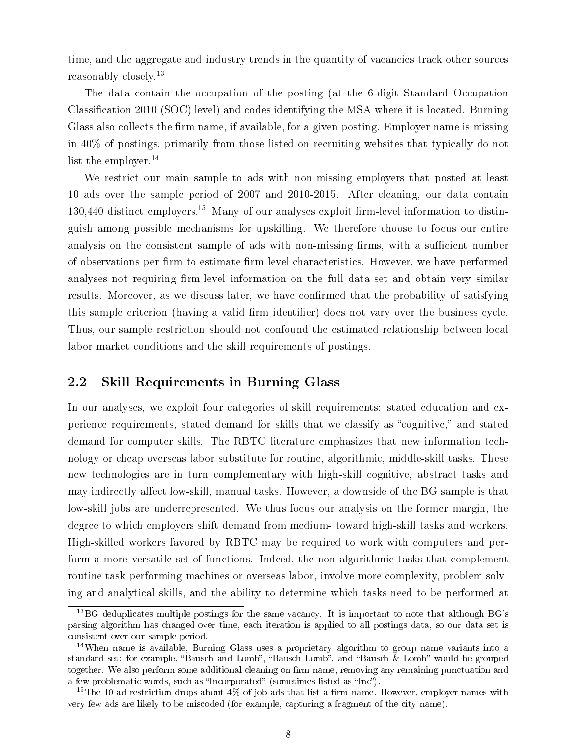time, and the aggregate and industry trends in the quantity of vacancies track other sources reasonably closely.[13]

The data contain the occupation of the posting (at the 6-digit Standard Occupation Classification 2010 (SOC) level) and codes identifying the MSA where it is located. Burning Glass also collects the firm name, if available, for a given posting. Employer name is missing in 40% of postings, primarily from those listed on recruiting websites that typically do not list the employer.[14]

We restrict our main sample to ads with non-missing employers that posted at least 10 ads over the sample period of 2007 and 2010-2015. After cleaning, our data contain 130,440 distinct employers.[15] Many of our analyses exploit firm-level information to distinguish among possible mechanisms for upskilling. We therefore choose to focus our entire analysis on the consistent sample of ads with non-missing firms, with a sufficient number of observations per firm to estimate firm-level characteristics. However, we have performed analyses not requiring firm-level information on the full data set and obtain very similar results. Moreover, as we discuss later, we have confirmed that the probability of satisfying this sample criterion (having a valid firm identifier) does not vary over the business cycle. Thus, our sample restriction should not confound the estimated relationship between local labor market conditions and the skill requirements of postings.

## 2.2 Skill Requirements in Burning Glass

In our analyses, we exploit four categories of skill requirements: stated education and experience requirements, stated demand for skills that we classify as "cognitive," and stated demand for computer skills. The RBTC literature emphasizes that new information technology or cheap overseas labor substitute for routine, algorithmic, middle-skill tasks. These new technologies are in turn complementary with high-skill cognitive, abstract tasks and may indirectly affect low-skill, manual tasks. However, a downside of the BG sample is that low-skill jobs are underrepresented. We thus focus our analysis on the former margin, the degree to which employers shift demand from medium- toward high-skill tasks and workers. High-skilled workers favored by RBTC may be required to work with computers and perform a more versatile set of functions. Indeed, the non-algorithmic tasks that complement routine-task performing machines or overseas labor, involve more complexity, problem solving and analytical skills, and the ability to determine which tasks need to be performed at

---

[13] BG deduplicates multiple postings for the same vacancy. It is important to note that although BG's parsing algorithm has changed over time, each iteration is applied to all postings data, so our data set is consistent over our sample period.

[14] When name is available, Burning Glass uses a proprietary algorithm to group name variants into a standard set: for example, "Bausch and Lomb", "Bausch Lomb", and "Bausch & Lomb" would be grouped together. We also perform some additional cleaning on firm name, removing any remaining punctuation and a few problematic words, such as "Incorporated" (sometimes listed as "Inc").

[15] The 10-ad restriction drops about 4% of job ads that list a firm name. However, employer names with very few ads are likely to be miscoded (for example, capturing a fragment of the city name).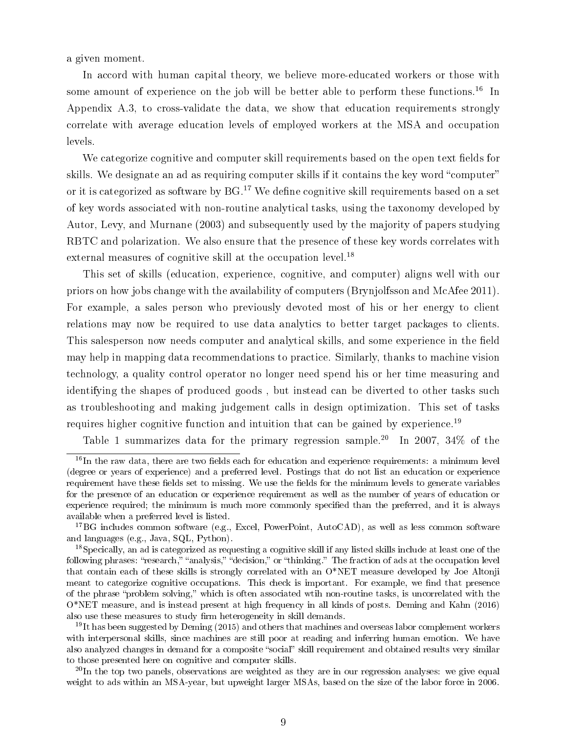a given moment.

In accord with human capital theory, we believe more-educated workers or those with some amount of experience on the job will be better able to perform these functions.[16] In Appendix A.3, to cross-validate the data, we show that education requirements strongly correlate with average education levels of employed workers at the MSA and occupation levels.

We categorize cognitive and computer skill requirements based on the open text fields for skills. We designate an ad as requiring computer skills if it contains the key word "computer" or it is categorized as software by BG.[17] We define cognitive skill requirements based on a set of key words associated with non-routine analytical tasks, using the taxonomy developed by Autor, Levy, and Murnane (2003) and subsequently used by the majority of papers studying RBTC and polarization. We also ensure that the presence of these key words correlates with external measures of cognitive skill at the occupation level.[18]

This set of skills (education, experience, cognitive, and computer) aligns well with our priors on how jobs change with the availability of computers (Brynjolfsson and McAfee 2011). For example, a sales person who previously devoted most of his or her energy to client relations may now be required to use data analytics to better target packages to clients. This salesperson now needs computer and analytical skills, and some experience in the field may help in mapping data recommendations to practice. Similarly, thanks to machine vision technology, a quality control operator no longer need spend his or her time measuring and identifying the shapes of produced goods , but instead can be diverted to other tasks such as troubleshooting and making judgement calls in design optimization. This set of tasks requires higher cognitive function and intuition that can be gained by experience.[19]

Table 1 summarizes data for the primary regression sample.[20] In 2007, 34% of the

---

[16] In the raw data, there are two fields each for education and experience requirements: a minimum level (degree or years of experience) and a preferred level. Postings that do not list an education or experience requirement have these fields set to missing. We use the fields for the minimum levels to generate variables for the presence of an education or experience requirement as well as the number of years of education or experience required; the minimum is much more commonly specified than the preferred, and it is always available when a preferred level is listed.

[17] BG includes common software (e.g., Excel, PowerPoint, AutoCAD), as well as less common software and languages (e.g., Java, SQL, Python).

[18] Specically, an ad is categorized as requesting a cognitive skill if any listed skills include at least one of the following phrases: "research," "analysis," "decision," or "thinking." The fraction of ads at the occupation level that contain each of these skills is strongly correlated with an O*NET measure developed by Joe Altonji meant to categorize cognitive occupations. This check is important. For example, we find that presence of the phrase "problem solving," which is often associated wtih non-routine tasks, is uncorrelated with the O*NET measure, and is instead present at high frequency in all kinds of posts. Deming and Kahn (2016) also use these measures to study firm heterogeneity in skill demands.

[19] It has been suggested by Deming (2015) and others that machines and overseas labor complement workers with interpersonal skills, since machines are still poor at reading and inferring human emotion. We have also analyzed changes in demand for a composite "social" skill requirement and obtained results very similar to those presented here on cognitive and computer skills.

[20] In the top two panels, observations are weighted as they are in our regression analyses: we give equal weight to ads within an MSA-year, but upweight larger MSAs, based on the size of the labor force in 2006.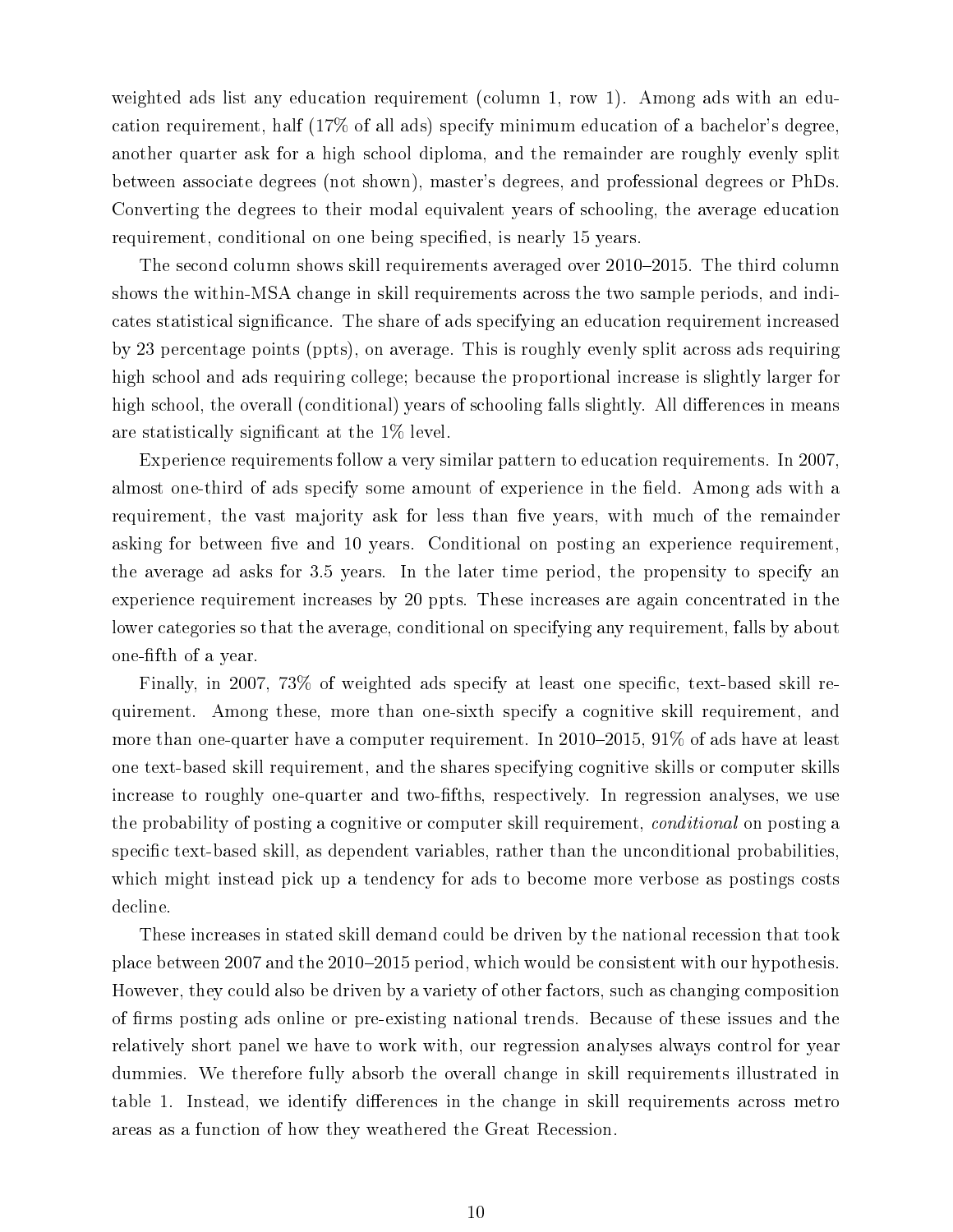weighted ads list any education requirement (column 1, row 1). Among ads with an education requirement, half (17% of all ads) specify minimum education of a bachelor's degree, another quarter ask for a high school diploma, and the remainder are roughly evenly split between associate degrees (not shown), master's degrees, and professional degrees or PhDs. Converting the degrees to their modal equivalent years of schooling, the average education requirement, conditional on one being specified, is nearly 15 years.

The second column shows skill requirements averaged over 2010–2015. The third column shows the within-MSA change in skill requirements across the two sample periods, and indicates statistical significance. The share of ads specifying an education requirement increased by 23 percentage points (ppts), on average. This is roughly evenly split across ads requiring high school and ads requiring college; because the proportional increase is slightly larger for high school, the overall (conditional) years of schooling falls slightly. All differences in means are statistically significant at the 1% level.

Experience requirements follow a very similar pattern to education requirements. In 2007, almost one-third of ads specify some amount of experience in the field. Among ads with a requirement, the vast majority ask for less than five years, with much of the remainder asking for between five and 10 years. Conditional on posting an experience requirement, the average ad asks for 3.5 years. In the later time period, the propensity to specify an experience requirement increases by 20 ppts. These increases are again concentrated in the lower categories so that the average, conditional on specifying any requirement, falls by about one-fifth of a year.

Finally, in 2007, 73% of weighted ads specify at least one specific, text-based skill requirement. Among these, more than one-sixth specify a cognitive skill requirement, and more than one-quarter have a computer requirement. In 2010–2015, 91% of ads have at least one text-based skill requirement, and the shares specifying cognitive skills or computer skills increase to roughly one-quarter and two-fifths, respectively. In regression analyses, we use the probability of posting a cognitive or computer skill requirement, *conditional* on posting a specific text-based skill, as dependent variables, rather than the unconditional probabilities, which might instead pick up a tendency for ads to become more verbose as postings costs decline.

These increases in stated skill demand could be driven by the national recession that took place between 2007 and the 2010–2015 period, which would be consistent with our hypothesis. However, they could also be driven by a variety of other factors, such as changing composition of firms posting ads online or pre-existing national trends. Because of these issues and the relatively short panel we have to work with, our regression analyses always control for year dummies. We therefore fully absorb the overall change in skill requirements illustrated in table 1. Instead, we identify differences in the change in skill requirements across metro areas as a function of how they weathered the Great Recession.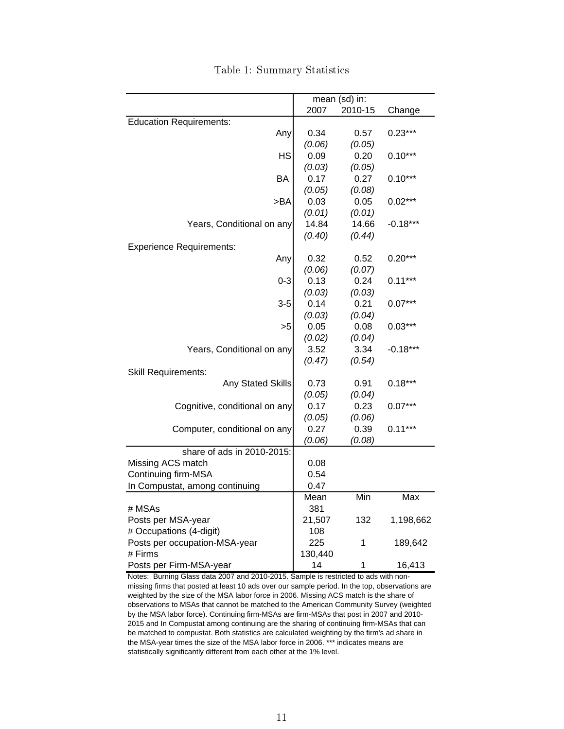Table 1: Summary Statistics

| | mean (sd) in: | | |
|---|---|---|---|
| | 2007 | 2010-15 | Change |
| Education Requirements: | | | |
| Any | 0.34 | 0.57 | 0.23*** |
| | *(0.06)* | *(0.05)* | |
| HS | 0.09 | 0.20 | 0.10*** |
| | *(0.03)* | *(0.05)* | |
| BA | 0.17 | 0.27 | 0.10*** |
| | *(0.05)* | *(0.08)* | |
| >BA | 0.03 | 0.05 | 0.02*** |
| | *(0.01)* | *(0.01)* | |
| Years, Conditional on any | 14.84 | 14.66 | -0.18*** |
| | *(0.40)* | *(0.44)* | |
| Experience Requirements: | | | |
| Any | 0.32 | 0.52 | 0.20*** |
| | *(0.06)* | *(0.07)* | |
| 0-3 | 0.13 | 0.24 | 0.11*** |
| | *(0.03)* | *(0.03)* | |
| 3-5 | 0.14 | 0.21 | 0.07*** |
| | *(0.03)* | *(0.04)* | |
| >5 | 0.05 | 0.08 | 0.03*** |
| | *(0.02)* | *(0.04)* | |
| Years, Conditional on any | 3.52 | 3.34 | -0.18*** |
| | *(0.47)* | *(0.54)* | |
| Skill Requirements: | | | |
| Any Stated Skills | 0.73 | 0.91 | 0.18*** |
| | *(0.05)* | *(0.04)* | |
| Cognitive, conditional on any | 0.17 | 0.23 | 0.07*** |
| | *(0.05)* | *(0.06)* | |
| Computer, conditional on any | 0.27 | 0.39 | 0.11*** |
| | *(0.06)* | *(0.08)* | |
| share of ads in 2010-2015: | | | |
| Missing ACS match | 0.08 | | |
| Continuing firm-MSA | 0.54 | | |
| In Compustat, among continuing | 0.47 | | |
| | Mean | Min | Max |
| # MSAs | 381 | | |
| Posts per MSA-year | 21,507 | 132 | 1,198,662 |
| # Occupations (4-digit) | 108 | | |
| Posts per occupation-MSA-year | 225 | 1 | 189,642 |
| # Firms | 130,440 | | |
| Posts per Firm-MSA-year | 14 | 1 | 16,413 |

Notes: Burning Glass data 2007 and 2010-2015. Sample is restricted to ads with non-missing firms that posted at least 10 ads over our sample period. In the top, observations are weighted by the size of the MSA labor force in 2006. Missing ACS match is the share of observations to MSAs that cannot be matched to the American Community Survey (weighted by the MSA labor force). Continuing firm-MSAs are firm-MSAs that post in 2007 and 2010-2015 and In Compustat among continuing are the sharing of continuing firm-MSAs that can be matched to compustat. Both statistics are calculated weighting by the firm's ad share in the MSA-year times the size of the MSA labor force in 2006. *** indicates means are statistically significantly different from each other at the 1% level.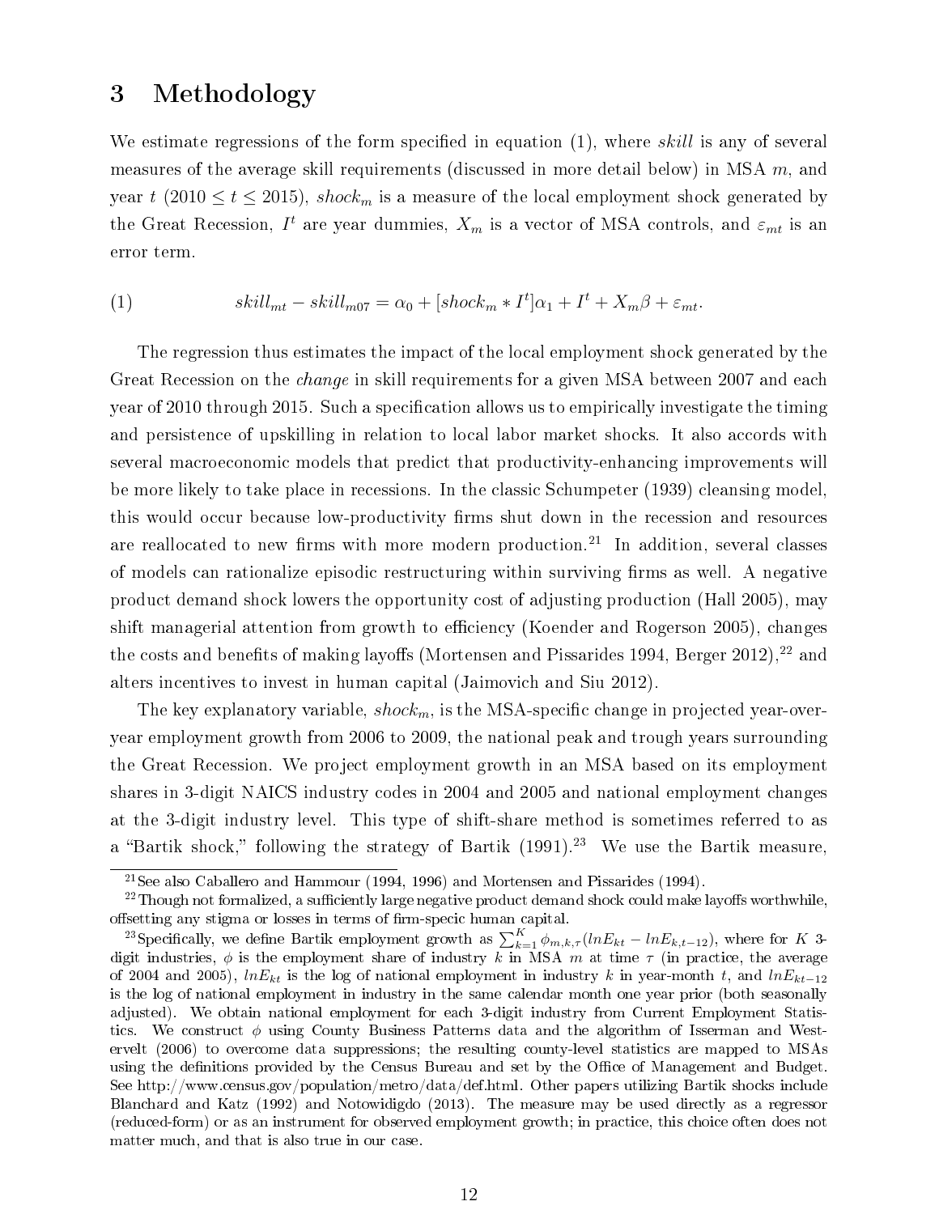# 3 Methodology

We estimate regressions of the form specified in equation (1), where *skill* is any of several measures of the average skill requirements (discussed in more detail below) in MSA $m$, and year $t$ ($2010 \leq t \leq 2015$), $shock_m$ is a measure of the local employment shock generated by the Great Recession, $I^t$ are year dummies, $X_m$ is a vector of MSA controls, and $\varepsilon_{mt}$ is an error term.

$$skill_{mt} - skill_{m07} = \alpha_0 + [shock_m * I^t]\alpha_1 + I^t + X_m\beta + \varepsilon_{mt}. \tag{1}$$

The regression thus estimates the impact of the local employment shock generated by the Great Recession on the *change* in skill requirements for a given MSA between 2007 and each year of 2010 through 2015. Such a specification allows us to empirically investigate the timing and persistence of upskilling in relation to local labor market shocks. It also accords with several macroeconomic models that predict that productivity-enhancing improvements will be more likely to take place in recessions. In the classic Schumpeter (1939) cleansing model, this would occur because low-productivity firms shut down in the recession and resources are reallocated to new firms with more modern production.[21] In addition, several classes of models can rationalize episodic restructuring within surviving firms as well. A negative product demand shock lowers the opportunity cost of adjusting production (Hall 2005), may shift managerial attention from growth to efficiency (Koender and Rogerson 2005), changes the costs and benefits of making layoffs (Mortensen and Pissarides 1994, Berger 2012),[22] and alters incentives to invest in human capital (Jaimovich and Siu 2012).

The key explanatory variable, $shock_m$, is the MSA-specific change in projected year-over-year employment growth from 2006 to 2009, the national peak and trough years surrounding the Great Recession. We project employment growth in an MSA based on its employment shares in 3-digit NAICS industry codes in 2004 and 2005 and national employment changes at the 3-digit industry level. This type of shift-share method is sometimes referred to as a "Bartik shock," following the strategy of Bartik (1991).[23] We use the Bartik measure,

---

[21] See also Caballero and Hammour (1994, 1996) and Mortensen and Pissarides (1994).

[22] Though not formalized, a sufficiently large negative product demand shock could make layoffs worthwhile, offsetting any stigma or losses in terms of firm-specic human capital.

[23] Specifically, we define Bartik employment growth as $\sum_{k=1}^{K} \phi_{m,k,\tau}(lnE_{kt} - lnE_{k,t-12})$, where for $K$ 3-digit industries, $\phi$ is the employment share of industry $k$ in MSA $m$ at time $\tau$ (in practice, the average of 2004 and 2005), $lnE_{kt}$ is the log of national employment in industry $k$ in year-month $t$, and $lnE_{kt-12}$ is the log of national employment in industry in the same calendar month one year prior (both seasonally adjusted). We obtain national employment for each 3-digit industry from Current Employment Statistics. We construct $\phi$ using County Business Patterns data and the algorithm of Isserman and Westervelt (2006) to overcome data suppressions; the resulting county-level statistics are mapped to MSAs using the definitions provided by the Census Bureau and set by the Office of Management and Budget. See http://www.census.gov/population/metro/data/def.html. Other papers utilizing Bartik shocks include Blanchard and Katz (1992) and Notowidigdo (2013). The measure may be used directly as a regressor (reduced-form) or as an instrument for observed employment growth; in practice, this choice often does not matter much, and that is also true in our case.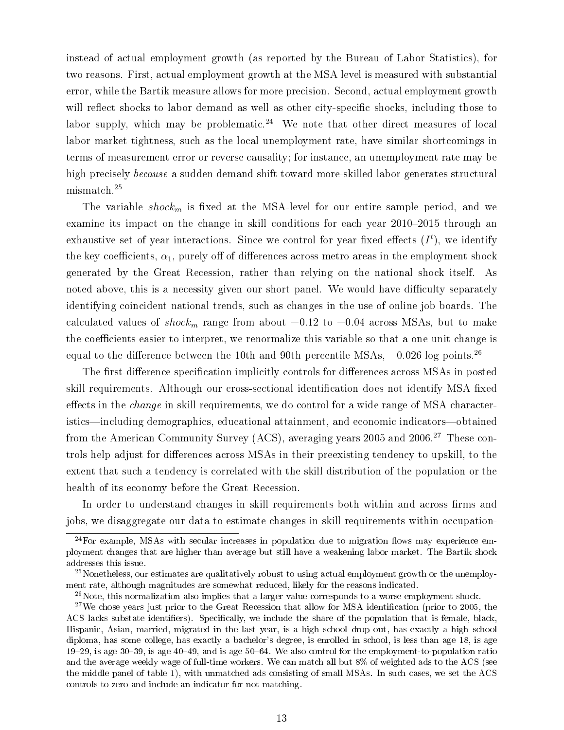instead of actual employment growth (as reported by the Bureau of Labor Statistics), for two reasons. First, actual employment growth at the MSA level is measured with substantial error, while the Bartik measure allows for more precision. Second, actual employment growth will reflect shocks to labor demand as well as other city-specific shocks, including those to labor supply, which may be problematic.[24] We note that other direct measures of local labor market tightness, such as the local unemployment rate, have similar shortcomings in terms of measurement error or reverse causality; for instance, an unemployment rate may be high precisely *because* a sudden demand shift toward more-skilled labor generates structural mismatch.[25]

The variable $shock_m$ is fixed at the MSA-level for our entire sample period, and we examine its impact on the change in skill conditions for each year 2010–2015 through an exhaustive set of year interactions. Since we control for year fixed effects ($I^t$), we identify the key coefficients, $\alpha_1$, purely off of differences across metro areas in the employment shock generated by the Great Recession, rather than relying on the national shock itself. As noted above, this is a necessity given our short panel. We would have difficulty separately identifying coincident national trends, such as changes in the use of online job boards. The calculated values of $shock_m$ range from about $-0.12$ to $-0.04$ across MSAs, but to make the coefficients easier to interpret, we renormalize this variable so that a one unit change is equal to the difference between the 10th and 90th percentile MSAs, $-0.026$ log points.[26]

The first-difference specification implicitly controls for differences across MSAs in posted skill requirements. Although our cross-sectional identification does not identify MSA fixed effects in the *change* in skill requirements, we do control for a wide range of MSA characteristics—including demographics, educational attainment, and economic indicators—obtained from the American Community Survey (ACS), averaging years 2005 and 2006.[27] These controls help adjust for differences across MSAs in their preexisting tendency to upskill, to the extent that such a tendency is correlated with the skill distribution of the population or the health of its economy before the Great Recession.

In order to understand changes in skill requirements both within and across firms and jobs, we disaggregate our data to estimate changes in skill requirements within occupation-

---

[24] For example, MSAs with secular increases in population due to migration flows may experience employment changes that are higher than average but still have a weakening labor market. The Bartik shock addresses this issue.

[25] Nonetheless, our estimates are qualitatively robust to using actual employment growth or the unemployment rate, although magnitudes are somewhat reduced, likely for the reasons indicated.

[26] Note, this normalization also implies that a larger value corresponds to a worse employment shock.

[27] We chose years just prior to the Great Recession that allow for MSA identification (prior to 2005, the ACS lacks substate identifiers). Specifically, we include the share of the population that is female, black, Hispanic, Asian, married, migrated in the last year, is a high school drop out, has exactly a high school diploma, has some college, has exactly a bachelor's degree, is enrolled in school, is less than age 18, is age 19–29, is age 30–39, is age 40–49, and is age 50–64. We also control for the employment-to-population ratio and the average weekly wage of full-time workers. We can match all but 8% of weighted ads to the ACS (see the middle panel of table 1), with unmatched ads consisting of small MSAs. In such cases, we set the ACS controls to zero and include an indicator for not matching.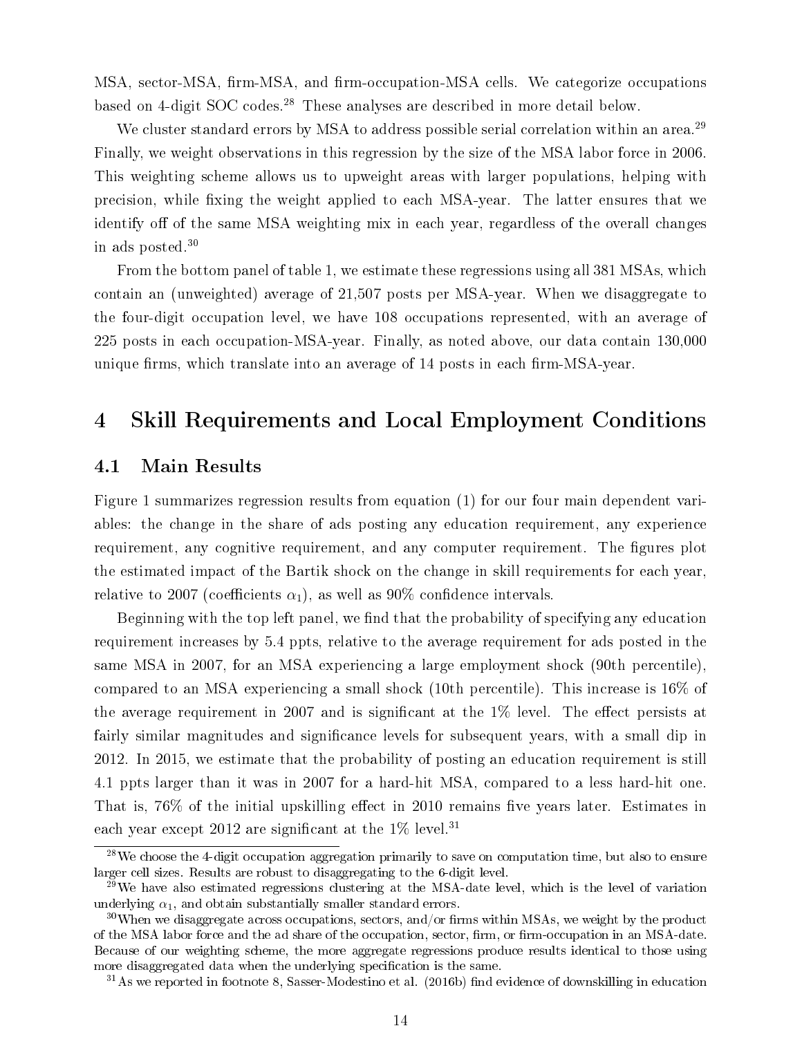MSA, sector-MSA, firm-MSA, and firm-occupation-MSA cells. We categorize occupations based on 4-digit SOC codes.[28] These analyses are described in more detail below.

We cluster standard errors by MSA to address possible serial correlation within an area.[29] Finally, we weight observations in this regression by the size of the MSA labor force in 2006. This weighting scheme allows us to upweight areas with larger populations, helping with precision, while fixing the weight applied to each MSA-year. The latter ensures that we identify off of the same MSA weighting mix in each year, regardless of the overall changes in ads posted.[30]

From the bottom panel of table 1, we estimate these regressions using all 381 MSAs, which contain an (unweighted) average of 21,507 posts per MSA-year. When we disaggregate to the four-digit occupation level, we have 108 occupations represented, with an average of 225 posts in each occupation-MSA-year. Finally, as noted above, our data contain 130,000 unique firms, which translate into an average of 14 posts in each firm-MSA-year.

# 4 Skill Requirements and Local Employment Conditions

## 4.1 Main Results

Figure 1 summarizes regression results from equation (1) for our four main dependent variables: the change in the share of ads posting any education requirement, any experience requirement, any cognitive requirement, and any computer requirement. The figures plot the estimated impact of the Bartik shock on the change in skill requirements for each year, relative to 2007 (coefficients $\alpha_1$), as well as 90% confidence intervals.

Beginning with the top left panel, we find that the probability of specifying any education requirement increases by 5.4 ppts, relative to the average requirement for ads posted in the same MSA in 2007, for an MSA experiencing a large employment shock (90th percentile), compared to an MSA experiencing a small shock (10th percentile). This increase is 16% of the average requirement in 2007 and is significant at the 1% level. The effect persists at fairly similar magnitudes and significance levels for subsequent years, with a small dip in 2012. In 2015, we estimate that the probability of posting an education requirement is still 4.1 ppts larger than it was in 2007 for a hard-hit MSA, compared to a less hard-hit one. That is, 76% of the initial upskilling effect in 2010 remains five years later. Estimates in each year except 2012 are significant at the 1% level.[31]

[28] We choose the 4-digit occupation aggregation primarily to save on computation time, but also to ensure larger cell sizes. Results are robust to disaggregating to the 6-digit level.

[29] We have also estimated regressions clustering at the MSA-date level, which is the level of variation underlying $\alpha_1$, and obtain substantially smaller standard errors.

[30] When we disaggregate across occupations, sectors, and/or firms within MSAs, we weight by the product of the MSA labor force and the ad share of the occupation, sector, firm, or firm-occupation in an MSA-date. Because of our weighting scheme, the more aggregate regressions produce results identical to those using more disaggregated data when the underlying specification is the same.

[31] As we reported in footnote 8, Sasser-Modestino et al. (2016b) find evidence of downskilling in education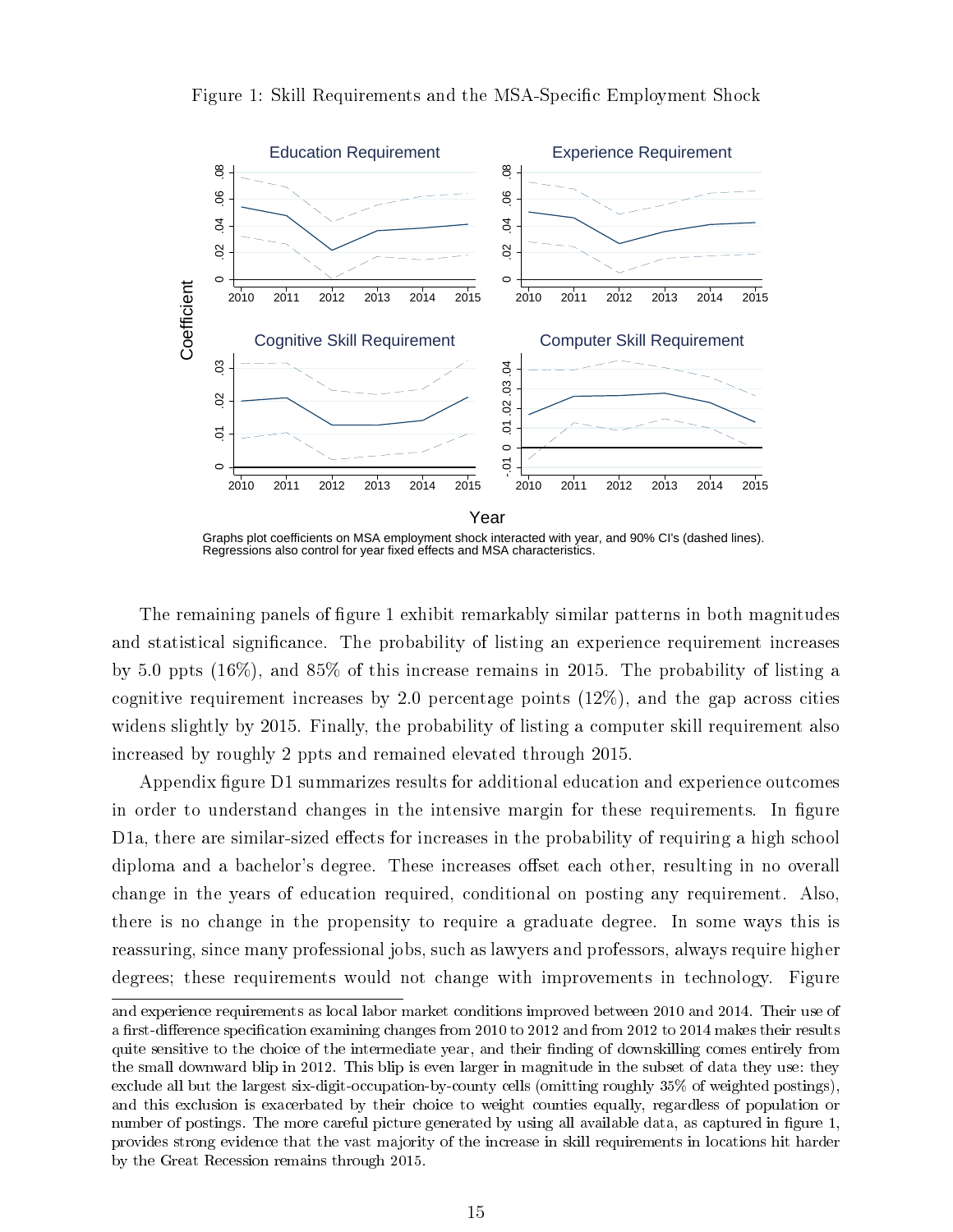Figure 1: Skill Requirements and the MSA-Specific Employment Shock

Graphs plot coefficients on MSA employment shock interacted with year, and 90% CI's (dashed lines). Regressions also control for year fixed effects and MSA characteristics.

The remaining panels of figure 1 exhibit remarkably similar patterns in both magnitudes and statistical significance. The probability of listing an experience requirement increases by 5.0 ppts (16%), and 85% of this increase remains in 2015. The probability of listing a cognitive requirement increases by 2.0 percentage points (12%), and the gap across cities widens slightly by 2015. Finally, the probability of listing a computer skill requirement also increased by roughly 2 ppts and remained elevated through 2015.

Appendix figure D1 summarizes results for additional education and experience outcomes in order to understand changes in the intensive margin for these requirements. In figure D1a, there are similar-sized effects for increases in the probability of requiring a high school diploma and a bachelor's degree. These increases offset each other, resulting in no overall change in the years of education required, conditional on posting any requirement. Also, there is no change in the propensity to require a graduate degree. In some ways this is reassuring, since many professional jobs, such as lawyers and professors, always require higher degrees; these requirements would not change with improvements in technology. Figure

and experience requirements as local labor market conditions improved between 2010 and 2014. Their use of a first-difference specification examining changes from 2010 to 2012 and from 2012 to 2014 makes their results quite sensitive to the choice of the intermediate year, and their finding of downskilling comes entirely from the small downward blip in 2012. This blip is even larger in magnitude in the subset of data they use: they exclude all but the largest six-digit-occupation-by-county cells (omitting roughly 35% of weighted postings), and this exclusion is exacerbated by their choice to weight counties equally, regardless of population or number of postings. The more careful picture generated by using all available data, as captured in figure 1, provides strong evidence that the vast majority of the increase in skill requirements in locations hit harder by the Great Recession remains through 2015.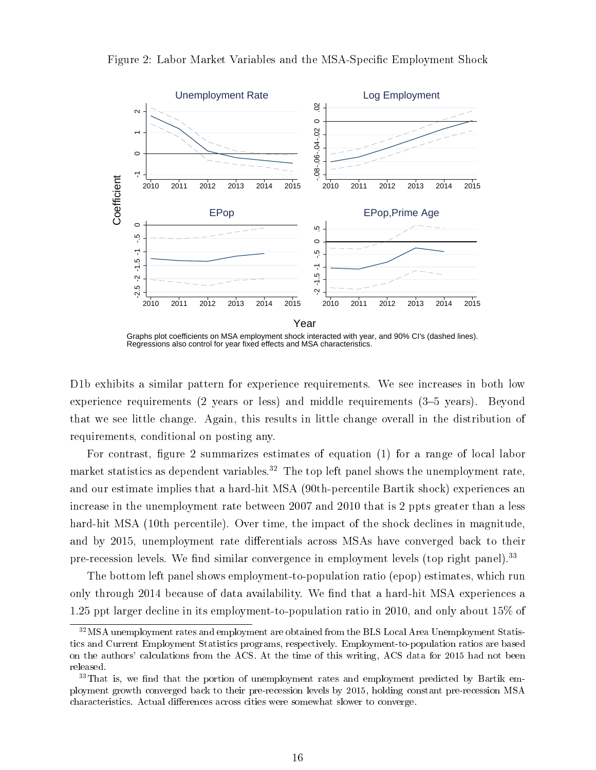Figure 2: Labor Market Variables and the MSA-Specific Employment Shock

Graphs plot coefficients on MSA employment shock interacted with year, and 90% CI's (dashed lines). Regressions also control for year fixed effects and MSA characteristics.

D1b exhibits a similar pattern for experience requirements. We see increases in both low experience requirements (2 years or less) and middle requirements (3–5 years). Beyond that we see little change. Again, this results in little change overall in the distribution of requirements, conditional on posting any.

For contrast, figure 2 summarizes estimates of equation (1) for a range of local labor market statistics as dependent variables.[32] The top left panel shows the unemployment rate, and our estimate implies that a hard-hit MSA (90th-percentile Bartik shock) experiences an increase in the unemployment rate between 2007 and 2010 that is 2 ppts greater than a less hard-hit MSA (10th percentile). Over time, the impact of the shock declines in magnitude, and by 2015, unemployment rate differentials across MSAs have converged back to their pre-recession levels. We find similar convergence in employment levels (top right panel).[33]

The bottom left panel shows employment-to-population ratio (epop) estimates, which run only through 2014 because of data availability. We find that a hard-hit MSA experiences a 1.25 ppt larger decline in its employment-to-population ratio in 2010, and only about 15% of

[32] MSA unemployment rates and employment are obtained from the BLS Local Area Unemployment Statistics and Current Employment Statistics programs, respectively. Employment-to-population ratios are based on the authors' calculations from the ACS. At the time of this writing, ACS data for 2015 had not been released.

[33] That is, we find that the portion of unemployment rates and employment predicted by Bartik employment growth converged back to their pre-recession levels by 2015, holding constant pre-recession MSA characteristics. Actual differences across cities were somewhat slower to converge.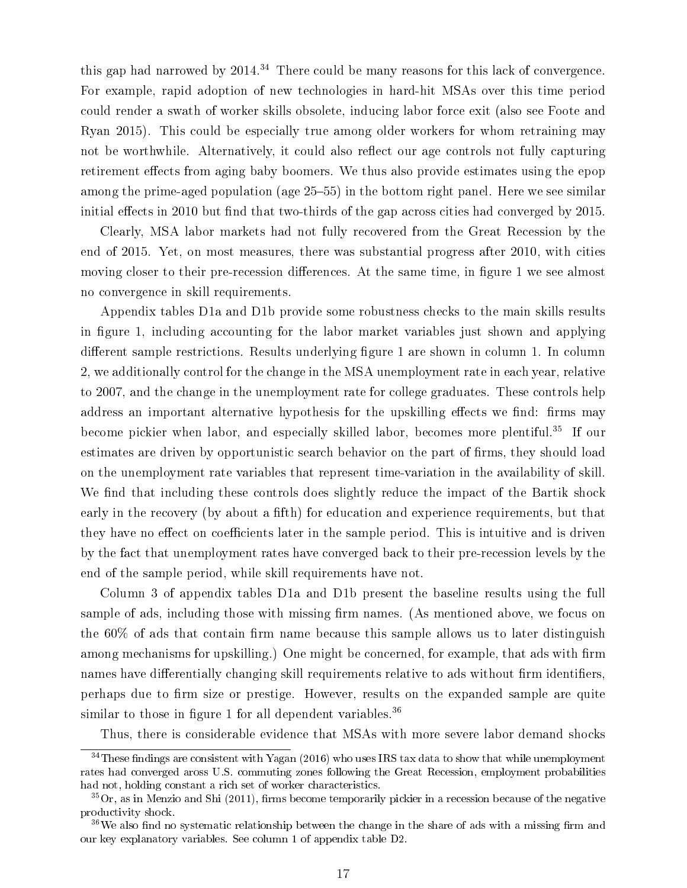this gap had narrowed by 2014.[34] There could be many reasons for this lack of convergence. For example, rapid adoption of new technologies in hard-hit MSAs over this time period could render a swath of worker skills obsolete, inducing labor force exit (also see Foote and Ryan 2015). This could be especially true among older workers for whom retraining may not be worthwhile. Alternatively, it could also reflect our age controls not fully capturing retirement effects from aging baby boomers. We thus also provide estimates using the epop among the prime-aged population (age 25–55) in the bottom right panel. Here we see similar initial effects in 2010 but find that two-thirds of the gap across cities had converged by 2015.

Clearly, MSA labor markets had not fully recovered from the Great Recession by the end of 2015. Yet, on most measures, there was substantial progress after 2010, with cities moving closer to their pre-recession differences. At the same time, in figure 1 we see almost no convergence in skill requirements.

Appendix tables D1a and D1b provide some robustness checks to the main skills results in figure 1, including accounting for the labor market variables just shown and applying different sample restrictions. Results underlying figure 1 are shown in column 1. In column 2, we additionally control for the change in the MSA unemployment rate in each year, relative to 2007, and the change in the unemployment rate for college graduates. These controls help address an important alternative hypothesis for the upskilling effects we find: firms may become pickier when labor, and especially skilled labor, becomes more plentiful.[35] If our estimates are driven by opportunistic search behavior on the part of firms, they should load on the unemployment rate variables that represent time-variation in the availability of skill. We find that including these controls does slightly reduce the impact of the Bartik shock early in the recovery (by about a fifth) for education and experience requirements, but that they have no effect on coefficients later in the sample period. This is intuitive and is driven by the fact that unemployment rates have converged back to their pre-recession levels by the end of the sample period, while skill requirements have not.

Column 3 of appendix tables D1a and D1b present the baseline results using the full sample of ads, including those with missing firm names. (As mentioned above, we focus on the 60% of ads that contain firm name because this sample allows us to later distinguish among mechanisms for upskilling.) One might be concerned, for example, that ads with firm names have differentially changing skill requirements relative to ads without firm identifiers, perhaps due to firm size or prestige. However, results on the expanded sample are quite similar to those in figure 1 for all dependent variables.[36]

Thus, there is considerable evidence that MSAs with more severe labor demand shocks

---

[34] These findings are consistent with Yagan (2016) who uses IRS tax data to show that while unemployment rates had converged aross U.S. commuting zones following the Great Recession, employment probabilities had not, holding constant a rich set of worker characteristics.

[35] Or, as in Menzio and Shi (2011), firms become temporarily pickier in a recession because of the negative productivity shock.

[36] We also find no systematic relationship between the change in the share of ads with a missing firm and our key explanatory variables. See column 1 of appendix table D2.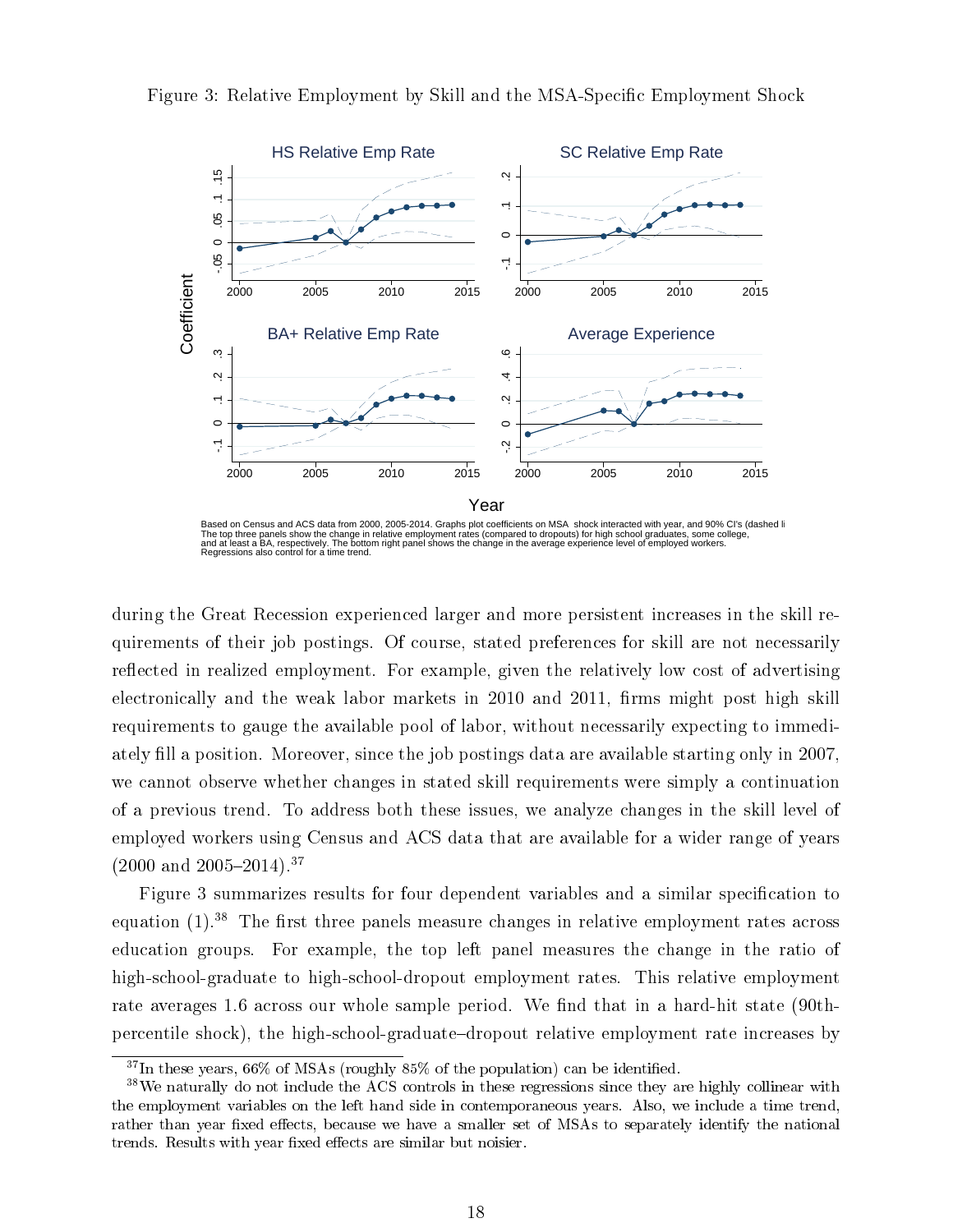Figure 3: Relative Employment by Skill and the MSA-Specific Employment Shock

Based on Census and ACS data from 2000, 2005-2014. Graphs plot coefficients on MSA shock interacted with year, and 90% CI's (dashed li
The top three panels show the change in relative employment rates (compared to dropouts) for high school graduates, some college,
and at least a BA, respectively. The bottom right panel shows the change in the average experience level of employed workers.
Regressions also control for a time trend.

during the Great Recession experienced larger and more persistent increases in the skill requirements of their job postings. Of course, stated preferences for skill are not necessarily reflected in realized employment. For example, given the relatively low cost of advertising electronically and the weak labor markets in 2010 and 2011, firms might post high skill requirements to gauge the available pool of labor, without necessarily expecting to immediately fill a position. Moreover, since the job postings data are available starting only in 2007, we cannot observe whether changes in stated skill requirements were simply a continuation of a previous trend. To address both these issues, we analyze changes in the skill level of employed workers using Census and ACS data that are available for a wider range of years (2000 and 2005–2014).[37]

Figure 3 summarizes results for four dependent variables and a similar specification to equation (1).[38] The first three panels measure changes in relative employment rates across education groups. For example, the top left panel measures the change in the ratio of high-school-graduate to high-school-dropout employment rates. This relative employment rate averages 1.6 across our whole sample period. We find that in a hard-hit state (90th-percentile shock), the high-school-graduate–dropout relative employment rate increases by

[37] In these years, 66% of MSAs (roughly 85% of the population) can be identified.

[38] We naturally do not include the ACS controls in these regressions since they are highly collinear with the employment variables on the left hand side in contemporaneous years. Also, we include a time trend, rather than year fixed effects, because we have a smaller set of MSAs to separately identify the national trends. Results with year fixed effects are similar but noisier.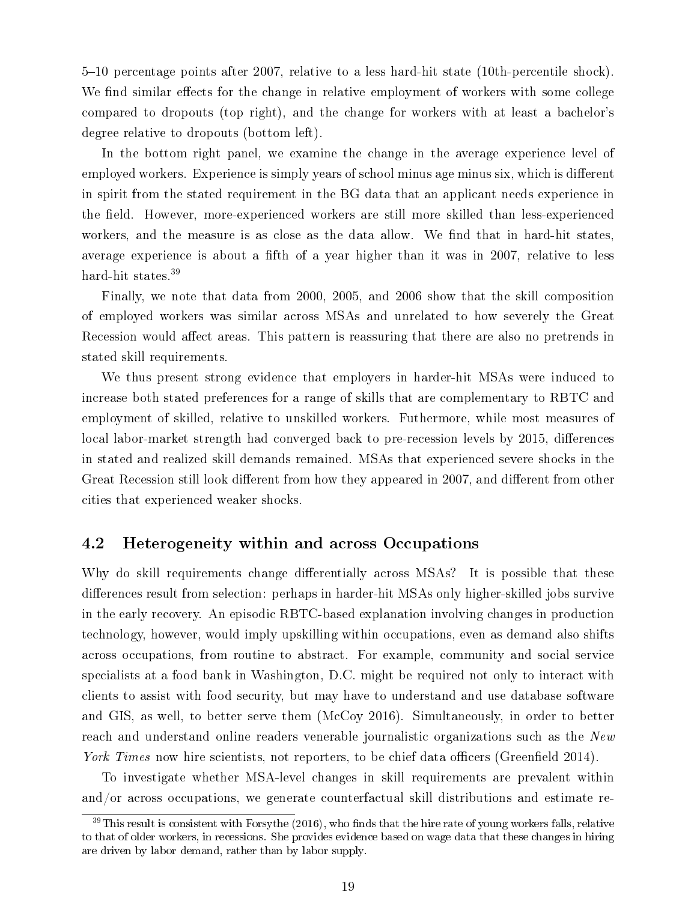5–10 percentage points after 2007, relative to a less hard-hit state (10th-percentile shock). We find similar effects for the change in relative employment of workers with some college compared to dropouts (top right), and the change for workers with at least a bachelor's degree relative to dropouts (bottom left).

In the bottom right panel, we examine the change in the average experience level of employed workers. Experience is simply years of school minus age minus six, which is different in spirit from the stated requirement in the BG data that an applicant needs experience in the field. However, more-experienced workers are still more skilled than less-experienced workers, and the measure is as close as the data allow. We find that in hard-hit states, average experience is about a fifth of a year higher than it was in 2007, relative to less hard-hit states.[39]

Finally, we note that data from 2000, 2005, and 2006 show that the skill composition of employed workers was similar across MSAs and unrelated to how severely the Great Recession would affect areas. This pattern is reassuring that there are also no pretrends in stated skill requirements.

We thus present strong evidence that employers in harder-hit MSAs were induced to increase both stated preferences for a range of skills that are complementary to RBTC and employment of skilled, relative to unskilled workers. Futhermore, while most measures of local labor-market strength had converged back to pre-recession levels by 2015, differences in stated and realized skill demands remained. MSAs that experienced severe shocks in the Great Recession still look different from how they appeared in 2007, and different from other cities that experienced weaker shocks.

## 4.2 Heterogeneity within and across Occupations

Why do skill requirements change differentially across MSAs? It is possible that these differences result from selection: perhaps in harder-hit MSAs only higher-skilled jobs survive in the early recovery. An episodic RBTC-based explanation involving changes in production technology, however, would imply upskilling within occupations, even as demand also shifts across occupations, from routine to abstract. For example, community and social service specialists at a food bank in Washington, D.C. might be required not only to interact with clients to assist with food security, but may have to understand and use database software and GIS, as well, to better serve them (McCoy 2016). Simultaneously, in order to better reach and understand online readers venerable journalistic organizations such as the *New York Times* now hire scientists, not reporters, to be chief data officers (Greenfield 2014).

To investigate whether MSA-level changes in skill requirements are prevalent within and/or across occupations, we generate counterfactual skill distributions and estimate re-

[39] This result is consistent with Forsythe (2016), who finds that the hire rate of young workers falls, relative to that of older workers, in recessions. She provides evidence based on wage data that these changes in hiring are driven by labor demand, rather than by labor supply.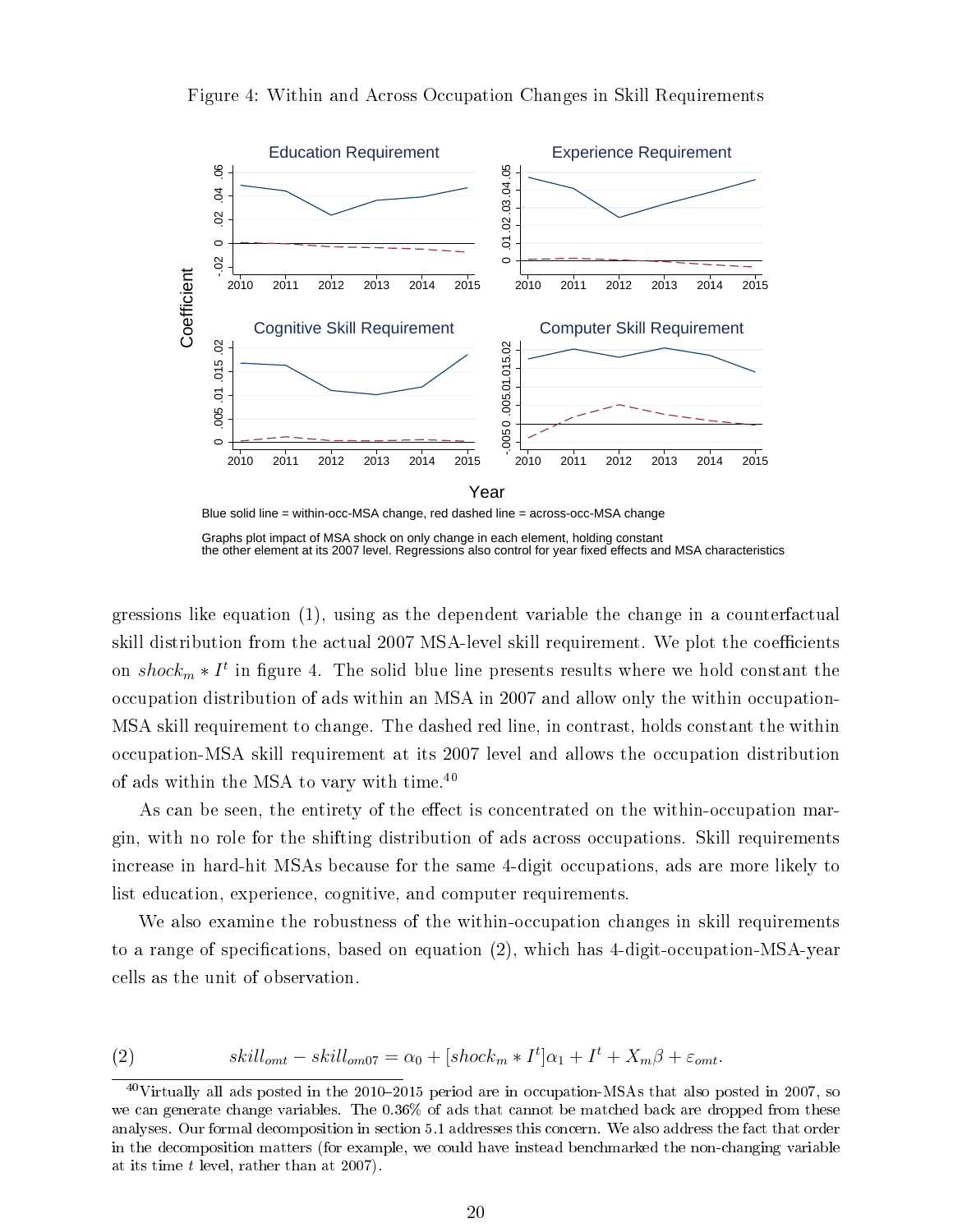Figure 4: Within and Across Occupation Changes in Skill Requirements

Blue solid line = within-occ-MSA change, red dashed line = across-occ-MSA change

Graphs plot impact of MSA shock on only change in each element, holding constant the other element at its 2007 level. Regressions also control for year fixed effects and MSA characteristics

gressions like equation (1), using as the dependent variable the change in a counterfactual skill distribution from the actual 2007 MSA-level skill requirement. We plot the coefficients on $shock_m * I^t$ in figure 4. The solid blue line presents results where we hold constant the occupation distribution of ads within an MSA in 2007 and allow only the within occupation-MSA skill requirement to change. The dashed red line, in contrast, holds constant the within occupation-MSA skill requirement at its 2007 level and allows the occupation distribution of ads within the MSA to vary with time.[40]

As can be seen, the entirety of the effect is concentrated on the within-occupation margin, with no role for the shifting distribution of ads across occupations. Skill requirements increase in hard-hit MSAs because for the same 4-digit occupations, ads are more likely to list education, experience, cognitive, and computer requirements.

We also examine the robustness of the within-occupation changes in skill requirements to a range of specifications, based on equation (2), which has 4-digit-occupation-MSA-year cells as the unit of observation.

$$skill_{omt} - skill_{om07} = \alpha_0 + [shock_m * I^t]\alpha_1 + I^t + X_m\beta + \varepsilon_{omt}. \tag{2}$$

[40] Virtually all ads posted in the 2010–2015 period are in occupation-MSAs that also posted in 2007, so we can generate change variables. The 0.36% of ads that cannot be matched back are dropped from these analyses. Our formal decomposition in section 5.1 addresses this concern. We also address the fact that order in the decomposition matters (for example, we could have instead benchmarked the non-changing variable at its time $t$ level, rather than at 2007).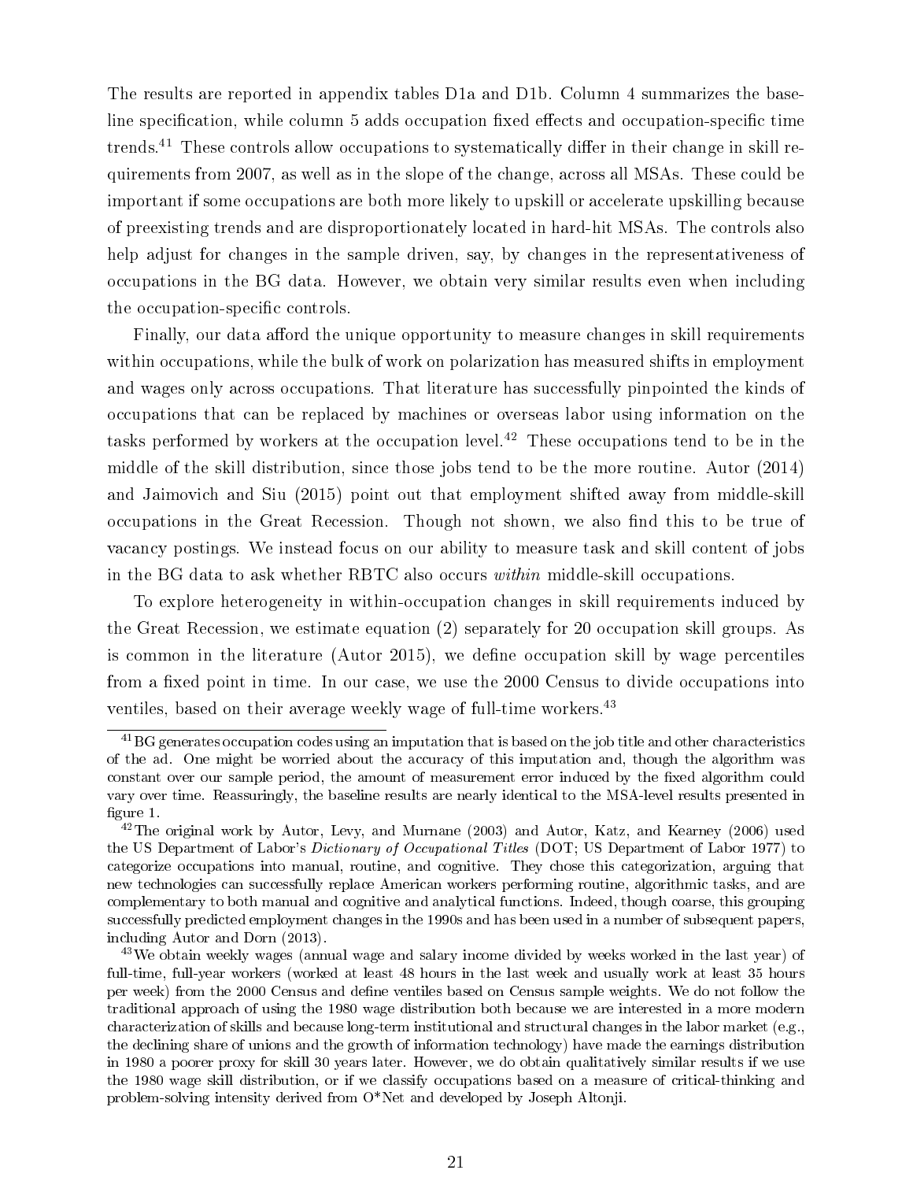The results are reported in appendix tables D1a and D1b. Column 4 summarizes the baseline specification, while column 5 adds occupation fixed effects and occupation-specific time trends.[41] These controls allow occupations to systematically differ in their change in skill requirements from 2007, as well as in the slope of the change, across all MSAs. These could be important if some occupations are both more likely to upskill or accelerate upskilling because of preexisting trends and are disproportionately located in hard-hit MSAs. The controls also help adjust for changes in the sample driven, say, by changes in the representativeness of occupations in the BG data. However, we obtain very similar results even when including the occupation-specific controls.

Finally, our data afford the unique opportunity to measure changes in skill requirements within occupations, while the bulk of work on polarization has measured shifts in employment and wages only across occupations. That literature has successfully pinpointed the kinds of occupations that can be replaced by machines or overseas labor using information on the tasks performed by workers at the occupation level.[42] These occupations tend to be in the middle of the skill distribution, since those jobs tend to be the more routine. Autor (2014) and Jaimovich and Siu (2015) point out that employment shifted away from middle-skill occupations in the Great Recession. Though not shown, we also find this to be true of vacancy postings. We instead focus on our ability to measure task and skill content of jobs in the BG data to ask whether RBTC also occurs *within* middle-skill occupations.

To explore heterogeneity in within-occupation changes in skill requirements induced by the Great Recession, we estimate equation (2) separately for 20 occupation skill groups. As is common in the literature (Autor 2015), we define occupation skill by wage percentiles from a fixed point in time. In our case, we use the 2000 Census to divide occupations into ventiles, based on their average weekly wage of full-time workers.[43]

---

[41] BG generates occupation codes using an imputation that is based on the job title and other characteristics of the ad. One might be worried about the accuracy of this imputation and, though the algorithm was constant over our sample period, the amount of measurement error induced by the fixed algorithm could vary over time. Reassuringly, the baseline results are nearly identical to the MSA-level results presented in figure 1.

[42] The original work by Autor, Levy, and Murnane (2003) and Autor, Katz, and Kearney (2006) used the US Department of Labor's *Dictionary of Occupational Titles* (DOT; US Department of Labor 1977) to categorize occupations into manual, routine, and cognitive. They chose this categorization, arguing that new technologies can successfully replace American workers performing routine, algorithmic tasks, and are complementary to both manual and cognitive and analytical functions. Indeed, though coarse, this grouping successfully predicted employment changes in the 1990s and has been used in a number of subsequent papers, including Autor and Dorn (2013).

[43] We obtain weekly wages (annual wage and salary income divided by weeks worked in the last year) of full-time, full-year workers (worked at least 48 hours in the last week and usually work at least 35 hours per week) from the 2000 Census and define ventiles based on Census sample weights. We do not follow the traditional approach of using the 1980 wage distribution both because we are interested in a more modern characterization of skills and because long-term institutional and structural changes in the labor market (e.g., the declining share of unions and the growth of information technology) have made the earnings distribution in 1980 a poorer proxy for skill 30 years later. However, we do obtain qualitatively similar results if we use the 1980 wage skill distribution, or if we classify occupations based on a measure of critical-thinking and problem-solving intensity derived from O*Net and developed by Joseph Altonji.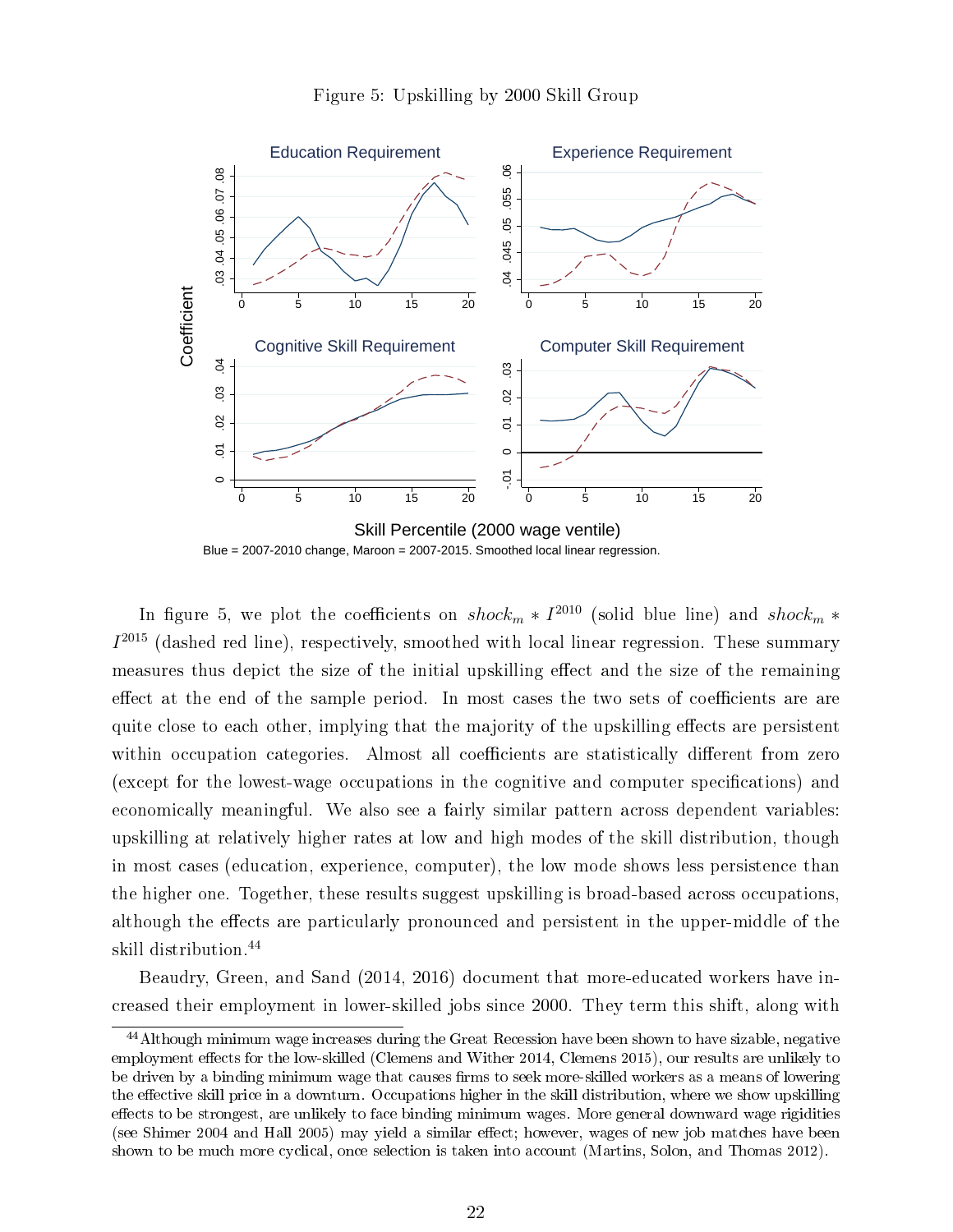Figure 5: Upskilling by 2000 Skill Group

Blue = 2007-2010 change, Maroon = 2007-2015. Smoothed local linear regression.

In figure 5, we plot the coefficients on $shock_m * I^{2010}$ (solid blue line) and $shock_m * I^{2015}$ (dashed red line), respectively, smoothed with local linear regression. These summary measures thus depict the size of the initial upskilling effect and the size of the remaining effect at the end of the sample period. In most cases the two sets of coefficients are are quite close to each other, implying that the majority of the upskilling effects are persistent within occupation categories. Almost all coefficients are statistically different from zero (except for the lowest-wage occupations in the cognitive and computer specifications) and economically meaningful. We also see a fairly similar pattern across dependent variables: upskilling at relatively higher rates at low and high modes of the skill distribution, though in most cases (education, experience, computer), the low mode shows less persistence than the higher one. Together, these results suggest upskilling is broad-based across occupations, although the effects are particularly pronounced and persistent in the upper-middle of the skill distribution.[44]

Beaudry, Green, and Sand (2014, 2016) document that more-educated workers have increased their employment in lower-skilled jobs since 2000. They term this shift, along with

[44] Although minimum wage increases during the Great Recession have been shown to have sizable, negative employment effects for the low-skilled (Clemens and Wither 2014, Clemens 2015), our results are unlikely to be driven by a binding minimum wage that causes firms to seek more-skilled workers as a means of lowering the effective skill price in a downturn. Occupations higher in the skill distribution, where we show upskilling effects to be strongest, are unlikely to face binding minimum wages. More general downward wage rigidities (see Shimer 2004 and Hall 2005) may yield a similar effect; however, wages of new job matches have been shown to be much more cyclical, once selection is taken into account (Martins, Solon, and Thomas 2012).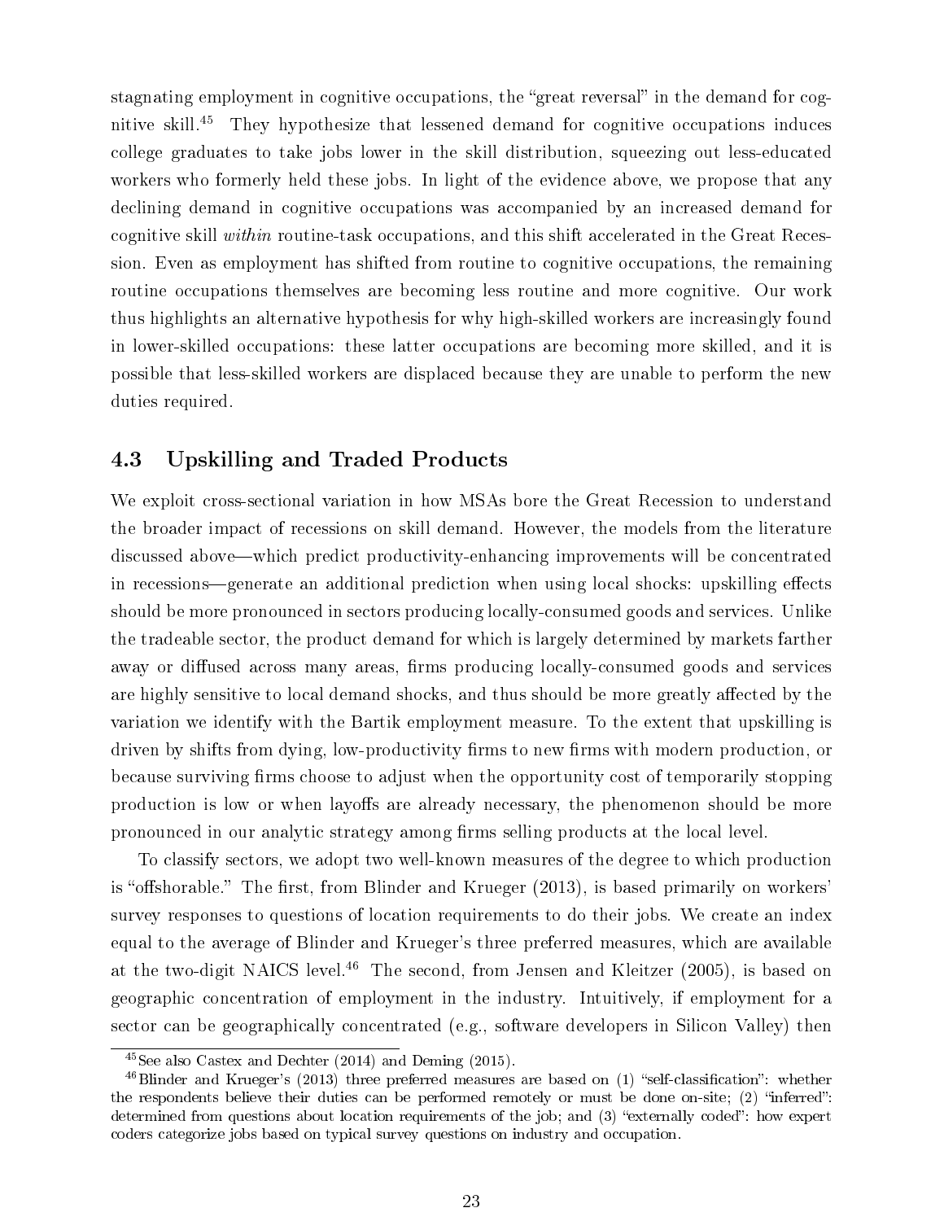stagnating employment in cognitive occupations, the "great reversal" in the demand for cognitive skill.[45] They hypothesize that lessened demand for cognitive occupations induces college graduates to take jobs lower in the skill distribution, squeezing out less-educated workers who formerly held these jobs. In light of the evidence above, we propose that any declining demand in cognitive occupations was accompanied by an increased demand for cognitive skill *within* routine-task occupations, and this shift accelerated in the Great Recession. Even as employment has shifted from routine to cognitive occupations, the remaining routine occupations themselves are becoming less routine and more cognitive. Our work thus highlights an alternative hypothesis for why high-skilled workers are increasingly found in lower-skilled occupations: these latter occupations are becoming more skilled, and it is possible that less-skilled workers are displaced because they are unable to perform the new duties required.

## 4.3 Upskilling and Traded Products

We exploit cross-sectional variation in how MSAs bore the Great Recession to understand the broader impact of recessions on skill demand. However, the models from the literature discussed above—which predict productivity-enhancing improvements will be concentrated in recessions—generate an additional prediction when using local shocks: upskilling effects should be more pronounced in sectors producing locally-consumed goods and services. Unlike the tradeable sector, the product demand for which is largely determined by markets farther away or diffused across many areas, firms producing locally-consumed goods and services are highly sensitive to local demand shocks, and thus should be more greatly affected by the variation we identify with the Bartik employment measure. To the extent that upskilling is driven by shifts from dying, low-productivity firms to new firms with modern production, or because surviving firms choose to adjust when the opportunity cost of temporarily stopping production is low or when layoffs are already necessary, the phenomenon should be more pronounced in our analytic strategy among firms selling products at the local level.

To classify sectors, we adopt two well-known measures of the degree to which production is "offshorable." The first, from Blinder and Krueger (2013), is based primarily on workers' survey responses to questions of location requirements to do their jobs. We create an index equal to the average of Blinder and Krueger's three preferred measures, which are available at the two-digit NAICS level.[46] The second, from Jensen and Kleitzer (2005), is based on geographic concentration of employment in the industry. Intuitively, if employment for a sector can be geographically concentrated (e.g., software developers in Silicon Valley) then

[45] See also Castex and Dechter (2014) and Deming (2015).

[46] Blinder and Krueger's (2013) three preferred measures are based on (1) "self-classification": whether the respondents believe their duties can be performed remotely or must be done on-site; (2) "inferred": determined from questions about location requirements of the job; and (3) "externally coded": how expert coders categorize jobs based on typical survey questions on industry and occupation.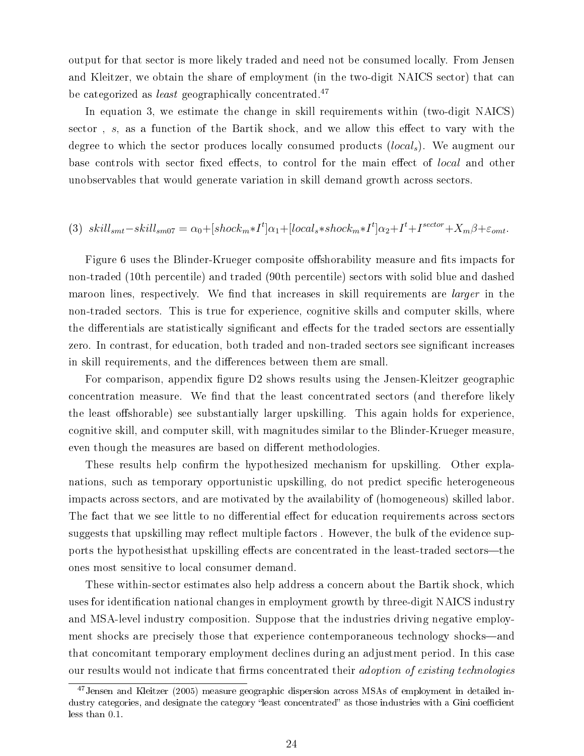output for that sector is more likely traded and need not be consumed locally. From Jensen and Kleitzer, we obtain the share of employment (in the two-digit NAICS sector) that can be categorized as *least* geographically concentrated.[47]

In equation 3, we estimate the change in skill requirements within (two-digit NAICS) sector , $s$, as a function of the Bartik shock, and we allow this effect to vary with the degree to which the sector produces locally consumed products ($local_s$). We augment our base controls with sector fixed effects, to control for the main effect of *local* and other unobservables that would generate variation in skill demand growth across sectors.

$$(3)\ \ skill_{smt} - skill_{sm07} = \alpha_0 + [shock_m * I^t]\alpha_1 + [local_s * shock_m * I^t]\alpha_2 + I^t + I^{sector} + X_m\beta + \varepsilon_{omt}.$$

Figure 6 uses the Blinder-Krueger composite offshorability measure and fits impacts for non-traded (10th percentile) and traded (90th percentile) sectors with solid blue and dashed maroon lines, respectively. We find that increases in skill requirements are *larger* in the non-traded sectors. This is true for experience, cognitive skills and computer skills, where the differentials are statistically significant and effects for the traded sectors are essentially zero. In contrast, for education, both traded and non-traded sectors see significant increases in skill requirements, and the differences between them are small.

For comparison, appendix figure D2 shows results using the Jensen-Kleitzer geographic concentration measure. We find that the least concentrated sectors (and therefore likely the least offshorable) see substantially larger upskilling. This again holds for experience, cognitive skill, and computer skill, with magnitudes similar to the Blinder-Krueger measure, even though the measures are based on different methodologies.

These results help confirm the hypothesized mechanism for upskilling. Other explanations, such as temporary opportunistic upskilling, do not predict specific heterogeneous impacts across sectors, and are motivated by the availability of (homogeneous) skilled labor. The fact that we see little to no differential effect for education requirements across sectors suggests that upskilling may reflect multiple factors . However, the bulk of the evidence supports the hypothesisthat upskilling effects are concentrated in the least-traded sectors—the ones most sensitive to local consumer demand.

These within-sector estimates also help address a concern about the Bartik shock, which uses for identification national changes in employment growth by three-digit NAICS industry and MSA-level industry composition. Suppose that the industries driving negative employment shocks are precisely those that experience contemporaneous technology shocks—and that concomitant temporary employment declines during an adjustment period. In this case our results would not indicate that firms concentrated their *adoption of existing technologies*

[47] Jensen and Kleitzer (2005) measure geographic dispersion across MSAs of employment in detailed industry categories, and designate the category "least concentrated" as those industries with a Gini coefficient less than 0.1.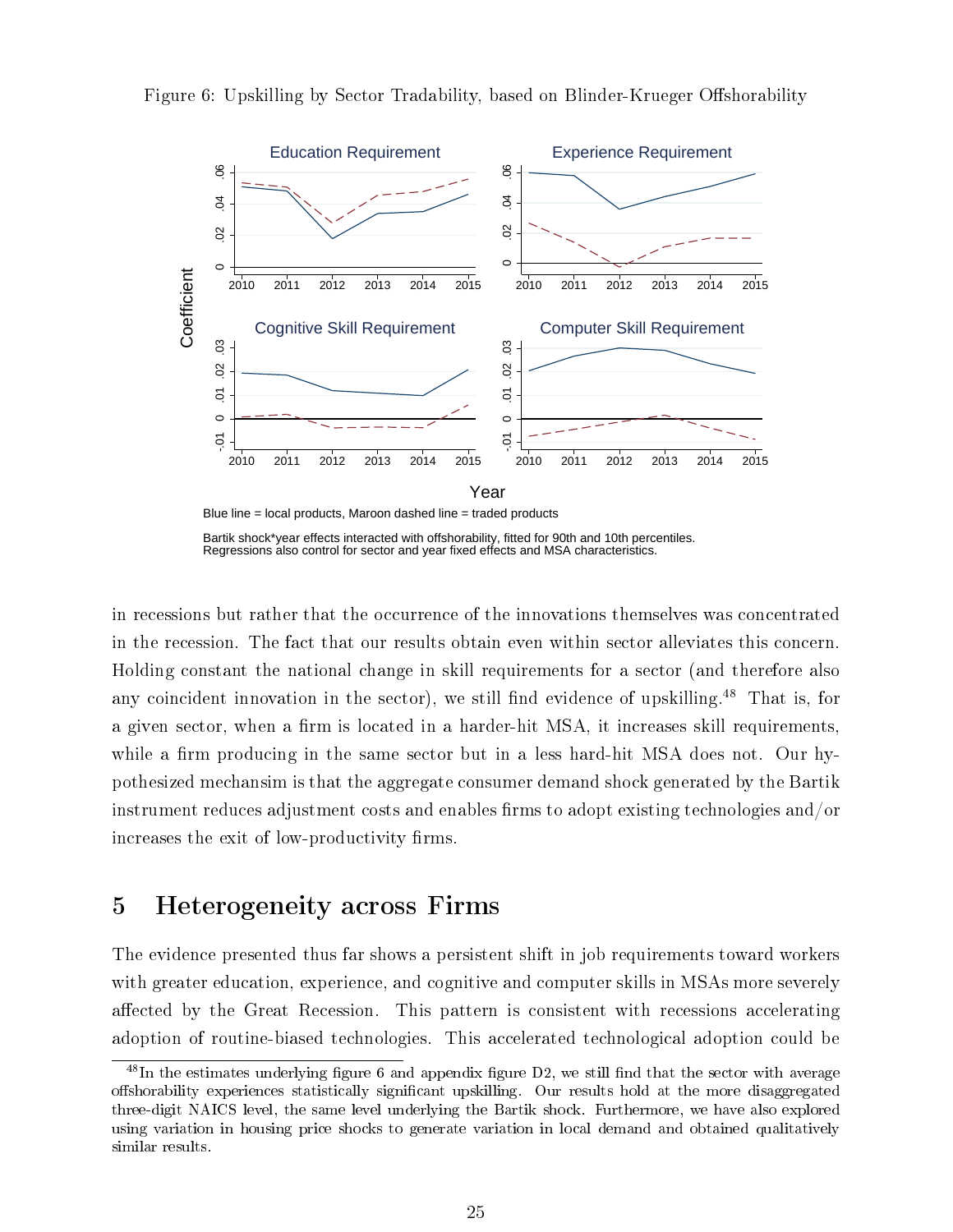Figure 6: Upskilling by Sector Tradability, based on Blinder-Krueger Offshorability

Blue line = local products, Maroon dashed line = traded products

Bartik shock*year effects interacted with offshorability, fitted for 90th and 10th percentiles.
Regressions also control for sector and year fixed effects and MSA characteristics.

in recessions but rather that the occurrence of the innovations themselves was concentrated in the recession. The fact that our results obtain even within sector alleviates this concern. Holding constant the national change in skill requirements for a sector (and therefore also any coincident innovation in the sector), we still find evidence of upskilling.[48] That is, for a given sector, when a firm is located in a harder-hit MSA, it increases skill requirements, while a firm producing in the same sector but in a less hard-hit MSA does not. Our hypothesized mechansim is that the aggregate consumer demand shock generated by the Bartik instrument reduces adjustment costs and enables firms to adopt existing technologies and/or increases the exit of low-productivity firms.

# 5 Heterogeneity across Firms

The evidence presented thus far shows a persistent shift in job requirements toward workers with greater education, experience, and cognitive and computer skills in MSAs more severely affected by the Great Recession. This pattern is consistent with recessions accelerating adoption of routine-biased technologies. This accelerated technological adoption could be

[48] In the estimates underlying figure 6 and appendix figure D2, we still find that the sector with average offshorability experiences statistically significant upskilling. Our results hold at the more disaggregated three-digit NAICS level, the same level underlying the Bartik shock. Furthermore, we have also explored using variation in housing price shocks to generate variation in local demand and obtained qualitatively similar results.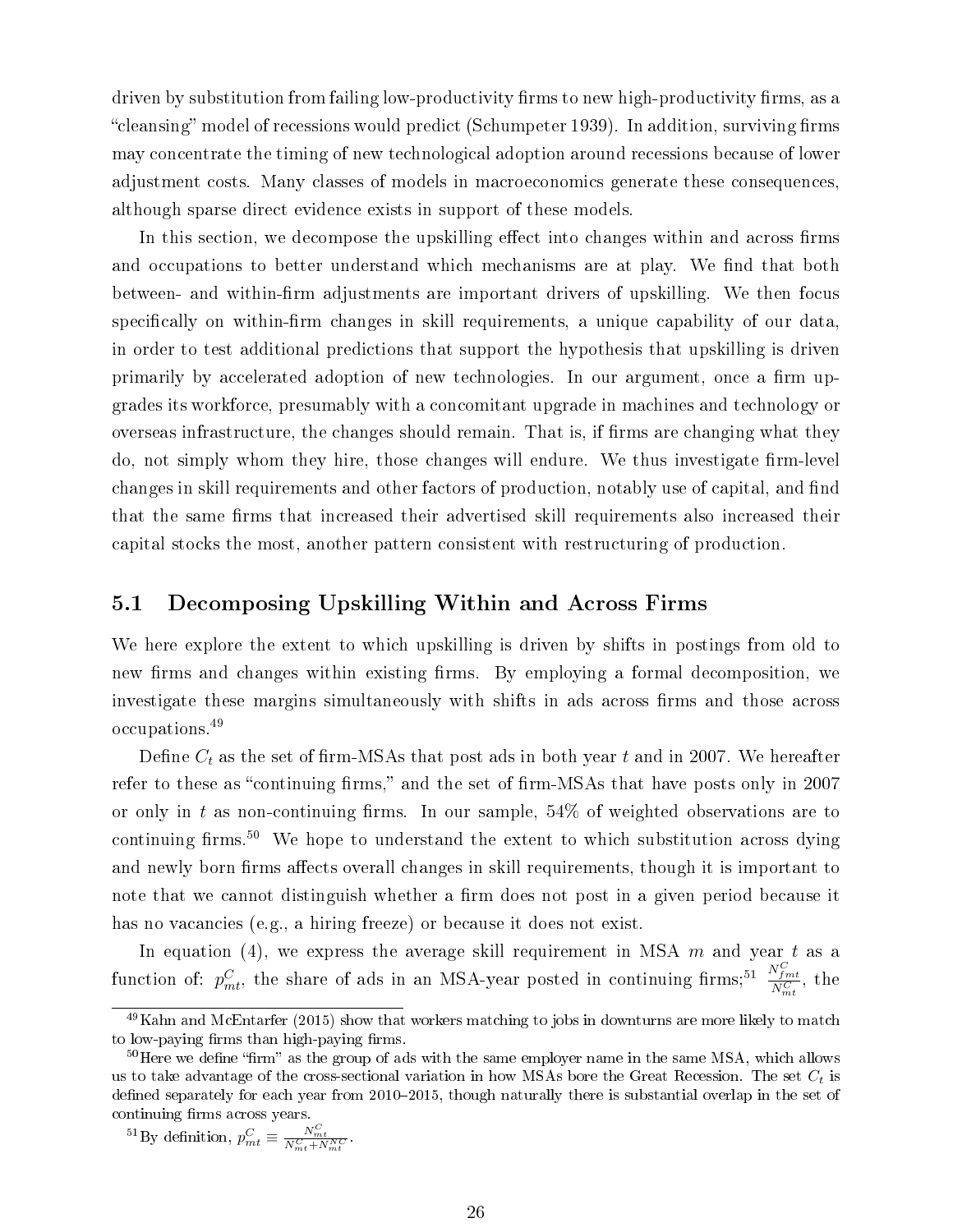driven by substitution from failing low-productivity firms to new high-productivity firms, as a "cleansing" model of recessions would predict (Schumpeter 1939). In addition, surviving firms may concentrate the timing of new technological adoption around recessions because of lower adjustment costs. Many classes of models in macroeconomics generate these consequences, although sparse direct evidence exists in support of these models.

In this section, we decompose the upskilling effect into changes within and across firms and occupations to better understand which mechanisms are at play. We find that both between- and within-firm adjustments are important drivers of upskilling. We then focus specifically on within-firm changes in skill requirements, a unique capability of our data, in order to test additional predictions that support the hypothesis that upskilling is driven primarily by accelerated adoption of new technologies. In our argument, once a firm upgrades its workforce, presumably with a concomitant upgrade in machines and technology or overseas infrastructure, the changes should remain. That is, if firms are changing what they do, not simply whom they hire, those changes will endure. We thus investigate firm-level changes in skill requirements and other factors of production, notably use of capital, and find that the same firms that increased their advertised skill requirements also increased their capital stocks the most, another pattern consistent with restructuring of production.

## 5.1 Decomposing Upskilling Within and Across Firms

We here explore the extent to which upskilling is driven by shifts in postings from old to new firms and changes within existing firms. By employing a formal decomposition, we investigate these margins simultaneously with shifts in ads across firms and those across occupations.[49]

Define $C_t$ as the set of firm-MSAs that post ads in both year $t$ and in 2007. We hereafter refer to these as "continuing firms," and the set of firm-MSAs that have posts only in 2007 or only in $t$ as non-continuing firms. In our sample, 54% of weighted observations are to continuing firms.[50] We hope to understand the extent to which substitution across dying and newly born firms affects overall changes in skill requirements, though it is important to note that we cannot distinguish whether a firm does not post in a given period because it has no vacancies (e.g., a hiring freeze) or because it does not exist.

In equation (4), we express the average skill requirement in MSA $m$ and year $t$ as a function of: $p^C_{mt}$, the share of ads in an MSA-year posted in continuing firms;[51] $\frac{N^C_{fmt}}{N^C_{mt}}$, the

---

[49] Kahn and McEntarfer (2015) show that workers matching to jobs in downturns are more likely to match to low-paying firms than high-paying firms.

[50] Here we define "firm" as the group of ads with the same employer name in the same MSA, which allows us to take advantage of the cross-sectional variation in how MSAs bore the Great Recession. The set $C_t$ is defined separately for each year from 2010–2015, though naturally there is substantial overlap in the set of continuing firms across years.

[51] By definition, $p^C_{mt} \equiv \frac{N^C_{mt}}{N^C_{mt}+N^{NC}_{mt}}$.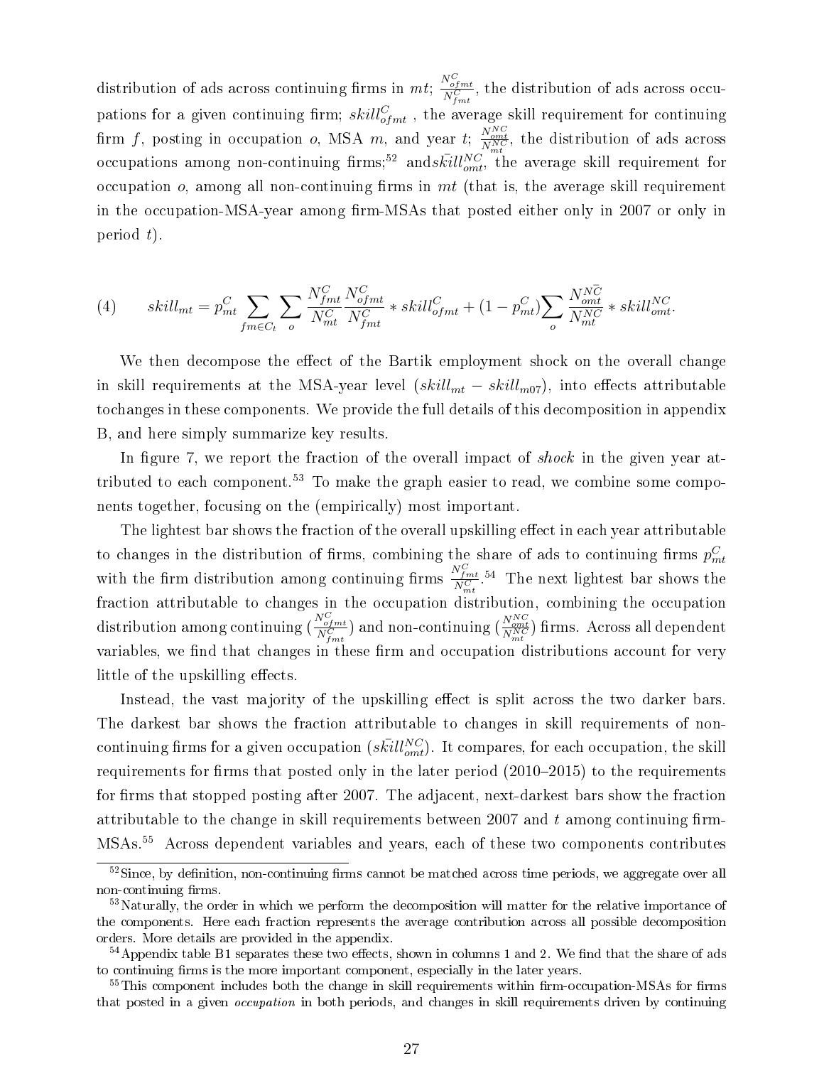distribution of ads across continuing firms in $mt$; $\frac{N^C_{ofmt}}{N^C_{fmt}}$, the distribution of ads across occupations for a given continuing firm; $skill^C_{ofmt}$ , the average skill requirement for continuing firm $f$, posting in occupation $o$, MSA $m$, and year $t$; $\frac{N^{NC}_{omt}}{N^{NC}_{mt}}$, the distribution of ads across occupations among non-continuing firms;[52] and$\bar{skill}^{NC}_{omt}$, the average skill requirement for occupation $o$, among all non-continuing firms in $mt$ (that is, the average skill requirement in the occupation-MSA-year among firm-MSAs that posted either only in 2007 or only in period $t$).

$$(4) \qquad skill_{mt} = p^C_{mt} \sum_{fm \in C_t} \sum_{o} \frac{N^C_{fmt}}{N^C_{mt}} \frac{N^C_{ofmt}}{N^C_{fmt}} * skill^C_{ofmt} + (1 - p^C_{mt}) \sum_{o} \frac{N^{\bar{NC}}_{omt}}{N^{NC}_{mt}} * skill^{NC}_{omt}.$$

We then decompose the effect of the Bartik employment shock on the overall change in skill requirements at the MSA-year level ($skill_{mt} - skill_{m07}$), into effects attributable tochanges in these components. We provide the full details of this decomposition in appendix B, and here simply summarize key results.

In figure 7, we report the fraction of the overall impact of *shock* in the given year attributed to each component.[53] To make the graph easier to read, we combine some components together, focusing on the (empirically) most important.

The lightest bar shows the fraction of the overall upskilling effect in each year attributable to changes in the distribution of firms, combining the share of ads to continuing firms $p^C_{mt}$ with the firm distribution among continuing firms $\frac{N^C_{fmt}}{N^C_{mt}}$.[54] The next lightest bar shows the fraction attributable to changes in the occupation distribution, combining the occupation distribution among continuing ($\frac{N^C_{ofmt}}{N^C_{fmt}}$) and non-continuing ($\frac{N^{NC}_{omt}}{N^{NC}_{mt}}$) firms. Across all dependent variables, we find that changes in these firm and occupation distributions account for very little of the upskilling effects.

Instead, the vast majority of the upskilling effect is split across the two darker bars. The darkest bar shows the fraction attributable to changes in skill requirements of non-continuing firms for a given occupation ($\bar{skill}^{NC}_{omt}$). It compares, for each occupation, the skill requirements for firms that posted only in the later period (2010–2015) to the requirements for firms that stopped posting after 2007. The adjacent, next-darkest bars show the fraction attributable to the change in skill requirements between 2007 and $t$ among continuing firm-MSAs.[55] Across dependent variables and years, each of these two components contributes

[52] Since, by definition, non-continuing firms cannot be matched across time periods, we aggregate over all non-continuing firms.

[53] Naturally, the order in which we perform the decomposition will matter for the relative importance of the components. Here each fraction represents the average contribution across all possible decomposition orders. More details are provided in the appendix.

[54] Appendix table B1 separates these two effects, shown in columns 1 and 2. We find that the share of ads to continuing firms is the more important component, especially in the later years.

[55] This component includes both the change in skill requirements within firm-occupation-MSAs for firms that posted in a given *occupation* in both periods, and changes in skill requirements driven by continuing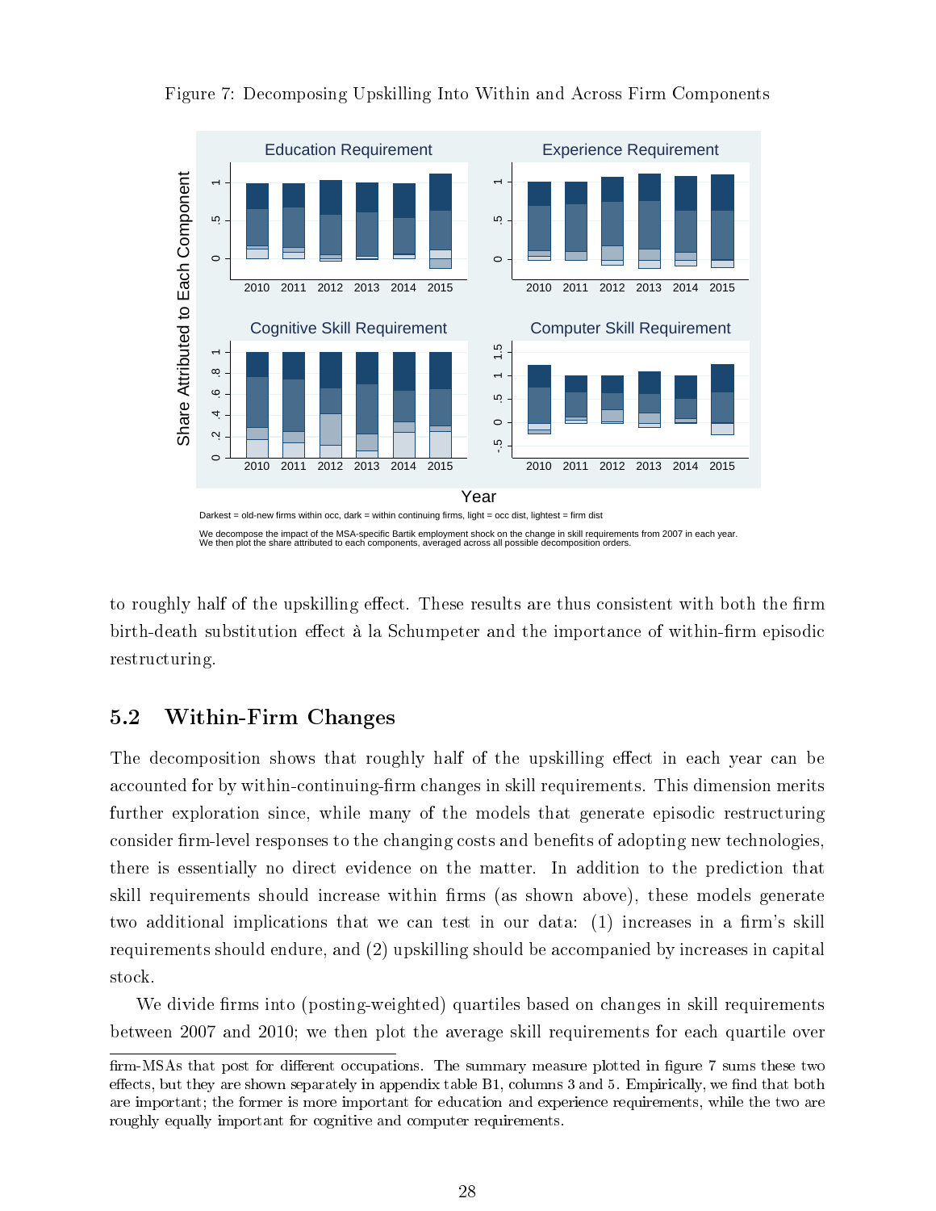Figure 7: Decomposing Upskilling Into Within and Across Firm Components

Darkest = old-new firms within occ, dark = within continuing firms, light = occ dist, lightest = firm dist

We decompose the impact of the MSA-specific Bartik employment shock on the change in skill requirements from 2007 in each year. We then plot the share attributed to each components, averaged across all possible decomposition orders.

to roughly half of the upskilling effect. These results are thus consistent with both the firm birth-death substitution effect à la Schumpeter and the importance of within-firm episodic restructuring.

## 5.2 Within-Firm Changes

The decomposition shows that roughly half of the upskilling effect in each year can be accounted for by within-continuing-firm changes in skill requirements. This dimension merits further exploration since, while many of the models that generate episodic restructuring consider firm-level responses to the changing costs and benefits of adopting new technologies, there is essentially no direct evidence on the matter. In addition to the prediction that skill requirements should increase within firms (as shown above), these models generate two additional implications that we can test in our data: (1) increases in a firm's skill requirements should endure, and (2) upskilling should be accompanied by increases in capital stock.

We divide firms into (posting-weighted) quartiles based on changes in skill requirements between 2007 and 2010; we then plot the average skill requirements for each quartile over

firm-MSAs that post for different occupations. The summary measure plotted in figure 7 sums these two effects, but they are shown separately in appendix table B1, columns 3 and 5. Empirically, we find that both are important; the former is more important for education and experience requirements, while the two are roughly equally important for cognitive and computer requirements.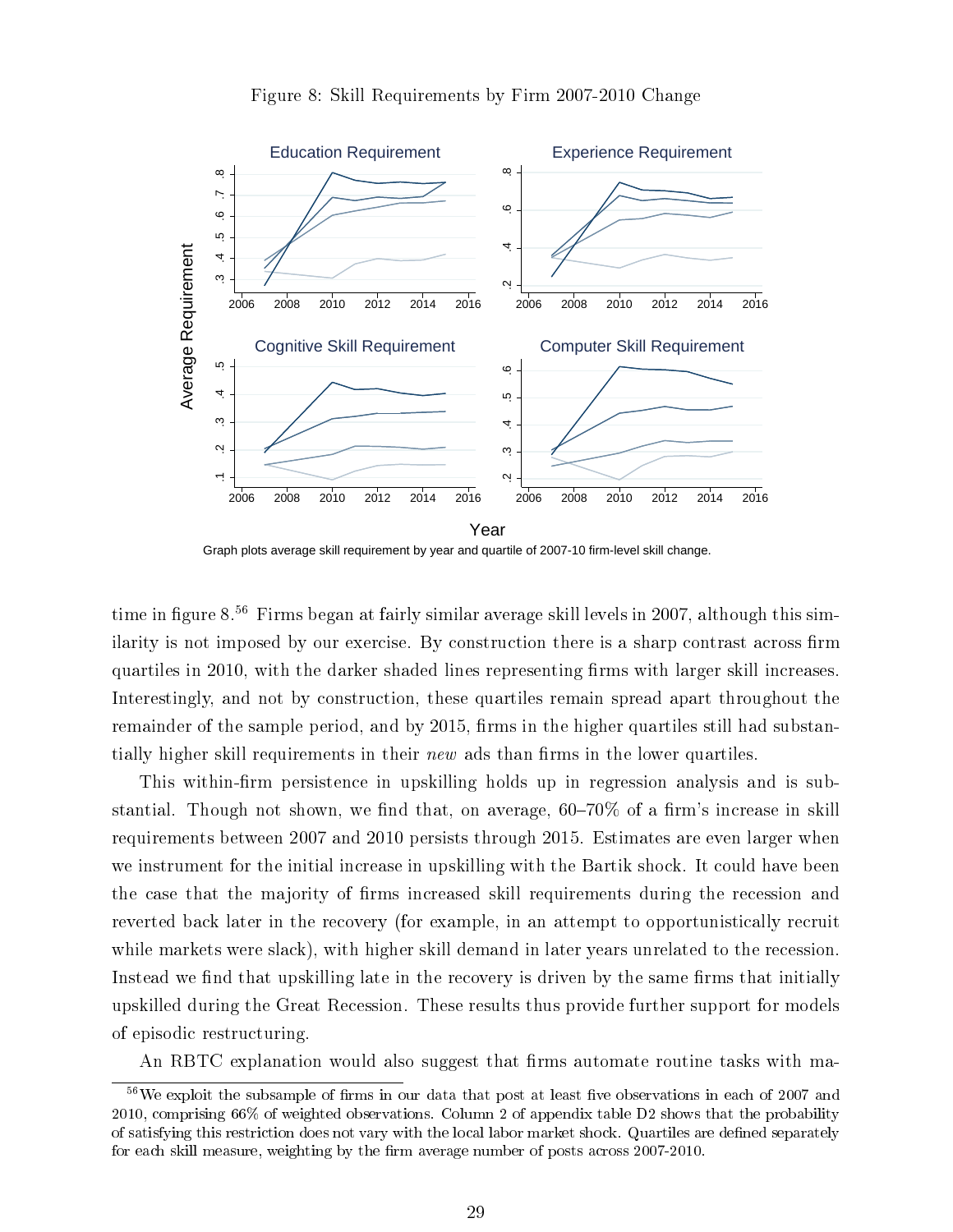Figure 8: Skill Requirements by Firm 2007-2010 Change

Graph plots average skill requirement by year and quartile of 2007-10 firm-level skill change.

time in figure 8.[56] Firms began at fairly similar average skill levels in 2007, although this similarity is not imposed by our exercise. By construction there is a sharp contrast across firm quartiles in 2010, with the darker shaded lines representing firms with larger skill increases. Interestingly, and not by construction, these quartiles remain spread apart throughout the remainder of the sample period, and by 2015, firms in the higher quartiles still had substantially higher skill requirements in their *new* ads than firms in the lower quartiles.

This within-firm persistence in upskilling holds up in regression analysis and is substantial. Though not shown, we find that, on average, 60–70% of a firm's increase in skill requirements between 2007 and 2010 persists through 2015. Estimates are even larger when we instrument for the initial increase in upskilling with the Bartik shock. It could have been the case that the majority of firms increased skill requirements during the recession and reverted back later in the recovery (for example, in an attempt to opportunistically recruit while markets were slack), with higher skill demand in later years unrelated to the recession. Instead we find that upskilling late in the recovery is driven by the same firms that initially upskilled during the Great Recession. These results thus provide further support for models of episodic restructuring.

An RBTC explanation would also suggest that firms automate routine tasks with ma-

[56] We exploit the subsample of firms in our data that post at least five observations in each of 2007 and 2010, comprising 66% of weighted observations. Column 2 of appendix table D2 shows that the probability of satisfying this restriction does not vary with the local labor market shock. Quartiles are defined separately for each skill measure, weighting by the firm average number of posts across 2007-2010.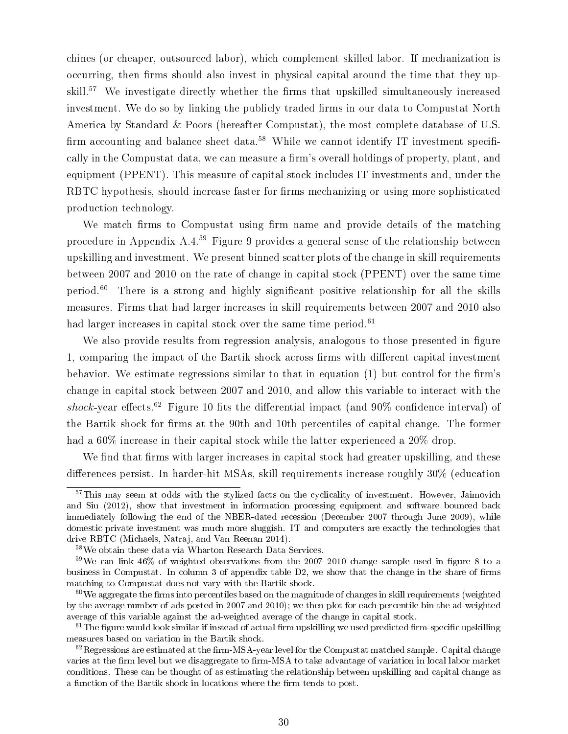chines (or cheaper, outsourced labor), which complement skilled labor. If mechanization is occurring, then firms should also invest in physical capital around the time that they upskill.[57] We investigate directly whether the firms that upskilled simultaneously increased investment. We do so by linking the publicly traded firms in our data to Compustat North America by Standard & Poors (hereafter Compustat), the most complete database of U.S. firm accounting and balance sheet data.[58] While we cannot identify IT investment specifically in the Compustat data, we can measure a firm's overall holdings of property, plant, and equipment (PPENT). This measure of capital stock includes IT investments and, under the RBTC hypothesis, should increase faster for firms mechanizing or using more sophisticated production technology.

We match firms to Compustat using firm name and provide details of the matching procedure in Appendix A.4.[59] Figure 9 provides a general sense of the relationship between upskilling and investment. We present binned scatter plots of the change in skill requirements between 2007 and 2010 on the rate of change in capital stock (PPENT) over the same time period.[60] There is a strong and highly significant positive relationship for all the skills measures. Firms that had larger increases in skill requirements between 2007 and 2010 also had larger increases in capital stock over the same time period.[61]

We also provide results from regression analysis, analogous to those presented in figure 1, comparing the impact of the Bartik shock across firms with different capital investment behavior. We estimate regressions similar to that in equation (1) but control for the firm's change in capital stock between 2007 and 2010, and allow this variable to interact with the *shock*-year effects.[62] Figure 10 fits the differential impact (and 90% confidence interval) of the Bartik shock for firms at the 90th and 10th percentiles of capital change. The former had a 60% increase in their capital stock while the latter experienced a 20% drop.

We find that firms with larger increases in capital stock had greater upskilling, and these differences persist. In harder-hit MSAs, skill requirements increase roughly 30% (education

---

[57] This may seem at odds with the stylized facts on the cyclicality of investment. However, Jaimovich and Siu (2012), show that investment in information processing equipment and software bounced back immediately following the end of the NBER-dated recession (December 2007 through June 2009), while domestic private investment was much more sluggish. IT and computers are exactly the technologies that drive RBTC (Michaels, Natraj, and Van Reenan 2014).

[58] We obtain these data via Wharton Research Data Services.

[59] We can link 46% of weighted observations from the 2007–2010 change sample used in figure 8 to a business in Compustat. In column 3 of appendix table D2, we show that the change in the share of firms matching to Compustat does not vary with the Bartik shock.

[60] We aggregate the firms into percentiles based on the magnitude of changes in skill requirements (weighted by the average number of ads posted in 2007 and 2010); we then plot for each percentile bin the ad-weighted average of this variable against the ad-weighted average of the change in capital stock.

[61] The figure would look similar if instead of actual firm upskilling we used predicted firm-specific upskilling measures based on variation in the Bartik shock.

[62] Regressions are estimated at the firm-MSA-year level for the Compustat matched sample. Capital change varies at the firm level but we disaggregate to firm-MSA to take advantage of variation in local labor market conditions. These can be thought of as estimating the relationship between upskilling and capital change as a function of the Bartik shock in locations where the firm tends to post.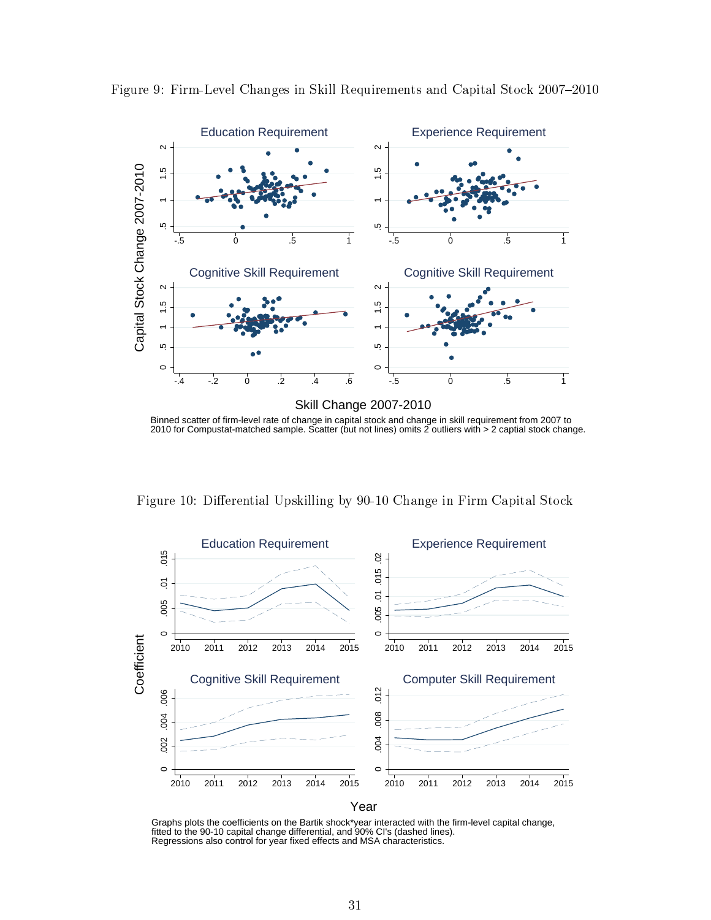Figure 9: Firm-Level Changes in Skill Requirements and Capital Stock 2007–2010

Binned scatter of firm-level rate of change in capital stock and change in skill requirement from 2007 to 2010 for Compustat-matched sample. Scatter (but not lines) omits 2 outliers with > 2 captial stock change.

Figure 10: Differential Upskilling by 90-10 Change in Firm Capital Stock

Graphs plots the coefficients on the Bartik shock*year interacted with the firm-level capital change, fitted to the 90-10 capital change differential, and 90% CI's (dashed lines). Regressions also control for year fixed effects and MSA characteristics.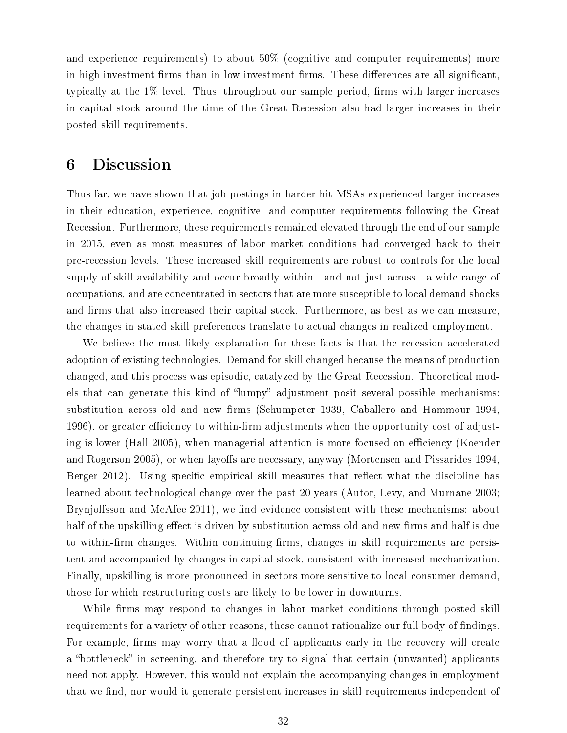and experience requirements) to about 50% (cognitive and computer requirements) more in high-investment firms than in low-investment firms. These differences are all significant, typically at the 1% level. Thus, throughout our sample period, firms with larger increases in capital stock around the time of the Great Recession also had larger increases in their posted skill requirements.

# 6 Discussion

Thus far, we have shown that job postings in harder-hit MSAs experienced larger increases in their education, experience, cognitive, and computer requirements following the Great Recession. Furthermore, these requirements remained elevated through the end of our sample in 2015, even as most measures of labor market conditions had converged back to their pre-recession levels. These increased skill requirements are robust to controls for the local supply of skill availability and occur broadly within—and not just across—a wide range of occupations, and are concentrated in sectors that are more susceptible to local demand shocks and firms that also increased their capital stock. Furthermore, as best as we can measure, the changes in stated skill preferences translate to actual changes in realized employment.

We believe the most likely explanation for these facts is that the recession accelerated adoption of existing technologies. Demand for skill changed because the means of production changed, and this process was episodic, catalyzed by the Great Recession. Theoretical models that can generate this kind of "lumpy" adjustment posit several possible mechanisms: substitution across old and new firms (Schumpeter 1939, Caballero and Hammour 1994, 1996), or greater efficiency to within-firm adjustments when the opportunity cost of adjusting is lower (Hall 2005), when managerial attention is more focused on efficiency (Koender and Rogerson 2005), or when layoffs are necessary, anyway (Mortensen and Pissarides 1994, Berger 2012). Using specific empirical skill measures that reflect what the discipline has learned about technological change over the past 20 years (Autor, Levy, and Murnane 2003; Brynjolfsson and McAfee 2011), we find evidence consistent with these mechanisms: about half of the upskilling effect is driven by substitution across old and new firms and half is due to within-firm changes. Within continuing firms, changes in skill requirements are persistent and accompanied by changes in capital stock, consistent with increased mechanization. Finally, upskilling is more pronounced in sectors more sensitive to local consumer demand, those for which restructuring costs are likely to be lower in downturns.

While firms may respond to changes in labor market conditions through posted skill requirements for a variety of other reasons, these cannot rationalize our full body of findings. For example, firms may worry that a flood of applicants early in the recovery will create a "bottleneck" in screening, and therefore try to signal that certain (unwanted) applicants need not apply. However, this would not explain the accompanying changes in employment that we find, nor would it generate persistent increases in skill requirements independent of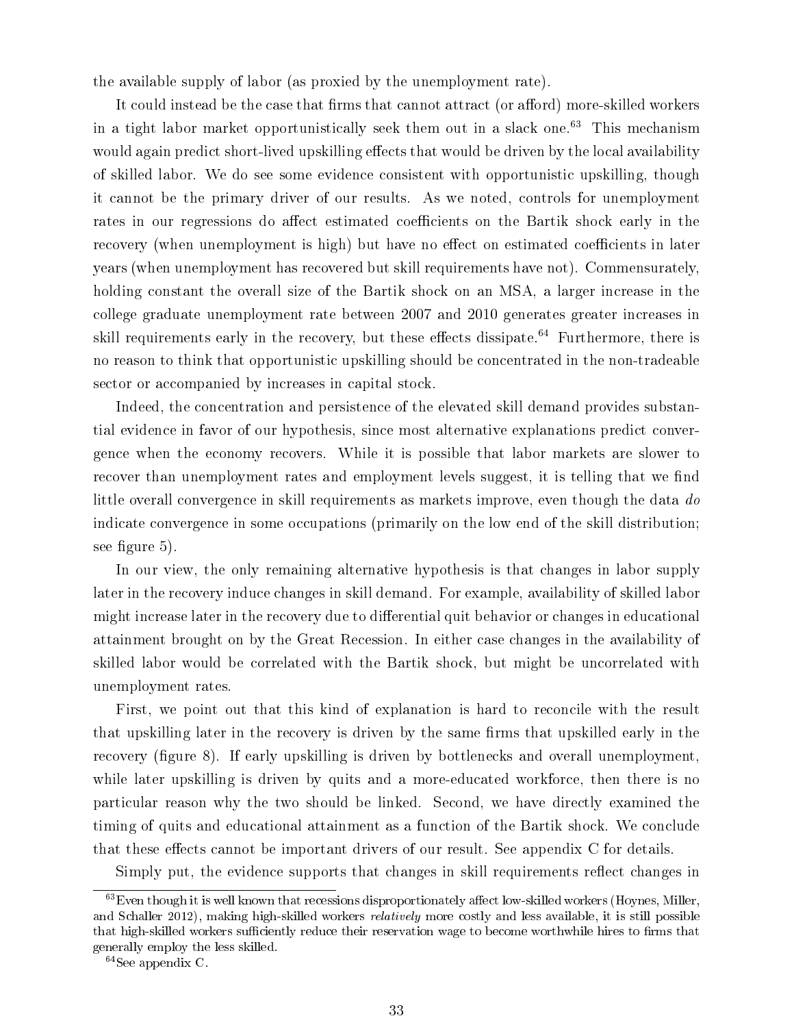the available supply of labor (as proxied by the unemployment rate).

It could instead be the case that firms that cannot attract (or afford) more-skilled workers in a tight labor market opportunistically seek them out in a slack one.[63] This mechanism would again predict short-lived upskilling effects that would be driven by the local availability of skilled labor. We do see some evidence consistent with opportunistic upskilling, though it cannot be the primary driver of our results. As we noted, controls for unemployment rates in our regressions do affect estimated coefficients on the Bartik shock early in the recovery (when unemployment is high) but have no effect on estimated coefficients in later years (when unemployment has recovered but skill requirements have not). Commensurately, holding constant the overall size of the Bartik shock on an MSA, a larger increase in the college graduate unemployment rate between 2007 and 2010 generates greater increases in skill requirements early in the recovery, but these effects dissipate.[64] Furthermore, there is no reason to think that opportunistic upskilling should be concentrated in the non-tradeable sector or accompanied by increases in capital stock.

Indeed, the concentration and persistence of the elevated skill demand provides substantial evidence in favor of our hypothesis, since most alternative explanations predict convergence when the economy recovers. While it is possible that labor markets are slower to recover than unemployment rates and employment levels suggest, it is telling that we find little overall convergence in skill requirements as markets improve, even though the data *do* indicate convergence in some occupations (primarily on the low end of the skill distribution; see figure 5).

In our view, the only remaining alternative hypothesis is that changes in labor supply later in the recovery induce changes in skill demand. For example, availability of skilled labor might increase later in the recovery due to differential quit behavior or changes in educational attainment brought on by the Great Recession. In either case changes in the availability of skilled labor would be correlated with the Bartik shock, but might be uncorrelated with unemployment rates.

First, we point out that this kind of explanation is hard to reconcile with the result that upskilling later in the recovery is driven by the same firms that upskilled early in the recovery (figure 8). If early upskilling is driven by bottlenecks and overall unemployment, while later upskilling is driven by quits and a more-educated workforce, then there is no particular reason why the two should be linked. Second, we have directly examined the timing of quits and educational attainment as a function of the Bartik shock. We conclude that these effects cannot be important drivers of our result. See appendix C for details.

Simply put, the evidence supports that changes in skill requirements reflect changes in

---

[63] Even though it is well known that recessions disproportionately affect low-skilled workers (Hoynes, Miller, and Schaller 2012), making high-skilled workers *relatively* more costly and less available, it is still possible that high-skilled workers sufficiently reduce their reservation wage to become worthwhile hires to firms that generally employ the less skilled.

[64] See appendix C.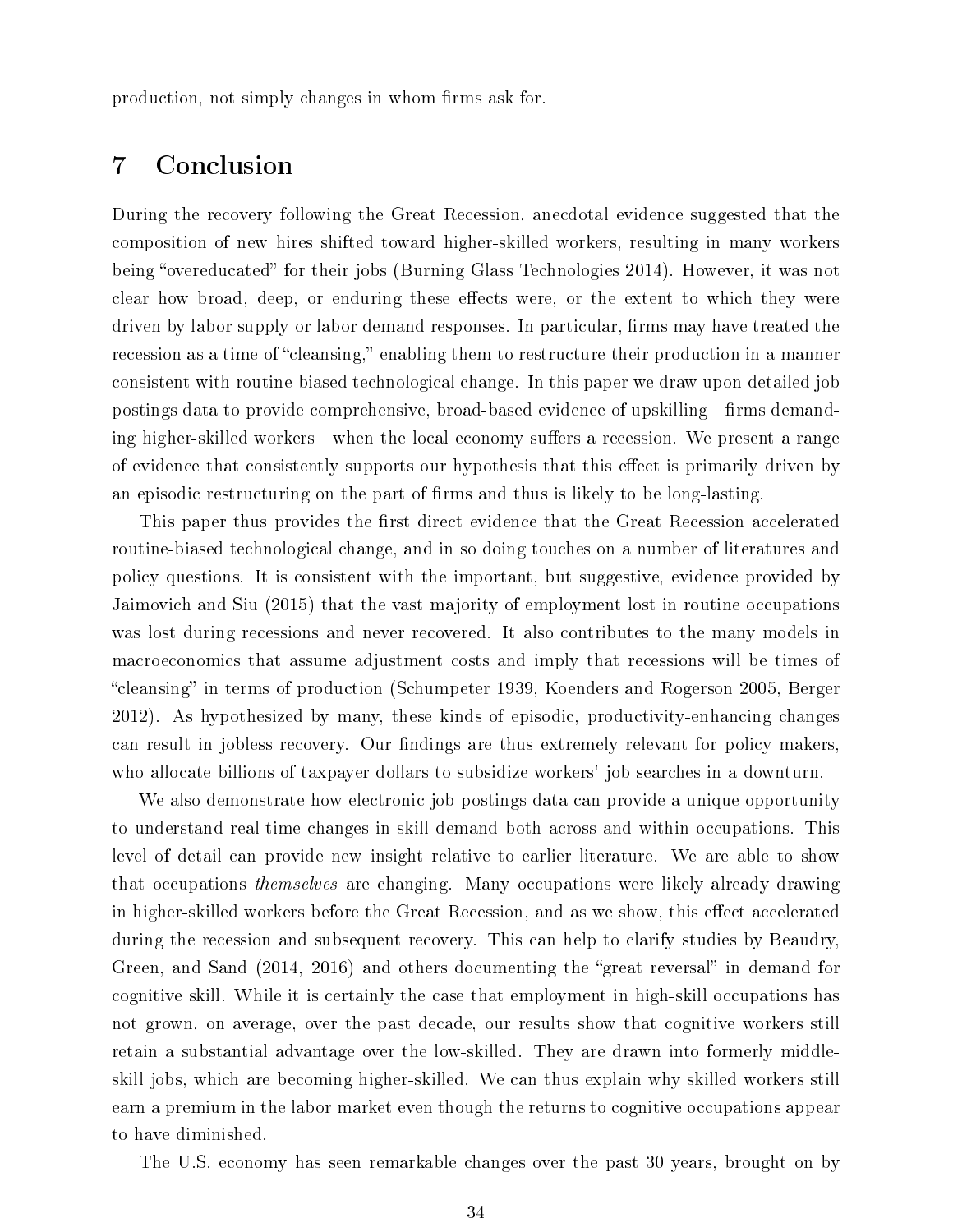production, not simply changes in whom firms ask for.

# 7 Conclusion

During the recovery following the Great Recession, anecdotal evidence suggested that the composition of new hires shifted toward higher-skilled workers, resulting in many workers being "overeducated" for their jobs (Burning Glass Technologies 2014). However, it was not clear how broad, deep, or enduring these effects were, or the extent to which they were driven by labor supply or labor demand responses. In particular, firms may have treated the recession as a time of "cleansing," enabling them to restructure their production in a manner consistent with routine-biased technological change. In this paper we draw upon detailed job postings data to provide comprehensive, broad-based evidence of upskilling—firms demanding higher-skilled workers—when the local economy suffers a recession. We present a range of evidence that consistently supports our hypothesis that this effect is primarily driven by an episodic restructuring on the part of firms and thus is likely to be long-lasting.

This paper thus provides the first direct evidence that the Great Recession accelerated routine-biased technological change, and in so doing touches on a number of literatures and policy questions. It is consistent with the important, but suggestive, evidence provided by Jaimovich and Siu (2015) that the vast majority of employment lost in routine occupations was lost during recessions and never recovered. It also contributes to the many models in macroeconomics that assume adjustment costs and imply that recessions will be times of "cleansing" in terms of production (Schumpeter 1939, Koenders and Rogerson 2005, Berger 2012). As hypothesized by many, these kinds of episodic, productivity-enhancing changes can result in jobless recovery. Our findings are thus extremely relevant for policy makers, who allocate billions of taxpayer dollars to subsidize workers' job searches in a downturn.

We also demonstrate how electronic job postings data can provide a unique opportunity to understand real-time changes in skill demand both across and within occupations. This level of detail can provide new insight relative to earlier literature. We are able to show that occupations *themselves* are changing. Many occupations were likely already drawing in higher-skilled workers before the Great Recession, and as we show, this effect accelerated during the recession and subsequent recovery. This can help to clarify studies by Beaudry, Green, and Sand (2014, 2016) and others documenting the "great reversal" in demand for cognitive skill. While it is certainly the case that employment in high-skill occupations has not grown, on average, over the past decade, our results show that cognitive workers still retain a substantial advantage over the low-skilled. They are drawn into formerly middle-skill jobs, which are becoming higher-skilled. We can thus explain why skilled workers still earn a premium in the labor market even though the returns to cognitive occupations appear to have diminished.

The U.S. economy has seen remarkable changes over the past 30 years, brought on by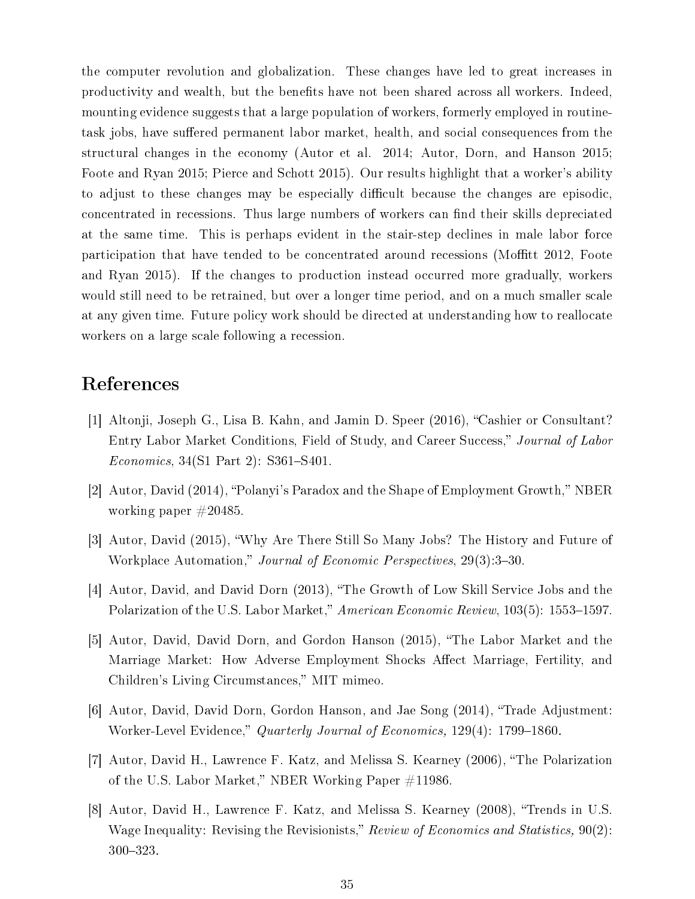the computer revolution and globalization. These changes have led to great increases in productivity and wealth, but the benefits have not been shared across all workers. Indeed, mounting evidence suggests that a large population of workers, formerly employed in routine-task jobs, have suffered permanent labor market, health, and social consequences from the structural changes in the economy (Autor et al. 2014; Autor, Dorn, and Hanson 2015; Foote and Ryan 2015; Pierce and Schott 2015). Our results highlight that a worker's ability to adjust to these changes may be especially difficult because the changes are episodic, concentrated in recessions. Thus large numbers of workers can find their skills depreciated at the same time. This is perhaps evident in the stair-step declines in male labor force participation that have tended to be concentrated around recessions (Moffitt 2012, Foote and Ryan 2015). If the changes to production instead occurred more gradually, workers would still need to be retrained, but over a longer time period, and on a much smaller scale at any given time. Future policy work should be directed at understanding how to reallocate workers on a large scale following a recession.

# References

[1] Altonji, Joseph G., Lisa B. Kahn, and Jamin D. Speer (2016), "Cashier or Consultant? Entry Labor Market Conditions, Field of Study, and Career Success," *Journal of Labor Economics*, 34(S1 Part 2): S361–S401.

[2] Autor, David (2014), "Polanyi's Paradox and the Shape of Employment Growth," NBER working paper #20485.

[3] Autor, David (2015), "Why Are There Still So Many Jobs? The History and Future of Workplace Automation," *Journal of Economic Perspectives*, 29(3):3–30.

[4] Autor, David, and David Dorn (2013), "The Growth of Low Skill Service Jobs and the Polarization of the U.S. Labor Market," *American Economic Review*, 103(5): 1553–1597.

[5] Autor, David, David Dorn, and Gordon Hanson (2015), "The Labor Market and the Marriage Market: How Adverse Employment Shocks Affect Marriage, Fertility, and Children's Living Circumstances," MIT mimeo.

[6] Autor, David, David Dorn, Gordon Hanson, and Jae Song (2014), "Trade Adjustment: Worker-Level Evidence," *Quarterly Journal of Economics,* 129(4): 1799–1860.

[7] Autor, David H., Lawrence F. Katz, and Melissa S. Kearney (2006), "The Polarization of the U.S. Labor Market," NBER Working Paper #11986.

[8] Autor, David H., Lawrence F. Katz, and Melissa S. Kearney (2008), "Trends in U.S. Wage Inequality: Revising the Revisionists," *Review of Economics and Statistics,* 90(2): 300–323.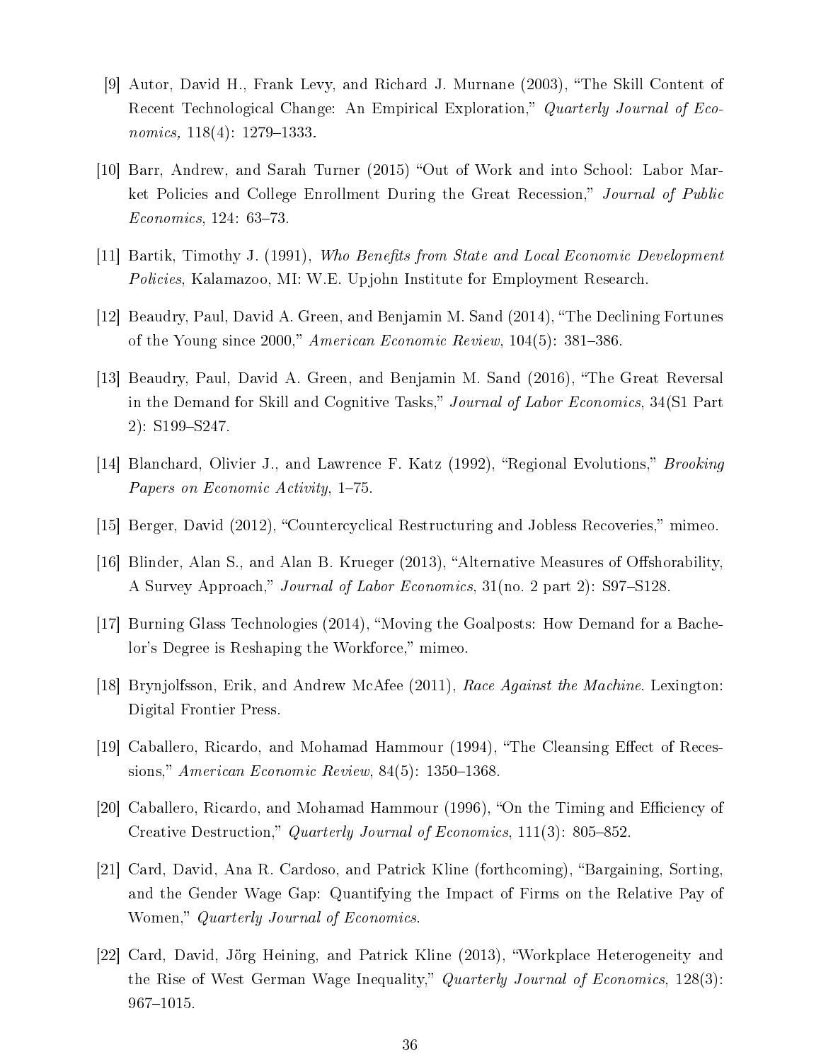[9] Autor, David H., Frank Levy, and Richard J. Murnane (2003), "The Skill Content of Recent Technological Change: An Empirical Exploration," *Quarterly Journal of Economics,* 118(4): 1279–1333.

[10] Barr, Andrew, and Sarah Turner (2015) "Out of Work and into School: Labor Market Policies and College Enrollment During the Great Recession," *Journal of Public Economics*, 124: 63–73.

[11] Bartik, Timothy J. (1991), *Who Benefits from State and Local Economic Development Policies*, Kalamazoo, MI: W.E. Upjohn Institute for Employment Research.

[12] Beaudry, Paul, David A. Green, and Benjamin M. Sand (2014), "The Declining Fortunes of the Young since 2000," *American Economic Review*, 104(5): 381–386.

[13] Beaudry, Paul, David A. Green, and Benjamin M. Sand (2016), "The Great Reversal in the Demand for Skill and Cognitive Tasks," *Journal of Labor Economics*, 34(S1 Part 2): S199–S247.

[14] Blanchard, Olivier J., and Lawrence F. Katz (1992), "Regional Evolutions," *Brooking Papers on Economic Activity*, 1–75.

[15] Berger, David (2012), "Countercyclical Restructuring and Jobless Recoveries," mimeo.

[16] Blinder, Alan S., and Alan B. Krueger (2013), "Alternative Measures of Offshorability, A Survey Approach," *Journal of Labor Economics*, 31(no. 2 part 2): S97–S128.

[17] Burning Glass Technologies (2014), "Moving the Goalposts: How Demand for a Bachelor's Degree is Reshaping the Workforce," mimeo.

[18] Brynjolfsson, Erik, and Andrew McAfee (2011), *Race Against the Machine*. Lexington: Digital Frontier Press.

[19] Caballero, Ricardo, and Mohamad Hammour (1994), "The Cleansing Effect of Recessions," *American Economic Review*, 84(5): 1350–1368.

[20] Caballero, Ricardo, and Mohamad Hammour (1996), "On the Timing and Efficiency of Creative Destruction," *Quarterly Journal of Economics*, 111(3): 805–852.

[21] Card, David, Ana R. Cardoso, and Patrick Kline (forthcoming), "Bargaining, Sorting, and the Gender Wage Gap: Quantifying the Impact of Firms on the Relative Pay of Women," *Quarterly Journal of Economics*.

[22] Card, David, Jörg Heining, and Patrick Kline (2013), "Workplace Heterogeneity and the Rise of West German Wage Inequality," *Quarterly Journal of Economics*, 128(3): 967–1015.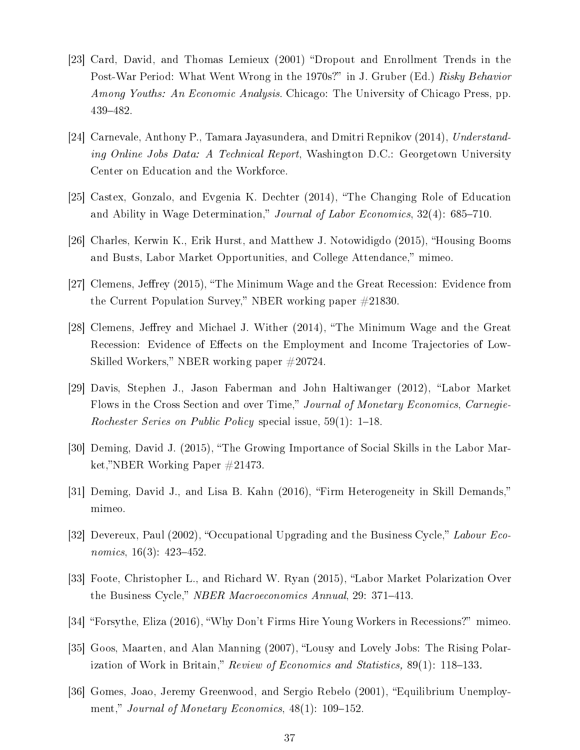[23] Card, David, and Thomas Lemieux (2001) "Dropout and Enrollment Trends in the Post-War Period: What Went Wrong in the 1970s?" in J. Gruber (Ed.) *Risky Behavior Among Youths: An Economic Analysis*. Chicago: The University of Chicago Press, pp. 439–482.

[24] Carnevale, Anthony P., Tamara Jayasundera, and Dmitri Repnikov (2014), *Understanding Online Jobs Data: A Technical Report*, Washington D.C.: Georgetown University Center on Education and the Workforce.

[25] Castex, Gonzalo, and Evgenia K. Dechter (2014), "The Changing Role of Education and Ability in Wage Determination," *Journal of Labor Economics*, 32(4): 685–710.

[26] Charles, Kerwin K., Erik Hurst, and Matthew J. Notowidigdo (2015), "Housing Booms and Busts, Labor Market Opportunities, and College Attendance," mimeo.

[27] Clemens, Jeffrey (2015), "The Minimum Wage and the Great Recession: Evidence from the Current Population Survey," NBER working paper #21830.

[28] Clemens, Jeffrey and Michael J. Wither (2014), "The Minimum Wage and the Great Recession: Evidence of Effects on the Employment and Income Trajectories of Low-Skilled Workers," NBER working paper #20724.

[29] Davis, Stephen J., Jason Faberman and John Haltiwanger (2012), "Labor Market Flows in the Cross Section and over Time," *Journal of Monetary Economics*, *Carnegie-Rochester Series on Public Policy* special issue, 59(1): 1–18.

[30] Deming, David J. (2015), "The Growing Importance of Social Skills in the Labor Market,"NBER Working Paper #21473.

[31] Deming, David J., and Lisa B. Kahn (2016), "Firm Heterogeneity in Skill Demands," mimeo.

[32] Devereux, Paul (2002), "Occupational Upgrading and the Business Cycle," *Labour Economics*, 16(3): 423–452.

[33] Foote, Christopher L., and Richard W. Ryan (2015), "Labor Market Polarization Over the Business Cycle," *NBER Macroeconomics Annual*, 29: 371–413.

[34] "Forsythe, Eliza (2016), "Why Don't Firms Hire Young Workers in Recessions?" mimeo.

[35] Goos, Maarten, and Alan Manning (2007), "Lousy and Lovely Jobs: The Rising Polarization of Work in Britain," *Review of Economics and Statistics,* 89(1): 118–133.

[36] Gomes, Joao, Jeremy Greenwood, and Sergio Rebelo (2001), "Equilibrium Unemployment," *Journal of Monetary Economics*, 48(1): 109–152.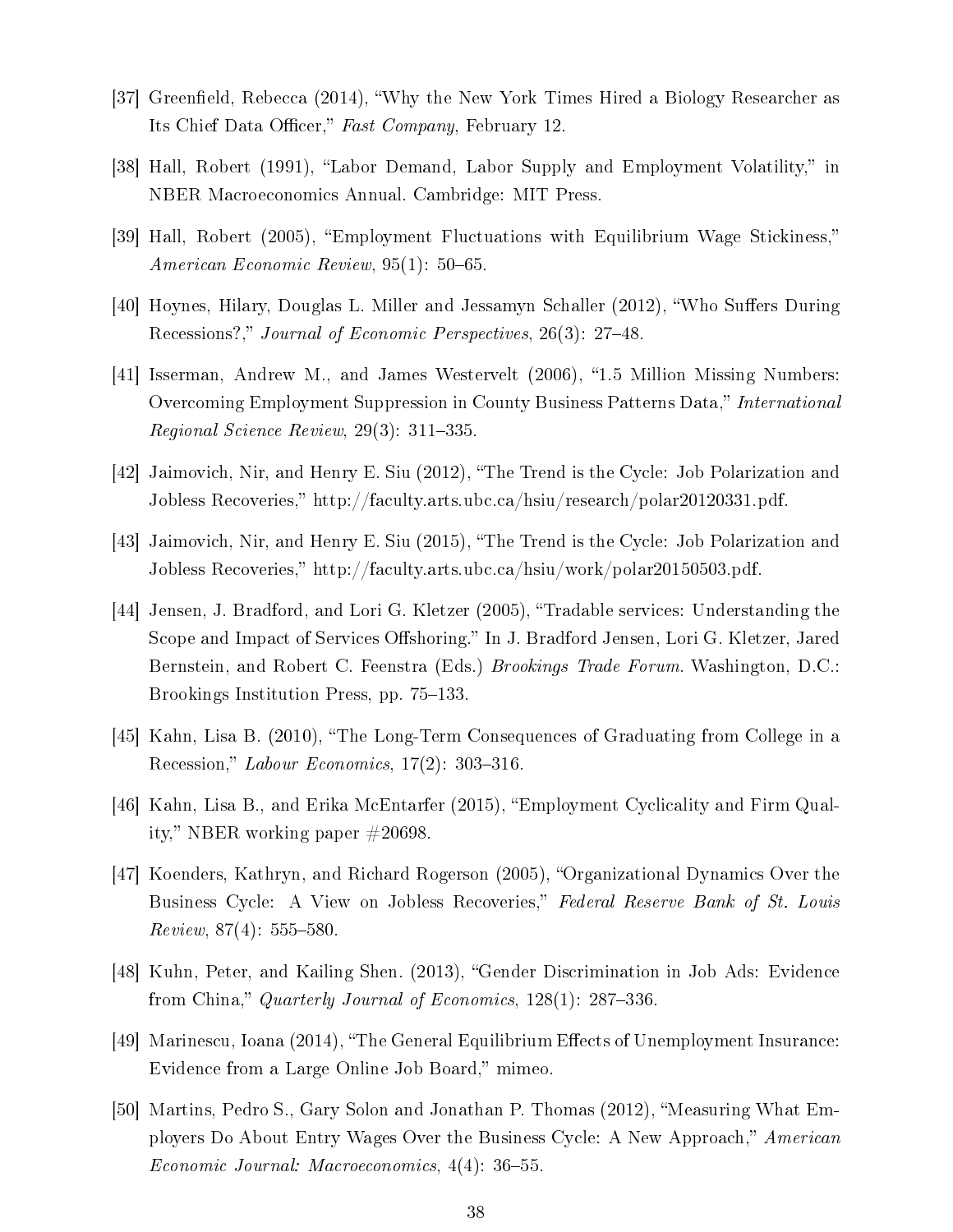[37] Greenfield, Rebecca (2014), "Why the New York Times Hired a Biology Researcher as Its Chief Data Officer," *Fast Company*, February 12.

[38] Hall, Robert (1991), "Labor Demand, Labor Supply and Employment Volatility," in NBER Macroeconomics Annual. Cambridge: MIT Press.

[39] Hall, Robert (2005), "Employment Fluctuations with Equilibrium Wage Stickiness," *American Economic Review*, 95(1): 50–65.

[40] Hoynes, Hilary, Douglas L. Miller and Jessamyn Schaller (2012), "Who Suffers During Recessions?," *Journal of Economic Perspectives*, 26(3): 27–48.

[41] Isserman, Andrew M., and James Westervelt (2006), "1.5 Million Missing Numbers: Overcoming Employment Suppression in County Business Patterns Data," *International Regional Science Review*, 29(3): 311–335.

[42] Jaimovich, Nir, and Henry E. Siu (2012), "The Trend is the Cycle: Job Polarization and Jobless Recoveries," http://faculty.arts.ubc.ca/hsiu/research/polar20120331.pdf.

[43] Jaimovich, Nir, and Henry E. Siu (2015), "The Trend is the Cycle: Job Polarization and Jobless Recoveries," http://faculty.arts.ubc.ca/hsiu/work/polar20150503.pdf.

[44] Jensen, J. Bradford, and Lori G. Kletzer (2005), "Tradable services: Understanding the Scope and Impact of Services Offshoring." In J. Bradford Jensen, Lori G. Kletzer, Jared Bernstein, and Robert C. Feenstra (Eds.) *Brookings Trade Forum*. Washington, D.C.: Brookings Institution Press, pp. 75–133.

[45] Kahn, Lisa B. (2010), "The Long-Term Consequences of Graduating from College in a Recession," *Labour Economics*, 17(2): 303–316.

[46] Kahn, Lisa B., and Erika McEntarfer (2015), "Employment Cyclicality and Firm Quality," NBER working paper #20698.

[47] Koenders, Kathryn, and Richard Rogerson (2005), "Organizational Dynamics Over the Business Cycle: A View on Jobless Recoveries," *Federal Reserve Bank of St. Louis Review*, 87(4): 555–580.

[48] Kuhn, Peter, and Kailing Shen. (2013), "Gender Discrimination in Job Ads: Evidence from China," *Quarterly Journal of Economics*, 128(1): 287–336.

[49] Marinescu, Ioana (2014), "The General Equilibrium Effects of Unemployment Insurance: Evidence from a Large Online Job Board," mimeo.

[50] Martins, Pedro S., Gary Solon and Jonathan P. Thomas (2012), "Measuring What Employers Do About Entry Wages Over the Business Cycle: A New Approach," *American Economic Journal: Macroeconomics*, 4(4): 36–55.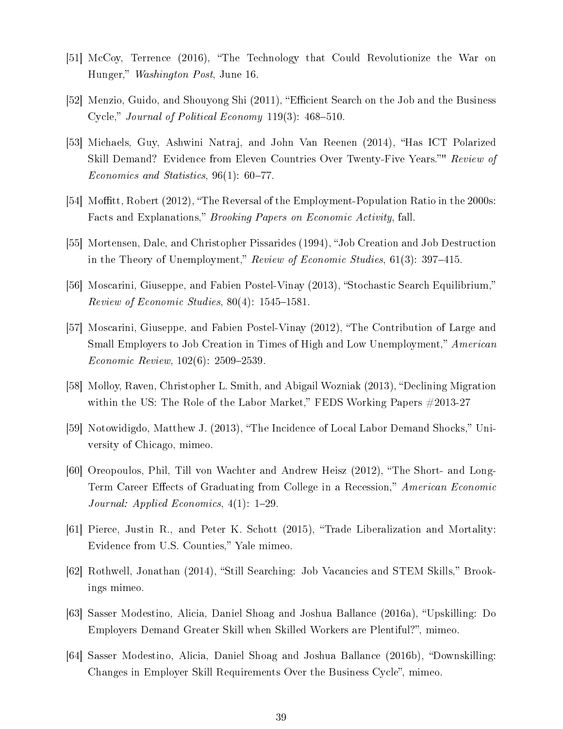[51] McCoy, Terrence (2016), "The Technology that Could Revolutionize the War on Hunger," *Washington Post*, June 16.

[52] Menzio, Guido, and Shouyong Shi (2011), "Efficient Search on the Job and the Business Cycle," *Journal of Political Economy* 119(3): 468–510.

[53] Michaels, Guy, Ashwini Natraj, and John Van Reenen (2014), "Has ICT Polarized Skill Demand? Evidence from Eleven Countries Over Twenty-Five Years."" *Review of Economics and Statistics*, 96(1): 60–77.

[54] Moffitt, Robert (2012), "The Reversal of the Employment-Population Ratio in the 2000s: Facts and Explanations," *Brooking Papers on Economic Activity*, fall.

[55] Mortensen, Dale, and Christopher Pissarides (1994), "Job Creation and Job Destruction in the Theory of Unemployment," *Review of Economic Studies*, 61(3): 397–415.

[56] Moscarini, Giuseppe, and Fabien Postel-Vinay (2013), "Stochastic Search Equilibrium," *Review of Economic Studies*, 80(4): 1545–1581.

[57] Moscarini, Giuseppe, and Fabien Postel-Vinay (2012), "The Contribution of Large and Small Employers to Job Creation in Times of High and Low Unemployment," *American Economic Review*, 102(6): 2509–2539.

[58] Molloy, Raven, Christopher L. Smith, and Abigail Wozniak (2013), "Declining Migration within the US: The Role of the Labor Market," FEDS Working Papers #2013-27

[59] Notowidigdo, Matthew J. (2013), "The Incidence of Local Labor Demand Shocks," University of Chicago, mimeo.

[60] Oreopoulos, Phil, Till von Wachter and Andrew Heisz (2012), "The Short- and Long-Term Career Effects of Graduating from College in a Recession," *American Economic Journal: Applied Economics*, 4(1): 1–29.

[61] Pierce, Justin R., and Peter K. Schott (2015), "Trade Liberalization and Mortality: Evidence from U.S. Counties," Yale mimeo.

[62] Rothwell, Jonathan (2014), "Still Searching: Job Vacancies and STEM Skills," Brookings mimeo.

[63] Sasser Modestino, Alicia, Daniel Shoag and Joshua Ballance (2016a), "Upskilling: Do Employers Demand Greater Skill when Skilled Workers are Plentiful?", mimeo.

[64] Sasser Modestino, Alicia, Daniel Shoag and Joshua Ballance (2016b), "Downskilling: Changes in Employer Skill Requirements Over the Business Cycle", mimeo.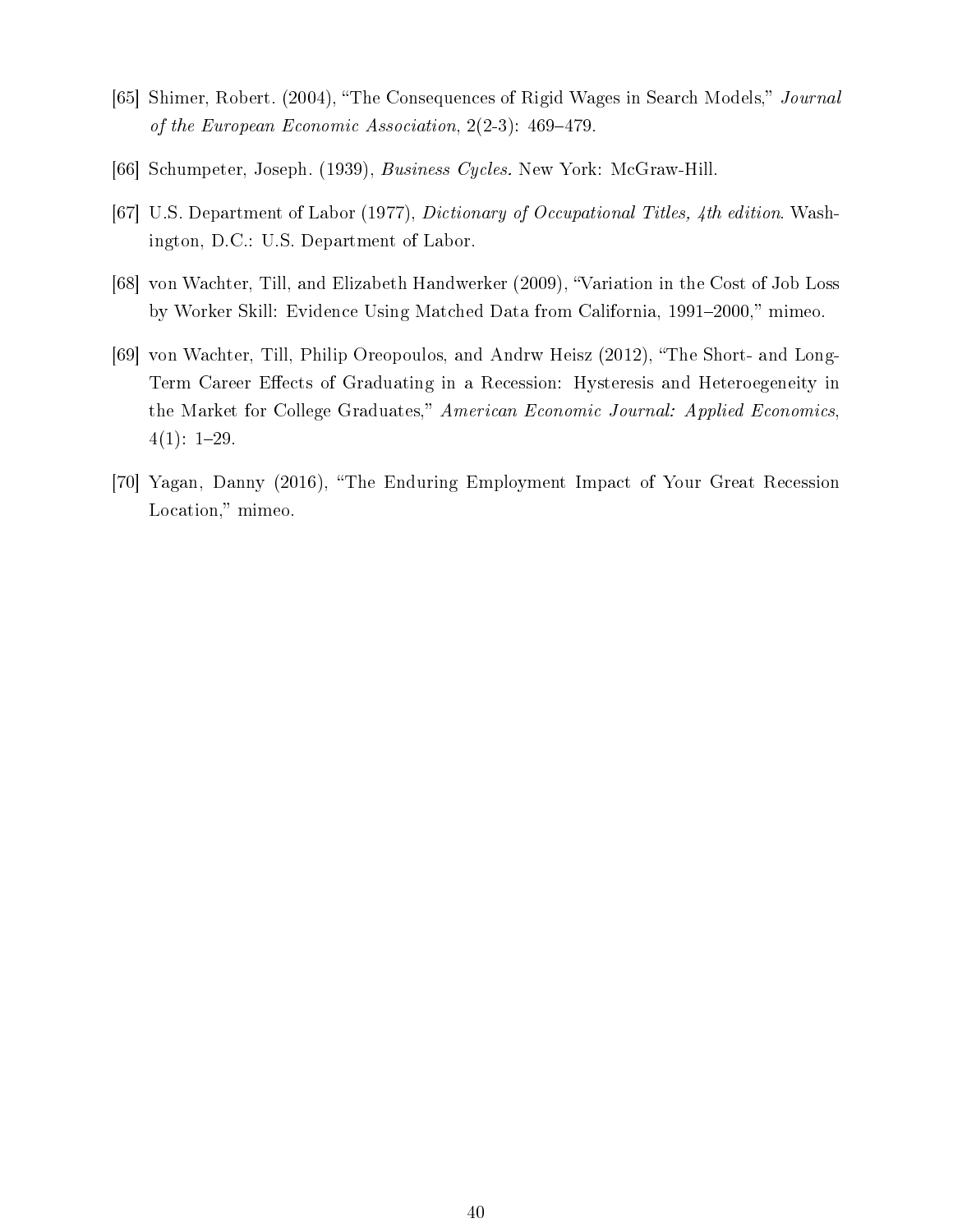[65] Shimer, Robert. (2004), "The Consequences of Rigid Wages in Search Models," *Journal of the European Economic Association*, 2(2-3): 469–479.

[66] Schumpeter, Joseph. (1939), *Business Cycles*. New York: McGraw-Hill.

[67] U.S. Department of Labor (1977), *Dictionary of Occupational Titles, 4th edition*. Washington, D.C.: U.S. Department of Labor.

[68] von Wachter, Till, and Elizabeth Handwerker (2009), "Variation in the Cost of Job Loss by Worker Skill: Evidence Using Matched Data from California, 1991–2000," mimeo.

[69] von Wachter, Till, Philip Oreopoulos, and Andrw Heisz (2012), "The Short- and Long-Term Career Effects of Graduating in a Recession: Hysteresis and Heteroegeneity in the Market for College Graduates," *American Economic Journal: Applied Economics*, 4(1): 1–29.

[70] Yagan, Danny (2016), "The Enduring Employment Impact of Your Great Recession Location," mimeo.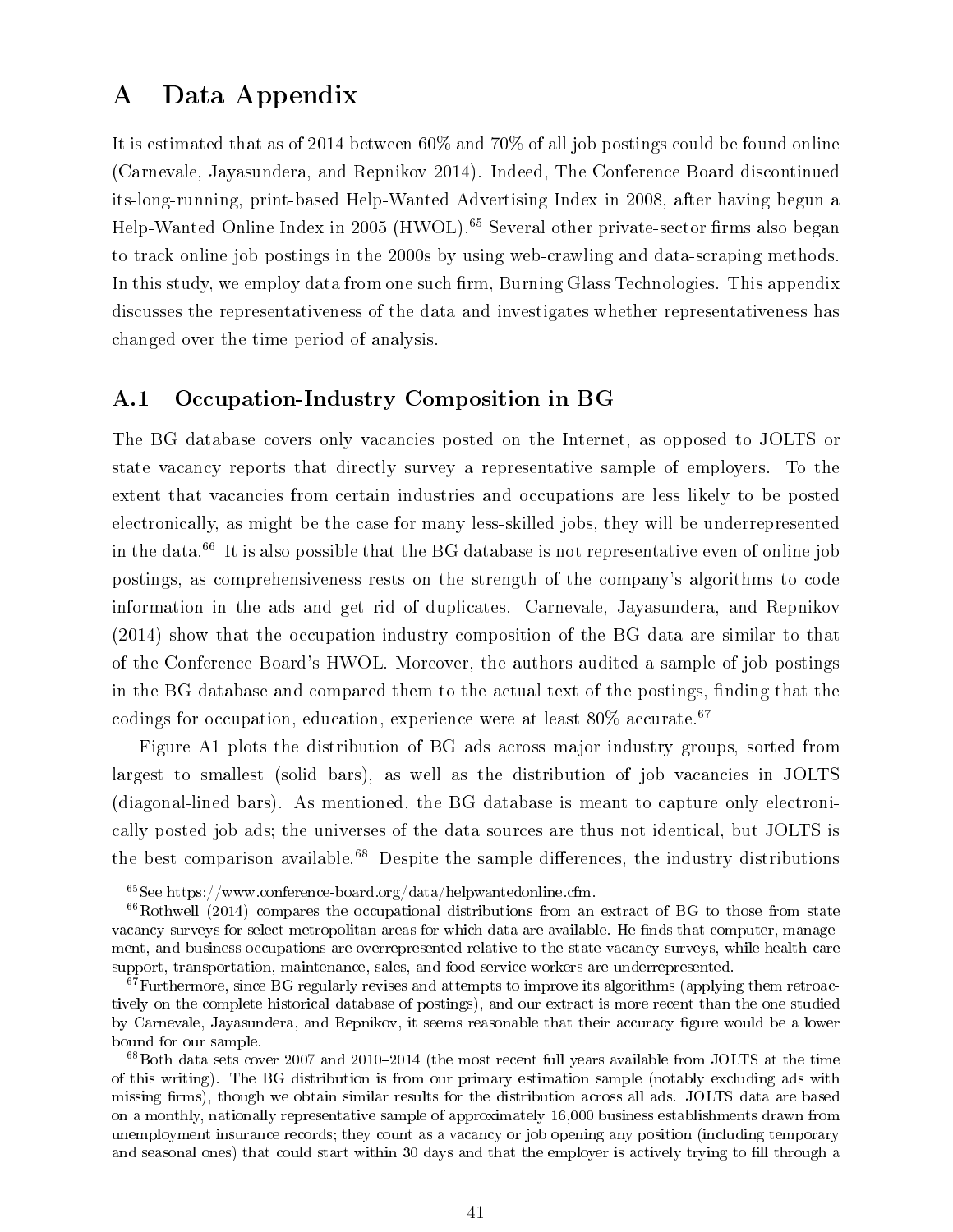# A Data Appendix

It is estimated that as of 2014 between 60% and 70% of all job postings could be found online (Carnevale, Jayasundera, and Repnikov 2014). Indeed, The Conference Board discontinued its-long-running, print-based Help-Wanted Advertising Index in 2008, after having begun a Help-Wanted Online Index in 2005 (HWOL).[65] Several other private-sector firms also began to track online job postings in the 2000s by using web-crawling and data-scraping methods. In this study, we employ data from one such firm, Burning Glass Technologies. This appendix discusses the representativeness of the data and investigates whether representativeness has changed over the time period of analysis.

## A.1 Occupation-Industry Composition in BG

The BG database covers only vacancies posted on the Internet, as opposed to JOLTS or state vacancy reports that directly survey a representative sample of employers. To the extent that vacancies from certain industries and occupations are less likely to be posted electronically, as might be the case for many less-skilled jobs, they will be underrepresented in the data.[66] It is also possible that the BG database is not representative even of online job postings, as comprehensiveness rests on the strength of the company's algorithms to code information in the ads and get rid of duplicates. Carnevale, Jayasundera, and Repnikov (2014) show that the occupation-industry composition of the BG data are similar to that of the Conference Board's HWOL. Moreover, the authors audited a sample of job postings in the BG database and compared them to the actual text of the postings, finding that the codings for occupation, education, experience were at least 80% accurate.[67]

Figure A1 plots the distribution of BG ads across major industry groups, sorted from largest to smallest (solid bars), as well as the distribution of job vacancies in JOLTS (diagonal-lined bars). As mentioned, the BG database is meant to capture only electronically posted job ads; the universes of the data sources are thus not identical, but JOLTS is the best comparison available.[68] Despite the sample differences, the industry distributions

[65] See https://www.conference-board.org/data/helpwantedonline.cfm.

[66] Rothwell (2014) compares the occupational distributions from an extract of BG to those from state vacancy surveys for select metropolitan areas for which data are available. He finds that computer, management, and business occupations are overrepresented relative to the state vacancy surveys, while health care support, transportation, maintenance, sales, and food service workers are underrepresented.

[67] Furthermore, since BG regularly revises and attempts to improve its algorithms (applying them retroactively on the complete historical database of postings), and our extract is more recent than the one studied by Carnevale, Jayasundera, and Repnikov, it seems reasonable that their accuracy figure would be a lower bound for our sample.

[68] Both data sets cover 2007 and 2010–2014 (the most recent full years available from JOLTS at the time of this writing). The BG distribution is from our primary estimation sample (notably excluding ads with missing firms), though we obtain similar results for the distribution across all ads. JOLTS data are based on a monthly, nationally representative sample of approximately 16,000 business establishments drawn from unemployment insurance records; they count as a vacancy or job opening any position (including temporary and seasonal ones) that could start within 30 days and that the employer is actively trying to fill through a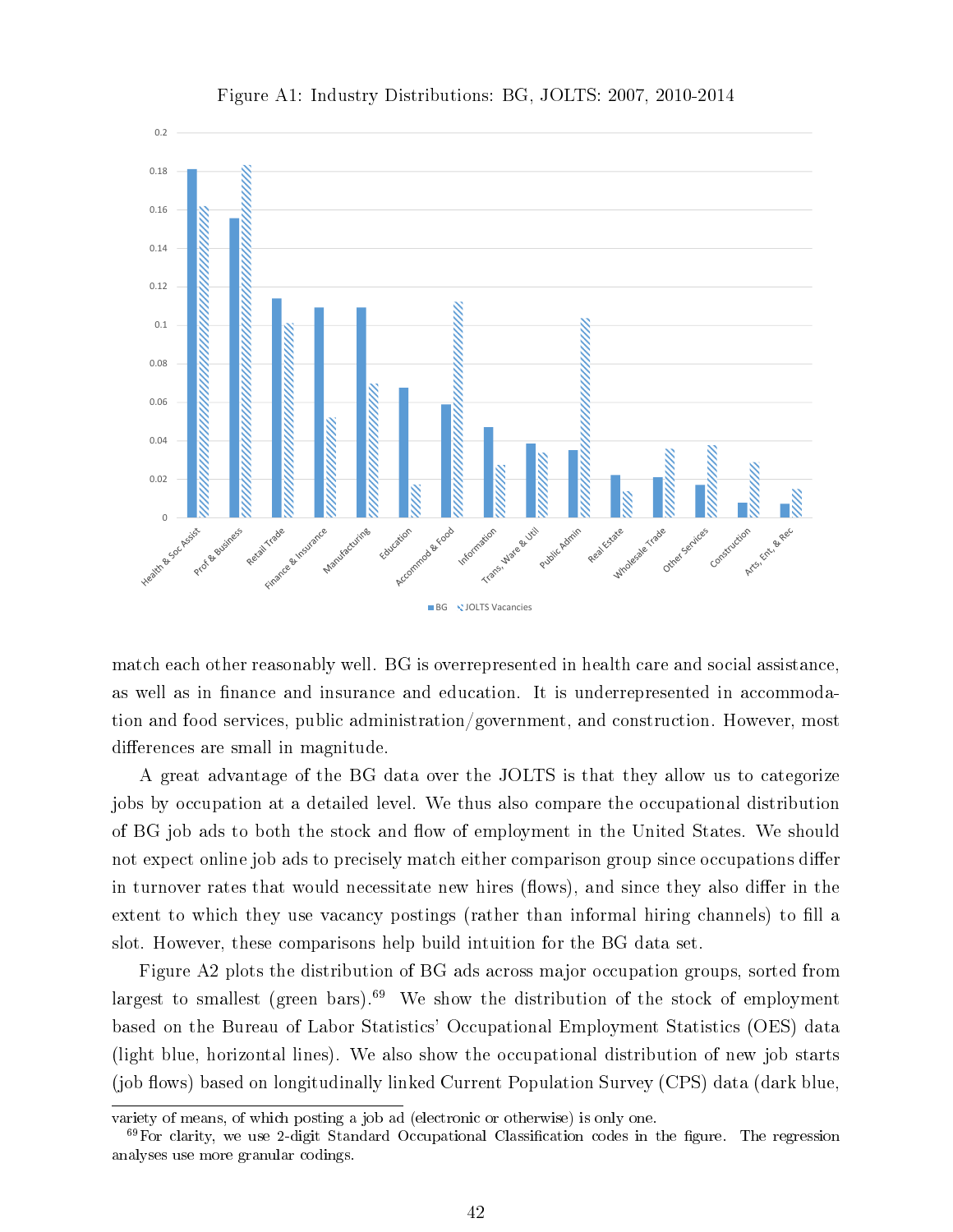Figure A1: Industry Distributions: BG, JOLTS: 2007, 2010-2014

match each other reasonably well. BG is overrepresented in health care and social assistance, as well as in finance and insurance and education. It is underrepresented in accommodation and food services, public administration/government, and construction. However, most differences are small in magnitude.

A great advantage of the BG data over the JOLTS is that they allow us to categorize jobs by occupation at a detailed level. We thus also compare the occupational distribution of BG job ads to both the stock and flow of employment in the United States. We should not expect online job ads to precisely match either comparison group since occupations differ in turnover rates that would necessitate new hires (flows), and since they also differ in the extent to which they use vacancy postings (rather than informal hiring channels) to fill a slot. However, these comparisons help build intuition for the BG data set.

Figure A2 plots the distribution of BG ads across major occupation groups, sorted from largest to smallest (green bars).[69] We show the distribution of the stock of employment based on the Bureau of Labor Statistics' Occupational Employment Statistics (OES) data (light blue, horizontal lines). We also show the occupational distribution of new job starts (job flows) based on longitudinally linked Current Population Survey (CPS) data (dark blue,

variety of means, of which posting a job ad (electronic or otherwise) is only one.

[69] For clarity, we use 2-digit Standard Occupational Classification codes in the figure. The regression analyses use more granular codings.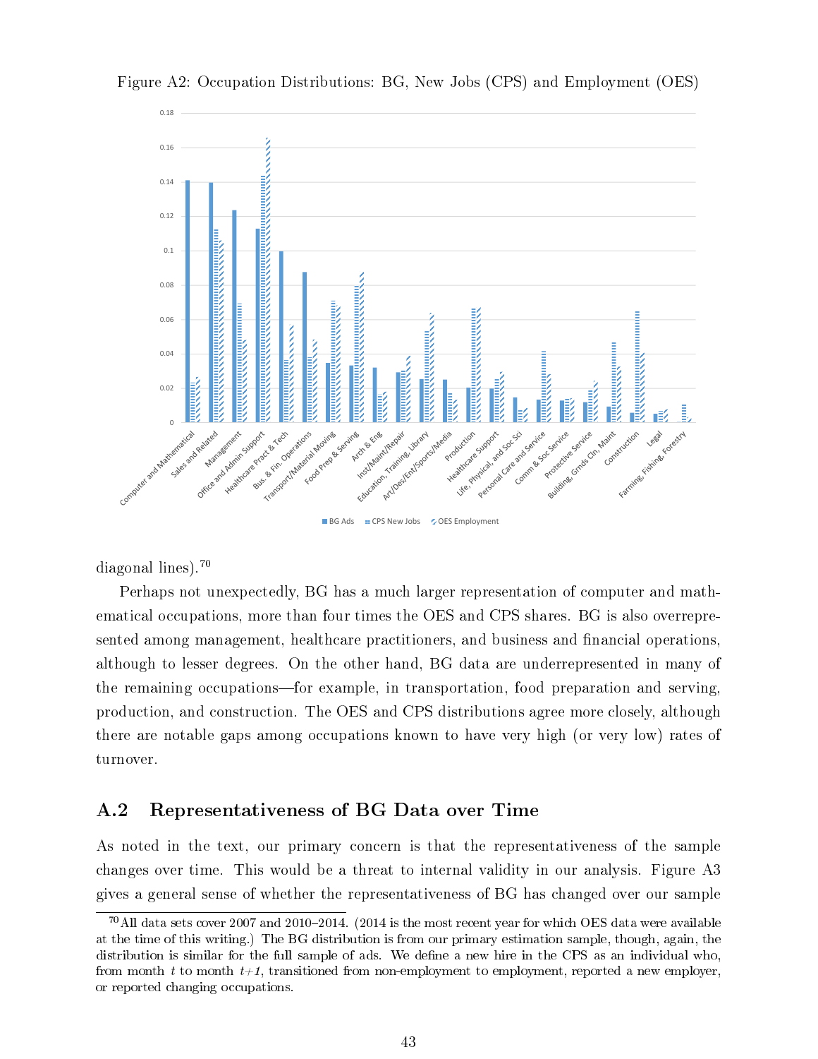Figure A2: Occupation Distributions: BG, New Jobs (CPS) and Employment (OES)

diagonal lines).[70]

Perhaps not unexpectedly, BG has a much larger representation of computer and mathematical occupations, more than four times the OES and CPS shares. BG is also overrepresented among management, healthcare practitioners, and business and financial operations, although to lesser degrees. On the other hand, BG data are underrepresented in many of the remaining occupations—for example, in transportation, food preparation and serving, production, and construction. The OES and CPS distributions agree more closely, although there are notable gaps among occupations known to have very high (or very low) rates of turnover.

## A.2 Representativeness of BG Data over Time

As noted in the text, our primary concern is that the representativeness of the sample changes over time. This would be a threat to internal validity in our analysis. Figure A3 gives a general sense of whether the representativeness of BG has changed over our sample

[70] All data sets cover 2007 and 2010–2014. (2014 is the most recent year for which OES data were available at the time of this writing.) The BG distribution is from our primary estimation sample, though, again, the distribution is similar for the full sample of ads. We define a new hire in the CPS as an individual who, from month $t$ to month $t$+1, transitioned from non-employment to employment, reported a new employer, or reported changing occupations.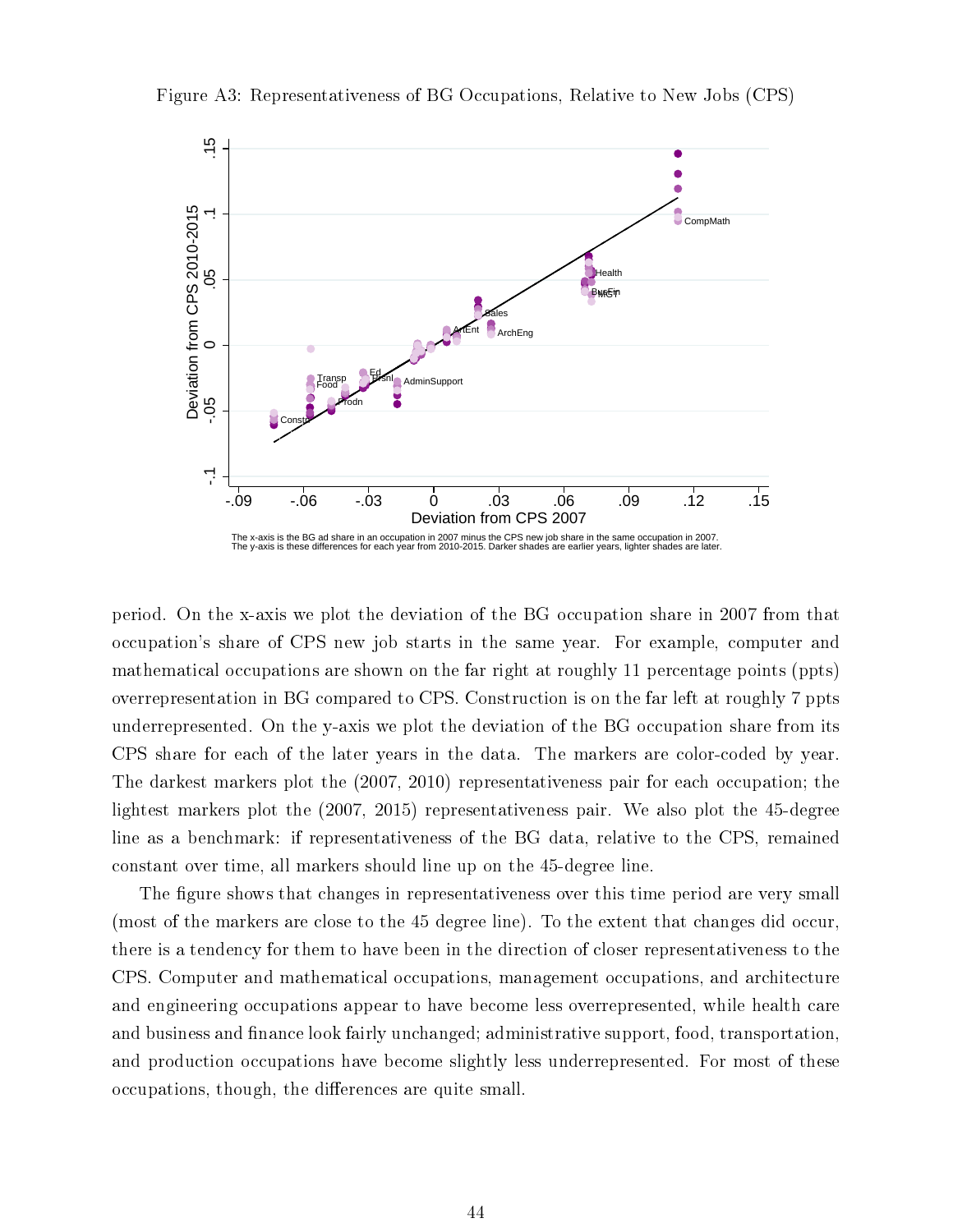Figure A3: Representativeness of BG Occupations, Relative to New Jobs (CPS)

The x-axis is the BG ad share in an occupation in 2007 minus the CPS new job share in the same occupation in 2007.
The y-axis is these differences for each year from 2010-2015. Darker shades are earlier years, lighter shades are later.

period. On the x-axis we plot the deviation of the BG occupation share in 2007 from that occupation's share of CPS new job starts in the same year. For example, computer and mathematical occupations are shown on the far right at roughly 11 percentage points (ppts) overrepresentation in BG compared to CPS. Construction is on the far left at roughly 7 ppts underrepresented. On the y-axis we plot the deviation of the BG occupation share from its CPS share for each of the later years in the data. The markers are color-coded by year. The darkest markers plot the (2007, 2010) representativeness pair for each occupation; the lightest markers plot the (2007, 2015) representativeness pair. We also plot the 45-degree line as a benchmark: if representativeness of the BG data, relative to the CPS, remained constant over time, all markers should line up on the 45-degree line.

The figure shows that changes in representativeness over this time period are very small (most of the markers are close to the 45 degree line). To the extent that changes did occur, there is a tendency for them to have been in the direction of closer representativeness to the CPS. Computer and mathematical occupations, management occupations, and architecture and engineering occupations appear to have become less overrepresented, while health care and business and finance look fairly unchanged; administrative support, food, transportation, and production occupations have become slightly less underrepresented. For most of these occupations, though, the differences are quite small.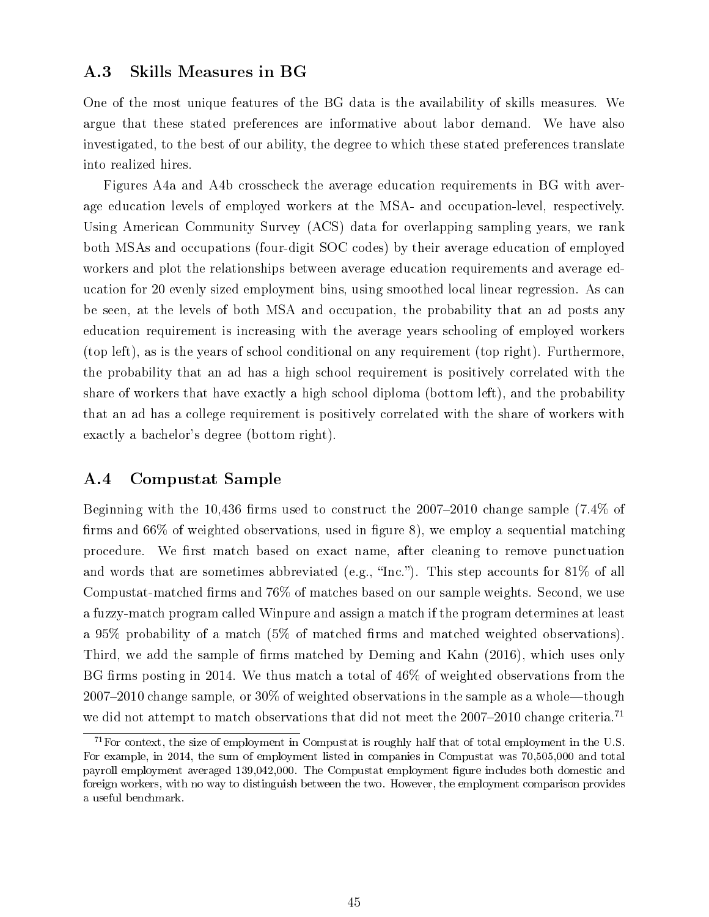## A.3 Skills Measures in BG

One of the most unique features of the BG data is the availability of skills measures. We argue that these stated preferences are informative about labor demand. We have also investigated, to the best of our ability, the degree to which these stated preferences translate into realized hires.

Figures A4a and A4b crosscheck the average education requirements in BG with average education levels of employed workers at the MSA- and occupation-level, respectively. Using American Community Survey (ACS) data for overlapping sampling years, we rank both MSAs and occupations (four-digit SOC codes) by their average education of employed workers and plot the relationships between average education requirements and average education for 20 evenly sized employment bins, using smoothed local linear regression. As can be seen, at the levels of both MSA and occupation, the probability that an ad posts any education requirement is increasing with the average years schooling of employed workers (top left), as is the years of school conditional on any requirement (top right). Furthermore, the probability that an ad has a high school requirement is positively correlated with the share of workers that have exactly a high school diploma (bottom left), and the probability that an ad has a college requirement is positively correlated with the share of workers with exactly a bachelor's degree (bottom right).

## A.4 Compustat Sample

Beginning with the 10,436 firms used to construct the 2007–2010 change sample (7.4% of firms and 66% of weighted observations, used in figure 8), we employ a sequential matching procedure. We first match based on exact name, after cleaning to remove punctuation and words that are sometimes abbreviated (e.g., "Inc."). This step accounts for 81% of all Compustat-matched firms and 76% of matches based on our sample weights. Second, we use a fuzzy-match program called Winpure and assign a match if the program determines at least a 95% probability of a match (5% of matched firms and matched weighted observations). Third, we add the sample of firms matched by Deming and Kahn (2016), which uses only BG firms posting in 2014. We thus match a total of 46% of weighted observations from the 2007–2010 change sample, or 30% of weighted observations in the sample as a whole—though we did not attempt to match observations that did not meet the 2007–2010 change criteria.[71]

[71] For context, the size of employment in Compustat is roughly half that of total employment in the U.S. For example, in 2014, the sum of employment listed in companies in Compustat was 70,505,000 and total payroll employment averaged 139,042,000. The Compustat employment figure includes both domestic and foreign workers, with no way to distinguish between the two. However, the employment comparison provides a useful benchmark.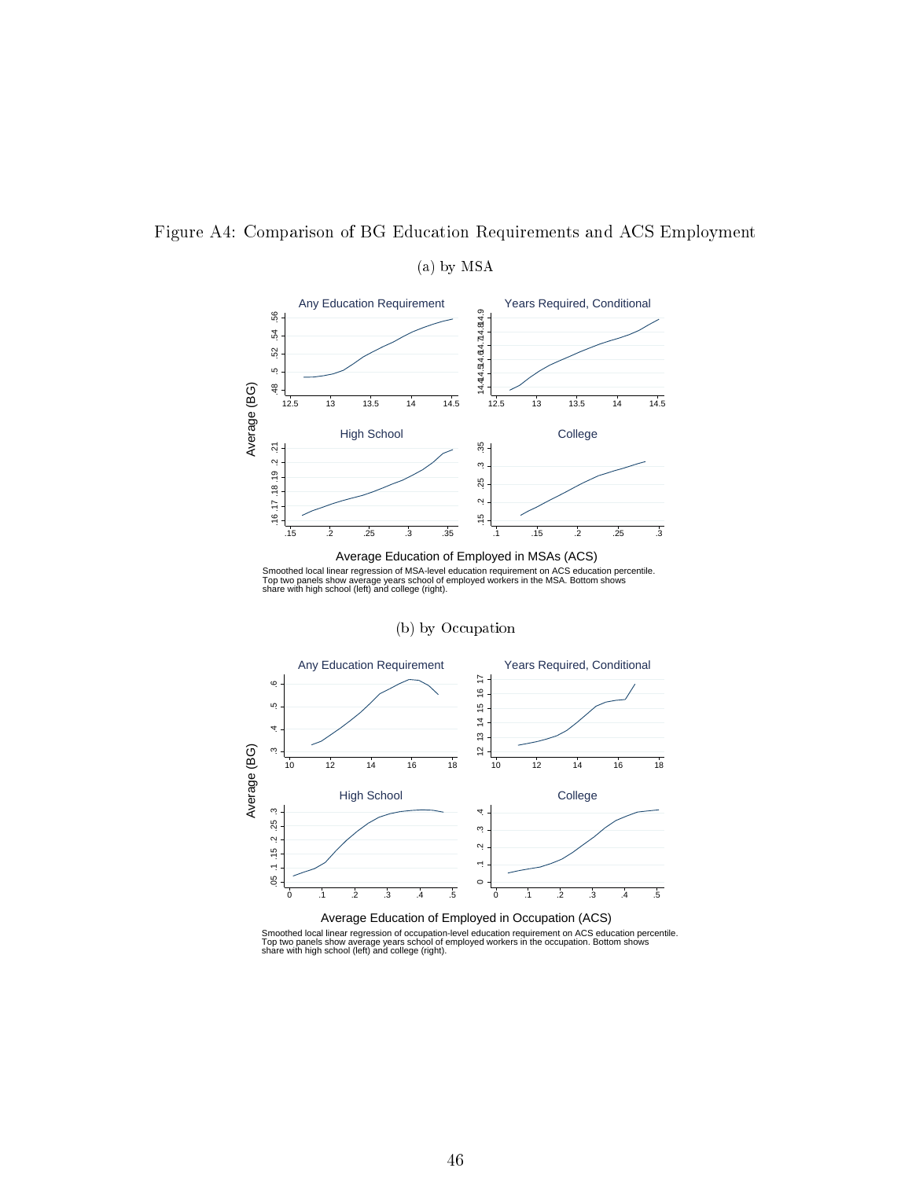Figure A4: Comparison of BG Education Requirements and ACS Employment

(a) by MSA

Smoothed local linear regression of MSA-level education requirement on ACS education percentile. Top two panels show average years school of employed workers in the MSA. Bottom shows share with high school (left) and college (right).

(b) by Occupation

Smoothed local linear regression of occupation-level education requirement on ACS education percentile. Top two panels show average years school of employed workers in the occupation. Bottom shows share with high school (left) and college (right).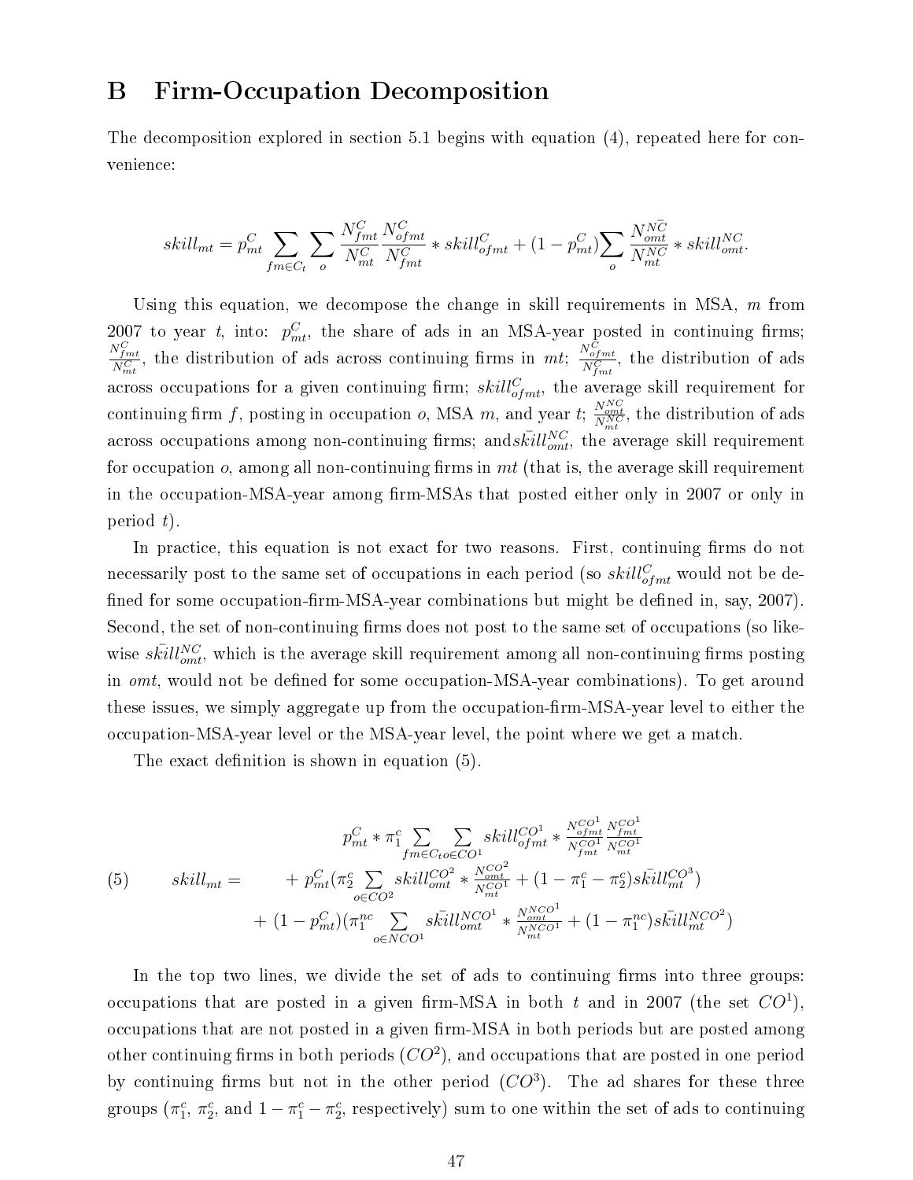## B Firm-Occupation Decomposition

The decomposition explored in section 5.1 begins with equation (4), repeated here for convenience:

$$skill_{mt} = p^C_{mt} \sum_{fm \in C_t} \sum_{o} \frac{N^C_{fmt}}{N^C_{mt}} \frac{N^C_{ofmt}}{N^C_{fmt}} * skill^C_{ofmt} + (1 - p^C_{mt}) \sum_{o} \frac{N^{\bar{NC}}_{omt}}{N^{NC}_{mt}} * skill^{NC}_{omt}.$$

Using this equation, we decompose the change in skill requirements in MSA, $m$ from 2007 to year $t$, into: $p^C_{mt}$, the share of ads in an MSA-year posted in continuing firms; $\frac{N^C_{fmt}}{N^C_{mt}}$, the distribution of ads across continuing firms in $mt$; $\frac{N^C_{ofmt}}{N^C_{fmt}}$, the distribution of ads across occupations for a given continuing firm; $skill^C_{ofmt}$, the average skill requirement for continuing firm $f$, posting in occupation $o$, MSA $m$, and year $t$; $\frac{N^{NC}_{omt}}{N^{NC}_{mt}}$, the distribution of ads across occupations among non-continuing firms; and$\bar{skill}^{NC}_{omt}$, the average skill requirement for occupation $o$, among all non-continuing firms in $mt$ (that is, the average skill requirement in the occupation-MSA-year among firm-MSAs that posted either only in 2007 or only in period $t$).

In practice, this equation is not exact for two reasons. First, continuing firms do not necessarily post to the same set of occupations in each period (so $skill^C_{ofmt}$ would not be defined for some occupation-firm-MSA-year combinations but might be defined in, say, 2007). Second, the set of non-continuing firms does not post to the same set of occupations (so likewise $\bar{skill}^{NC}_{omt}$, which is the average skill requirement among all non-continuing firms posting in $omt$, would not be defined for some occupation-MSA-year combinations). To get around these issues, we simply aggregate up from the occupation-firm-MSA-year level to either the occupation-MSA-year level or the MSA-year level, the point where we get a match.

The exact definition is shown in equation (5).

$$(5) \qquad skill_{mt} = \begin{array}{c} p^C_{mt} * \pi^c_1 \sum\limits_{fm \in C_t} \sum\limits_{o \in CO^1} skill^{CO^1}_{ofmt} * \frac{N^{CO^1}_{ofmt}}{N^{CO^1}_{fmt}} \frac{N^{CO^1}_{fmt}}{N^{CO^1}_{mt}} \\ + p^C_{mt}(\pi^c_2 \sum\limits_{o \in CO^2} skill^{CO^2}_{omt} * \frac{N^{CO^2}_{omt}}{N^{CO^1}_{mt}} + (1 - \pi^c_1 - \pi^c_2)\bar{skill}^{CO^3}_{mt}) \\ + (1 - p^C_{mt})(\pi^{nc}_1 \sum\limits_{o \in NCO^1} \bar{skill}^{NCO^1}_{omt} * \frac{N^{NCO^1}_{omt}}{N^{NCO^1}_{mt}} + (1 - \pi^{nc}_1)\bar{skill}^{NCO^2}_{mt}) \end{array}$$

In the top two lines, we divide the set of ads to continuing firms into three groups: occupations that are posted in a given firm-MSA in both $t$ and in 2007 (the set $CO^1$), occupations that are not posted in a given firm-MSA in both periods but are posted among other continuing firms in both periods ($CO^2$), and occupations that are posted in one period by continuing firms but not in the other period ($CO^3$). The ad shares for these three groups ($\pi^c_1$, $\pi^c_2$, and $1 - \pi^c_1 - \pi^c_2$, respectively) sum to one within the set of ads to continuing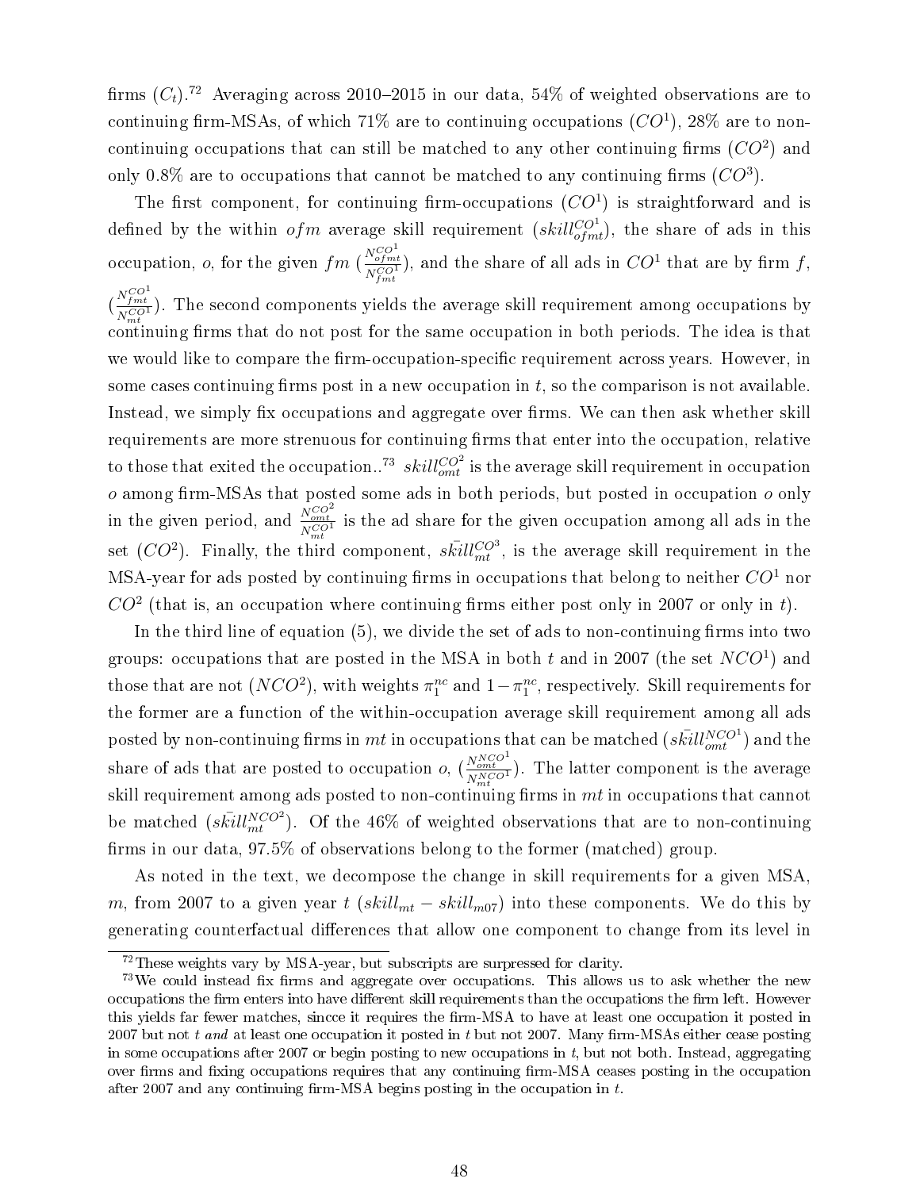firms ($C_t$).[72] Averaging across 2010–2015 in our data, 54% of weighted observations are to continuing firm-MSAs, of which 71% are to continuing occupations ($CO^1$), 28% are to non-continuing occupations that can still be matched to any other continuing firms ($CO^2$) and only 0.8% are to occupations that cannot be matched to any continuing firms ($CO^3$).

The first component, for continuing firm-occupations ($CO^1$) is straightforward and is defined by the within $ofm$ average skill requirement ($skill^{CO^1}_{ofmt}$), the share of ads in this occupation, $o$, for the given $fm$ ($\frac{N^{CO^1}_{ofmt}}{N^{CO^1}_{fmt}}$), and the share of all ads in $CO^1$ that are by firm $f$, ($\frac{N^{CO^1}_{fmt}}{N^{CO^1}_{mt}}$). The second components yields the average skill requirement among occupations by continuing firms that do not post for the same occupation in both periods. The idea is that we would like to compare the firm-occupation-specific requirement across years. However, in some cases continuing firms post in a new occupation in $t$, so the comparison is not available. Instead, we simply fix occupations and aggregate over firms. We can then ask whether skill requirements are more strenuous for continuing firms that enter into the occupation, relative to those that exited the occupation..[73] $skill^{CO^2}_{omt}$ is the average skill requirement in occupation $o$ among firm-MSAs that posted some ads in both periods, but posted in occupation $o$ only in the given period, and $\frac{N^{CO^2}_{omt}}{N^{CO^1}_{mt}}$ is the ad share for the given occupation among all ads in the set ($CO^2$). Finally, the third component, $\bar{skill}^{CO^3}_{mt}$, is the average skill requirement in the MSA-year for ads posted by continuing firms in occupations that belong to neither $CO^1$ nor $CO^2$ (that is, an occupation where continuing firms either post only in 2007 or only in $t$).

In the third line of equation (5), we divide the set of ads to non-continuing firms into two groups: occupations that are posted in the MSA in both $t$ and in 2007 (the set $NCO^1$) and those that are not ($NCO^2$), with weights $\pi^{nc}_1$ and $1-\pi^{nc}_1$, respectively. Skill requirements for the former are a function of the within-occupation average skill requirement among all ads posted by non-continuing firms in $mt$ in occupations that can be matched ($\bar{skill}^{NCO^1}_{omt}$) and the share of ads that are posted to occupation $o$, ($\frac{N^{NCO^1}_{omt}}{N^{NCO^1}_{mt}}$). The latter component is the average skill requirement among ads posted to non-continuing firms in $mt$ in occupations that cannot be matched ($\bar{skill}^{NCO^2}_{mt}$). Of the 46% of weighted observations that are to non-continuing firms in our data, 97.5% of observations belong to the former (matched) group.

As noted in the text, we decompose the change in skill requirements for a given MSA, $m$, from 2007 to a given year $t$ ($skill_{mt} - skill_{m07}$) into these components. We do this by generating counterfactual differences that allow one component to change from its level in

[72] These weights vary by MSA-year, but subscripts are surpressed for clarity.

[73] We could instead fix firms and aggregate over occupations. This allows us to ask whether the new occupations the firm enters into have different skill requirements than the occupations the firm left. However this yields far fewer matches, sincce it requires the firm-MSA to have at least one occupation it posted in 2007 but not $t$ *and* at least one occupation it posted in $t$ but not 2007. Many firm-MSAs either cease posting in some occupations after 2007 or begin posting to new occupations in $t$, but not both. Instead, aggregating over firms and fixing occupations requires that any continuing firm-MSA ceases posting in the occupation after 2007 and any continuing firm-MSA begins posting in the occupation in $t$.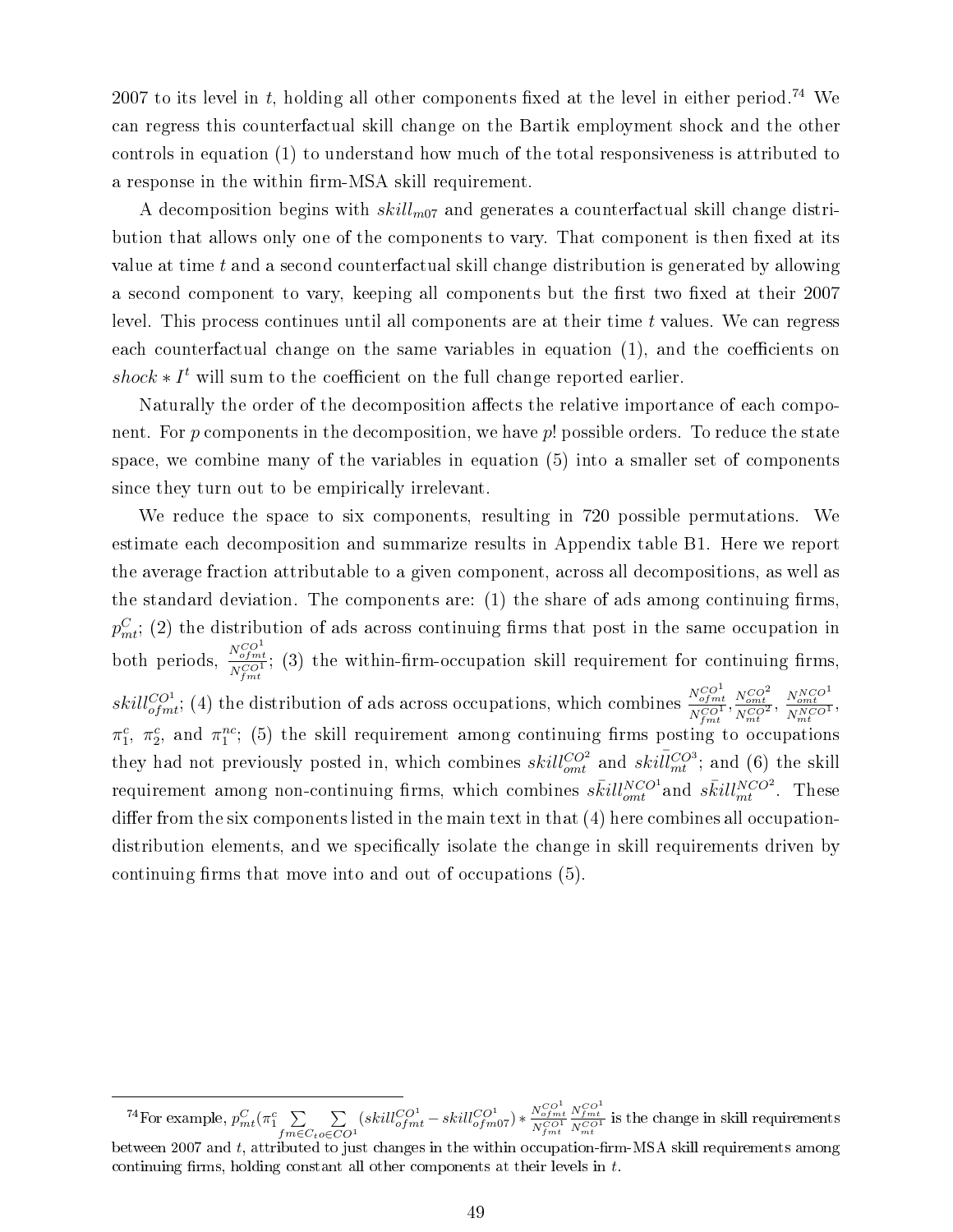2007 to its level in $t$, holding all other components fixed at the level in either period.[74] We can regress this counterfactual skill change on the Bartik employment shock and the other controls in equation (1) to understand how much of the total responsiveness is attributed to a response in the within firm-MSA skill requirement.

A decomposition begins with $skill_{m07}$ and generates a counterfactual skill change distribution that allows only one of the components to vary. That component is then fixed at its value at time $t$ and a second counterfactual skill change distribution is generated by allowing a second component to vary, keeping all components but the first two fixed at their 2007 level. This process continues until all components are at their time $t$ values. We can regress each counterfactual change on the same variables in equation (1), and the coefficients on $shock * I^t$ will sum to the coefficient on the full change reported earlier.

Naturally the order of the decomposition affects the relative importance of each component. For $p$ components in the decomposition, we have $p!$ possible orders. To reduce the state space, we combine many of the variables in equation (5) into a smaller set of components since they turn out to be empirically irrelevant.

We reduce the space to six components, resulting in 720 possible permutations. We estimate each decomposition and summarize results in Appendix table B1. Here we report the average fraction attributable to a given component, across all decompositions, as well as the standard deviation. The components are: (1) the share of ads among continuing firms, $p^C_{mt}$; (2) the distribution of ads across continuing firms that post in the same occupation in both periods, $\frac{N^{CO^1}_{ofmt}}{N^{CO^1}_{fmt}}$; (3) the within-firm-occupation skill requirement for continuing firms, $skill^{CO^1}_{ofmt}$; (4) the distribution of ads across occupations, which combines $\frac{N^{CO^1}_{ofmt}}{N^{CO^1}_{fmt}}, \frac{N^{CO^2}_{omt}}{N^{CO^2}_{mt}}, \frac{N^{NCO^1}_{omt}}{N^{NCO^1}_{mt}}$, $\pi^c_1$, $\pi^c_2$, and $\pi^{nc}_1$; (5) the skill requirement among continuing firms posting to occupations they had not previously posted in, which combines $skill^{CO^2}_{omt}$ and $\bar{skill}^{CO^3}_{mt}$; and (6) the skill requirement among non-continuing firms, which combines $\bar{skill}^{NCO^1}_{omt}$ and $\bar{skill}^{NCO^2}_{mt}$. These differ from the six components listed in the main text in that (4) here combines all occupation-distribution elements, and we specifically isolate the change in skill requirements driven by continuing firms that move into and out of occupations (5).

[74] For example, $p^C_{mt}(\pi^c_1 \sum_{fm \in C_t} \sum_{o \in CO^1} (skill^{CO^1}_{ofmt} - skill^{CO^1}_{ofm07}) * \frac{N^{CO^1}_{ofmt}}{N^{CO^1}_{fmt}} \frac{N^{CO^1}_{fmt}}{N^{CO^1}_{mt}}$ is the change in skill requirements between 2007 and $t$, attributed to just changes in the within occupation-firm-MSA skill requirements among continuing firms, holding constant all other components at their levels in $t$.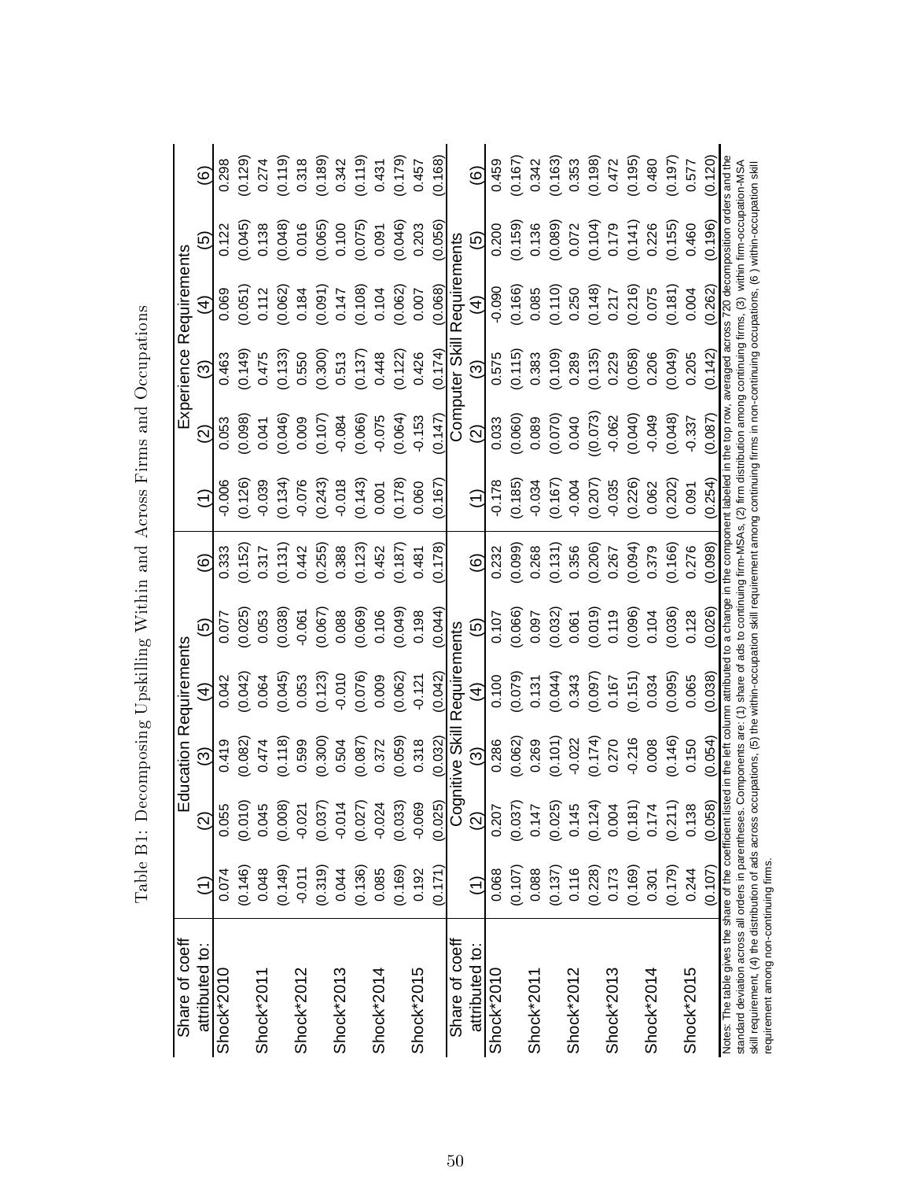Table B1: Decomposing Upskilling Within and Across Firms and Occupations

| Share of coeff attributed to: | Education Requirements | | | | | | Experience Requirements | | | | | |
|---|---|---|---|---|---|---|---|---|---|---|---|---|
| | (1) | (2) | (3) | (4) | (5) | (6) | (1) | (2) | (3) | (4) | (5) | (6) |
| Shock*2010 | 0.074 | 0.055 | 0.419 | 0.042 | 0.077 | 0.333 | -0.006 | 0.053 | 0.463 | 0.069 | 0.122 | 0.298 |
| | (0.146) | (0.010) | (0.082) | (0.042) | (0.025) | (0.152) | (0.126) | (0.098) | (0.149) | (0.051) | (0.045) | (0.129) |
| Shock*2011 | 0.048 | 0.045 | 0.474 | 0.064 | 0.053 | 0.317 | -0.039 | 0.041 | 0.475 | 0.112 | 0.138 | 0.274 |
| | (0.149) | (0.008) | (0.118) | (0.045) | (0.038) | (0.131) | (0.134) | (0.046) | (0.133) | (0.062) | (0.048) | (0.119) |
| Shock*2012 | -0.011 | -0.021 | 0.599 | 0.053 | -0.061 | 0.442 | -0.076 | 0.009 | 0.550 | 0.184 | 0.016 | 0.318 |
| | (0.319) | (0.037) | (0.300) | (0.123) | (0.067) | (0.255) | (0.243) | (0.107) | (0.300) | (0.091) | (0.065) | (0.189) |
| Shock*2013 | 0.044 | -0.014 | 0.504 | -0.010 | 0.088 | 0.388 | -0.018 | -0.084 | 0.513 | 0.147 | 0.100 | 0.342 |
| | (0.136) | (0.027) | (0.087) | (0.076) | (0.069) | (0.123) | (0.143) | (0.066) | (0.137) | (0.108) | (0.075) | (0.119) |
| Shock*2014 | 0.085 | -0.024 | 0.372 | 0.009 | 0.106 | 0.452 | 0.001 | -0.075 | 0.448 | 0.104 | 0.091 | 0.431 |
| | (0.169) | (0.033) | (0.059) | (0.062) | (0.049) | (0.187) | (0.178) | (0.064) | (0.122) | (0.062) | (0.046) | (0.179) |
| Shock*2015 | 0.192 | -0.069 | 0.318 | -0.121 | 0.198 | 0.481 | 0.060 | -0.153 | 0.426 | 0.007 | 0.203 | 0.457 |
| | (0.171) | (0.025) | (0.032) | (0.042) | (0.044) | (0.178) | (0.167) | (0.147) | (0.174) | (0.068) | (0.056) | (0.168) |
| **Share of coeff attributed to:** | **Cognitive Skill Requirements** | | | | | | **Computer Skill Requirements** | | | | | |
| | (1) | (2) | (3) | (4) | (5) | (6) | (1) | (2) | (3) | (4) | (5) | (6) |
| Shock*2010 | 0.068 | 0.207 | 0.286 | 0.100 | 0.107 | 0.232 | -0.178 | 0.033 | 0.575 | -0.090 | 0.200 | 0.459 |
| | (0.107) | (0.037) | (0.062) | (0.079) | (0.066) | (0.099) | (0.185) | (0.060) | (0.115) | (0.166) | (0.159) | (0.167) |
| Shock*2011 | 0.088 | 0.147 | 0.269 | 0.131 | 0.097 | 0.268 | -0.034 | 0.089 | 0.383 | 0.085 | 0.136 | 0.342 |
| | (0.137) | (0.025) | (0.101) | (0.044) | (0.032) | (0.131) | (0.167) | (0.070) | (0.109) | (0.110) | (0.089) | (0.163) |
| Shock*2012 | 0.116 | 0.145 | -0.022 | 0.343 | 0.061 | 0.356 | -0.004 | 0.040 | 0.289 | 0.250 | 0.072 | 0.353 |
| | (0.228) | (0.124) | (0.174) | (0.097) | (0.019) | (0.206) | (0.207) | ((0.073) | (0.135) | (0.148) | (0.104) | (0.198) |
| Shock*2013 | 0.173 | 0.004 | 0.270 | 0.167 | 0.119 | 0.267 | -0.035 | -0.062 | 0.229 | 0.217 | 0.179 | 0.472 |
| | (0.169) | (0.181) | -0.216 | (0.151) | (0.096) | (0.094) | (0.226) | (0.040) | (0.058) | (0.216) | (0.141) | (0.195) |
| Shock*2014 | 0.301 | 0.174 | 0.008 | 0.034 | 0.104 | 0.379 | 0.062 | -0.049 | 0.206 | 0.075 | 0.226 | 0.480 |
| | (0.179) | (0.211) | (0.146) | (0.095) | (0.036) | (0.166) | (0.202) | (0.048) | (0.049) | (0.181) | (0.155) | (0.197) |
| Shock*2015 | 0.244 | 0.138 | 0.150 | 0.065 | 0.128 | 0.276 | 0.091 | -0.337 | 0.205 | 0.004 | 0.460 | 0.577 |
| | (0.107) | (0.058) | (0.054) | (0.038) | (0.026) | (0.098) | (0.254) | (0.087) | (0.142) | (0.262) | (0.196) | (0.120) |

Notes: The table gives the share of the coefficient listed in the left column attributed to a change in the component labeled in the top row, averaged across 720 decomposition orders and the standard deviation across all orders in parentheses. Components are: (1) share of ads to continuing firm-MSAs, (2) firm distribution among continuing firms, (3) within firm-occupation-MSA skill requirement, (4) the distribution of ads across occupations, (5) the within-occupation skill requirement among continuing firms in non-continuing occupations, (6 ) within-occupation skill requirement among non-continuing firms.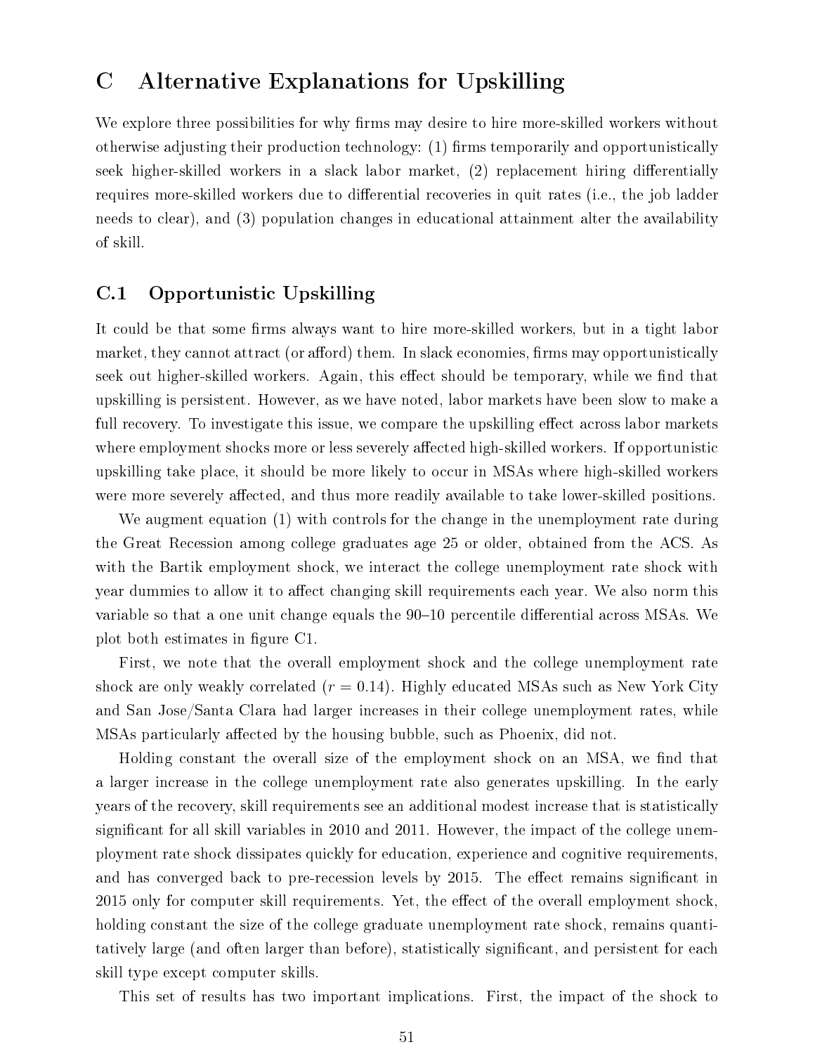# C Alternative Explanations for Upskilling

We explore three possibilities for why firms may desire to hire more-skilled workers without otherwise adjusting their production technology: (1) firms temporarily and opportunistically seek higher-skilled workers in a slack labor market, (2) replacement hiring differentially requires more-skilled workers due to differential recoveries in quit rates (i.e., the job ladder needs to clear), and (3) population changes in educational attainment alter the availability of skill.

## C.1 Opportunistic Upskilling

It could be that some firms always want to hire more-skilled workers, but in a tight labor market, they cannot attract (or afford) them. In slack economies, firms may opportunistically seek out higher-skilled workers. Again, this effect should be temporary, while we find that upskilling is persistent. However, as we have noted, labor markets have been slow to make a full recovery. To investigate this issue, we compare the upskilling effect across labor markets where employment shocks more or less severely affected high-skilled workers. If opportunistic upskilling take place, it should be more likely to occur in MSAs where high-skilled workers were more severely affected, and thus more readily available to take lower-skilled positions.

We augment equation (1) with controls for the change in the unemployment rate during the Great Recession among college graduates age 25 or older, obtained from the ACS. As with the Bartik employment shock, we interact the college unemployment rate shock with year dummies to allow it to affect changing skill requirements each year. We also norm this variable so that a one unit change equals the 90–10 percentile differential across MSAs. We plot both estimates in figure C1.

First, we note that the overall employment shock and the college unemployment rate shock are only weakly correlated ($r = 0.14$). Highly educated MSAs such as New York City and San Jose/Santa Clara had larger increases in their college unemployment rates, while MSAs particularly affected by the housing bubble, such as Phoenix, did not.

Holding constant the overall size of the employment shock on an MSA, we find that a larger increase in the college unemployment rate also generates upskilling. In the early years of the recovery, skill requirements see an additional modest increase that is statistically significant for all skill variables in 2010 and 2011. However, the impact of the college unemployment rate shock dissipates quickly for education, experience and cognitive requirements, and has converged back to pre-recession levels by 2015. The effect remains significant in 2015 only for computer skill requirements. Yet, the effect of the overall employment shock, holding constant the size of the college graduate unemployment rate shock, remains quantitatively large (and often larger than before), statistically significant, and persistent for each skill type except computer skills.

This set of results has two important implications. First, the impact of the shock to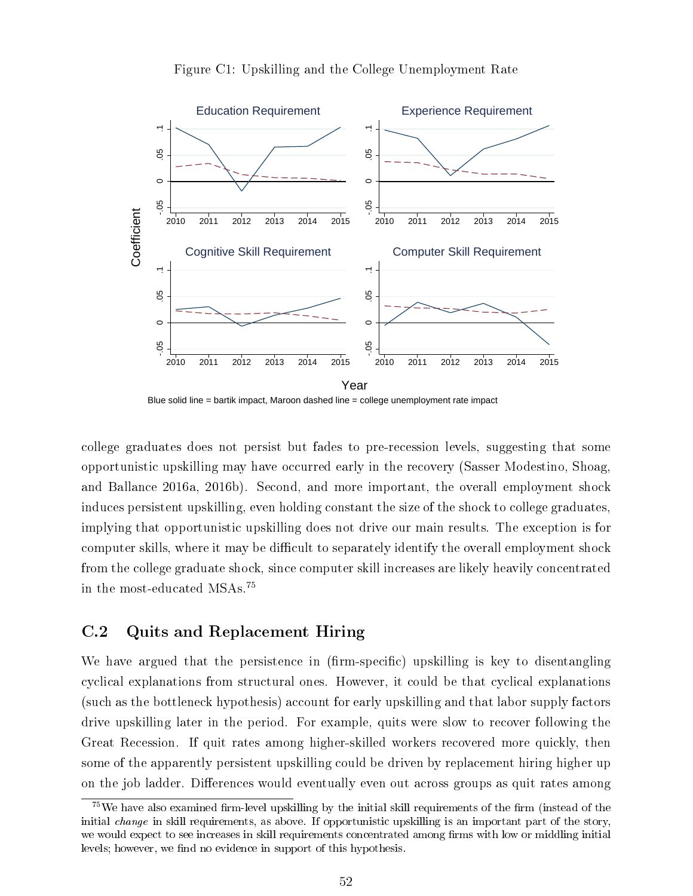Figure C1: Upskilling and the College Unemployment Rate

Blue solid line = bartik impact, Maroon dashed line = college unemployment rate impact

college graduates does not persist but fades to pre-recession levels, suggesting that some opportunistic upskilling may have occurred early in the recovery (Sasser Modestino, Shoag, and Ballance 2016a, 2016b). Second, and more important, the overall employment shock induces persistent upskilling, even holding constant the size of the shock to college graduates, implying that opportunistic upskilling does not drive our main results. The exception is for computer skills, where it may be difficult to separately identify the overall employment shock from the college graduate shock, since computer skill increases are likely heavily concentrated in the most-educated MSAs.[75]

## C.2 Quits and Replacement Hiring

We have argued that the persistence in (firm-specific) upskilling is key to disentangling cyclical explanations from structural ones. However, it could be that cyclical explanations (such as the bottleneck hypothesis) account for early upskilling and that labor supply factors drive upskilling later in the period. For example, quits were slow to recover following the Great Recession. If quit rates among higher-skilled workers recovered more quickly, then some of the apparently persistent upskilling could be driven by replacement hiring higher up on the job ladder. Differences would eventually even out across groups as quit rates among

[75] We have also examined firm-level upskilling by the initial skill requirements of the firm (instead of the initial *change* in skill requirements, as above. If opportunistic upskilling is an important part of the story, we would expect to see increases in skill requirements concentrated among firms with low or middling initial levels; however, we find no evidence in support of this hypothesis.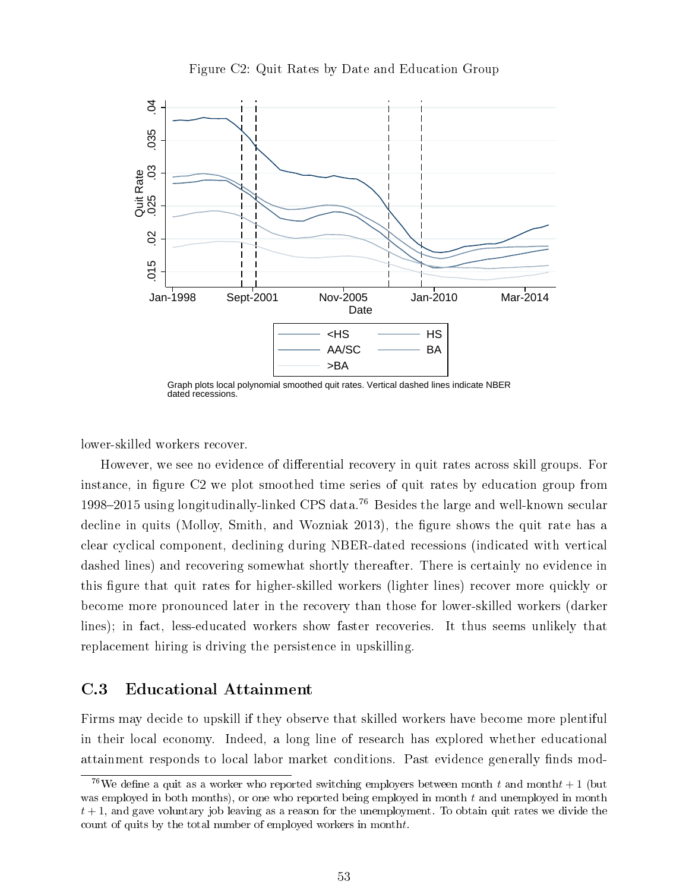Figure C2: Quit Rates by Date and Education Group

Graph plots local polynomial smoothed quit rates. Vertical dashed lines indicate NBER dated recessions.

lower-skilled workers recover.

However, we see no evidence of differential recovery in quit rates across skill groups. For instance, in figure C2 we plot smoothed time series of quit rates by education group from 1998–2015 using longitudinally-linked CPS data.[76] Besides the large and well-known secular decline in quits (Molloy, Smith, and Wozniak 2013), the figure shows the quit rate has a clear cyclical component, declining during NBER-dated recessions (indicated with vertical dashed lines) and recovering somewhat shortly thereafter. There is certainly no evidence in this figure that quit rates for higher-skilled workers (lighter lines) recover more quickly or become more pronounced later in the recovery than those for lower-skilled workers (darker lines); in fact, less-educated workers show faster recoveries. It thus seems unlikely that replacement hiring is driving the persistence in upskilling.

## C.3 Educational Attainment

Firms may decide to upskill if they observe that skilled workers have become more plentiful in their local economy. Indeed, a long line of research has explored whether educational attainment responds to local labor market conditions. Past evidence generally finds mod-

[76] We define a quit as a worker who reported switching employers between month $t$ and month$t+1$ (but was employed in both months), or one who reported being employed in month $t$ and unemployed in month $t+1$, and gave voluntary job leaving as a reason for the unemployment. To obtain quit rates we divide the count of quits by the total number of employed workers in month$t$.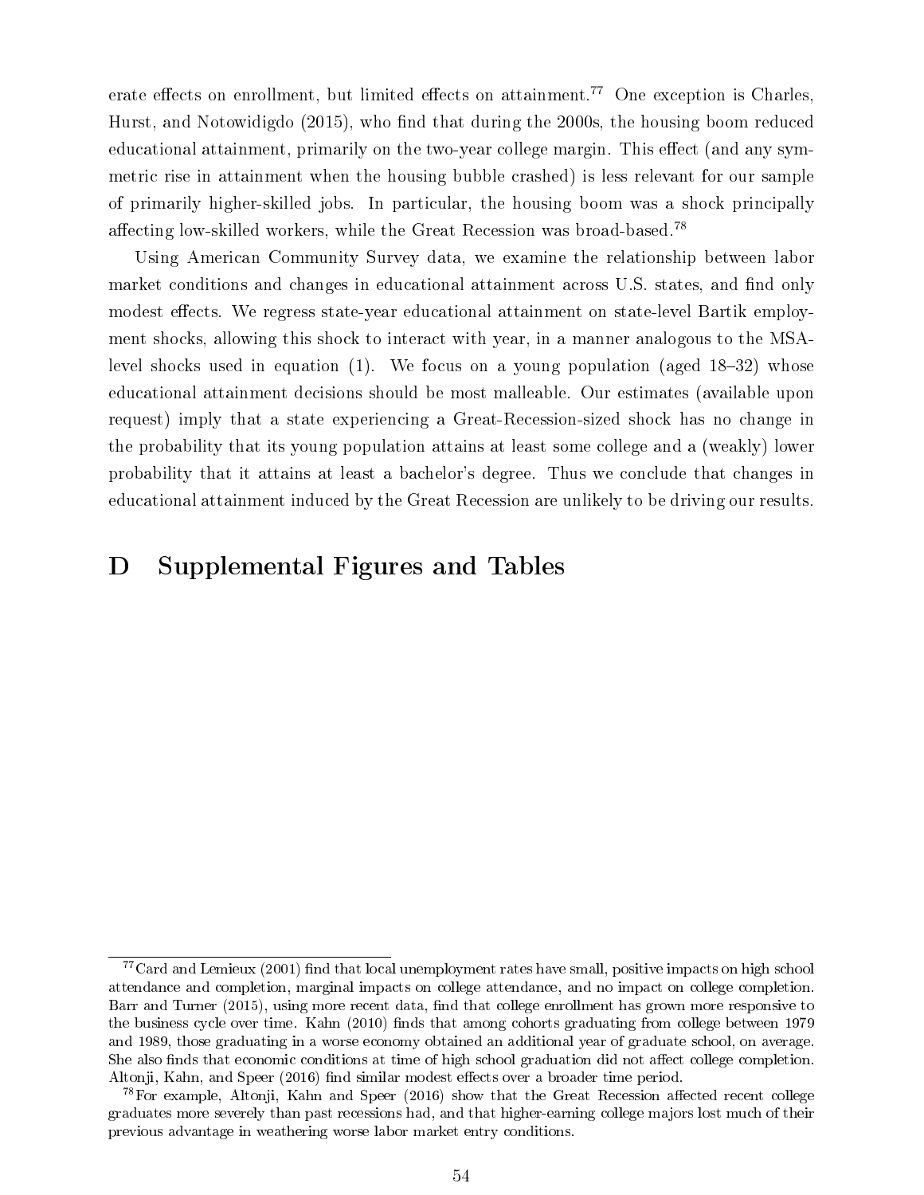erate effects on enrollment, but limited effects on attainment.[77] One exception is Charles, Hurst, and Notowidigdo (2015), who find that during the 2000s, the housing boom reduced educational attainment, primarily on the two-year college margin. This effect (and any symmetric rise in attainment when the housing bubble crashed) is less relevant for our sample of primarily higher-skilled jobs. In particular, the housing boom was a shock principally affecting low-skilled workers, while the Great Recession was broad-based.[78]

Using American Community Survey data, we examine the relationship between labor market conditions and changes in educational attainment across U.S. states, and find only modest effects. We regress state-year educational attainment on state-level Bartik employment shocks, allowing this shock to interact with year, in a manner analogous to the MSA-level shocks used in equation (1). We focus on a young population (aged 18–32) whose educational attainment decisions should be most malleable. Our estimates (available upon request) imply that a state experiencing a Great-Recession-sized shock has no change in the probability that its young population attains at least some college and a (weakly) lower probability that it attains at least a bachelor's degree. Thus we conclude that changes in educational attainment induced by the Great Recession are unlikely to be driving our results.

# D Supplemental Figures and Tables

[77] Card and Lemieux (2001) find that local unemployment rates have small, positive impacts on high school attendance and completion, marginal impacts on college attendance, and no impact on college completion. Barr and Turner (2015), using more recent data, find that college enrollment has grown more responsive to the business cycle over time. Kahn (2010) finds that among cohorts graduating from college between 1979 and 1989, those graduating in a worse economy obtained an additional year of graduate school, on average. She also finds that economic conditions at time of high school graduation did not affect college completion. Altonji, Kahn, and Speer (2016) find similar modest effects over a broader time period.

[78] For example, Altonji, Kahn and Speer (2016) show that the Great Recession affected recent college graduates more severely than past recessions had, and that higher-earning college majors lost much of their previous advantage in weathering worse labor market entry conditions.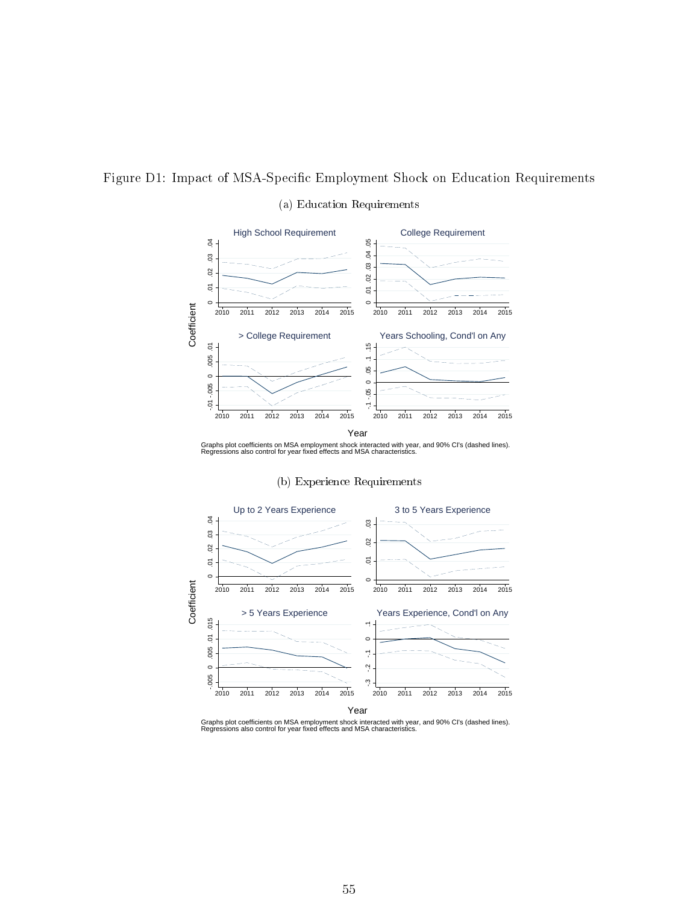Figure D1: Impact of MSA-Specific Employment Shock on Education Requirements

(a) Education Requirements

Graphs plot coefficients on MSA employment shock interacted with year, and 90% CI's (dashed lines). Regressions also control for year fixed effects and MSA characteristics.

(b) Experience Requirements

Graphs plot coefficients on MSA employment shock interacted with year, and 90% CI's (dashed lines). Regressions also control for year fixed effects and MSA characteristics.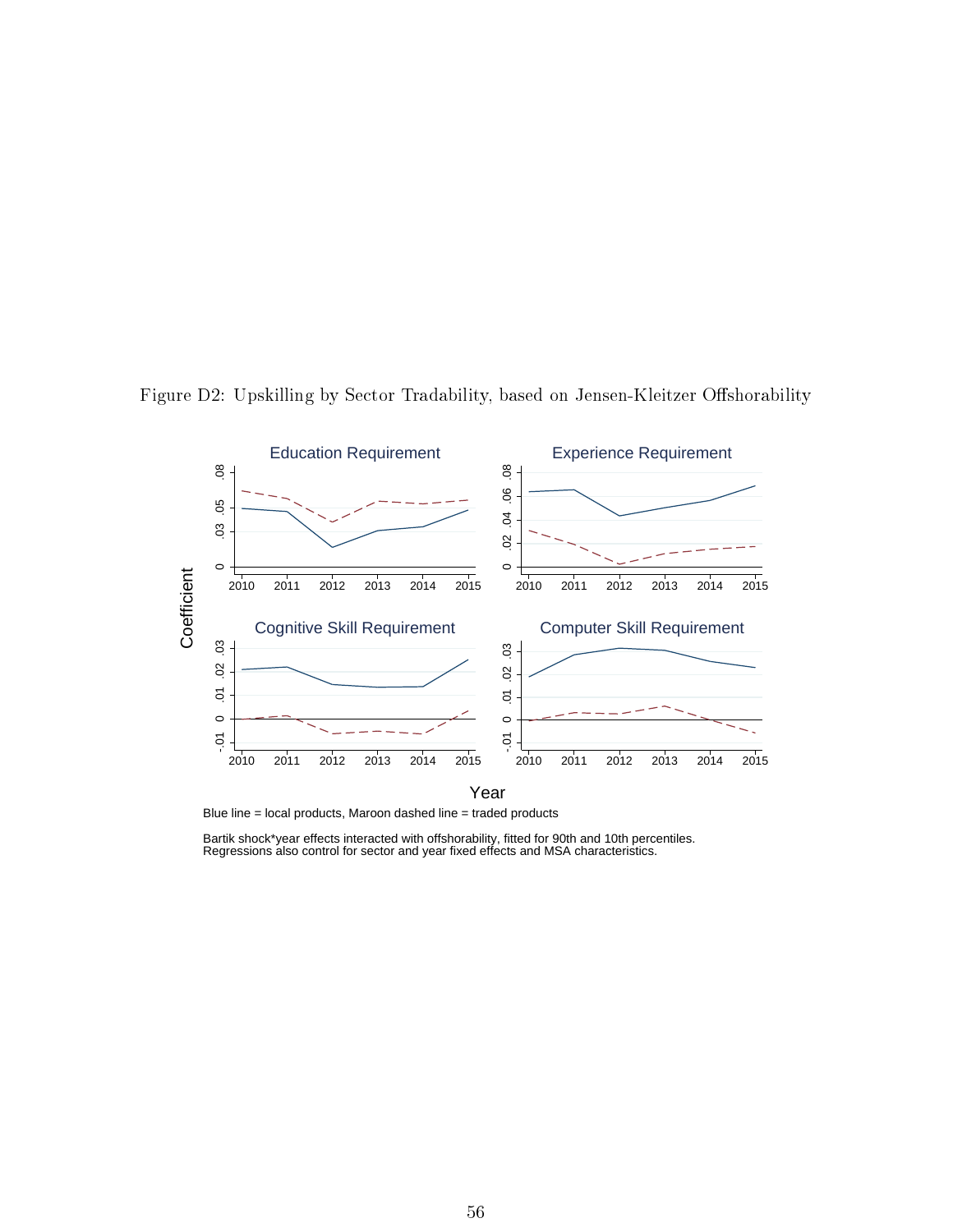Figure D2: Upskilling by Sector Tradability, based on Jensen-Kleitzer Offshorability

Blue line = local products, Maroon dashed line = traded products

Bartik shock*year effects interacted with offshorability, fitted for 90th and 10th percentiles.
Regressions also control for sector and year fixed effects and MSA characteristics.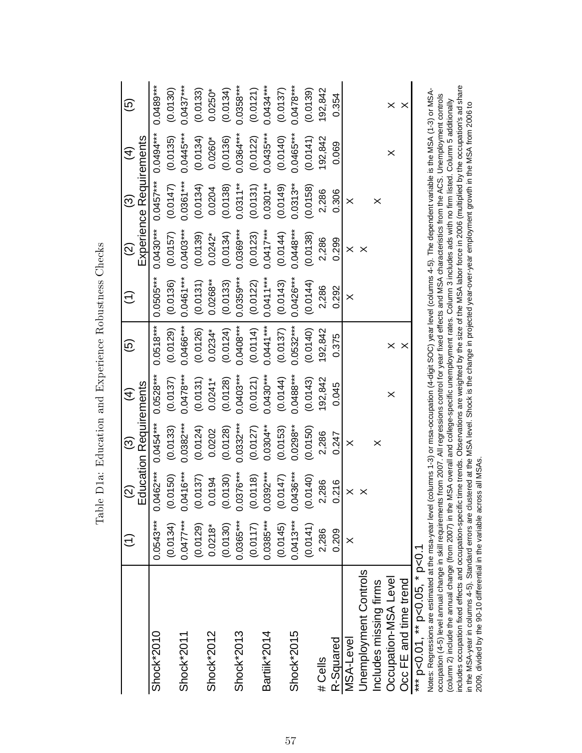Table D1a: Education and Experience Robustness Checks

| | (1) | (2) | (3) | (4) | (5) | (1) | (2) | (3) | (4) | (5) |
|---|---|---|---|---|---|---|---|---|---|---|
| | Education Requirements | | | | | Experience Requirements | | | | |
| Shock*2010 | 0.0543*** | 0.0462*** | 0.0454*** | 0.0528*** | 0.0518*** | 0.0505*** | 0.0430*** | 0.0457*** | 0.0494*** | 0.0489*** |
| | (0.0134) | (0.0150) | (0.0133) | (0.0137) | (0.0129) | (0.0136) | (0.0157) | (0.0147) | (0.0135) | (0.0130) |
| Shock*2011 | 0.0477*** | 0.0416*** | 0.0382*** | 0.0478*** | 0.0466*** | 0.0461*** | 0.0403*** | 0.0361*** | 0.0445*** | 0.0437*** |
| | (0.0129) | (0.0137) | (0.0124) | (0.0131) | (0.0126) | (0.0131) | (0.0139) | (0.0134) | (0.0134) | (0.0133) |
| Shock*2012 | 0.0218* | 0.0194 | 0.0202 | 0.0241* | 0.0234* | 0.0268** | 0.0242* | 0.0204 | 0.0260* | 0.0250* |
| | (0.0130) | (0.0130) | (0.0128) | (0.0128) | (0.0124) | (0.0133) | (0.0134) | (0.0138) | (0.0136) | (0.0134) |
| Shock*2013 | 0.0365*** | 0.0376*** | 0.0332*** | 0.0403*** | 0.0408*** | 0.0359*** | 0.0369*** | 0.0311** | 0.0364*** | 0.0358*** |
| | (0.0117) | (0.0118) | (0.0127) | (0.0121) | (0.0114) | (0.0122) | (0.0123) | (0.0131) | (0.0122) | (0.0121) |
| Bartik*2014 | 0.0385*** | 0.0392*** | 0.0304** | 0.0430*** | 0.0441*** | 0.0411*** | 0.0417*** | 0.0301** | 0.0435*** | 0.0434*** |
| | (0.0145) | (0.0147) | (0.0153) | (0.0144) | (0.0137) | (0.0143) | (0.0144) | (0.0149) | (0.0140) | (0.0137) |
| Shock*2015 | 0.0413*** | 0.0436*** | 0.0298** | 0.0488*** | 0.0532*** | 0.0426*** | 0.0448*** | 0.0313** | 0.0465*** | 0.0478*** |
| | (0.0141) | (0.0140) | (0.0150) | (0.0143) | (0.0140) | (0.0144) | (0.0138) | (0.0158) | (0.0141) | (0.0139) |
| # Cells | 2,286 | 2,286 | 2,286 | 192,842 | 192,842 | 2,286 | 2,286 | 2,286 | 192,842 | 192,842 |
| R-Squared | 0.209 | 0.216 | 0.247 | 0.045 | 0.375 | 0.292 | 0.299 | 0.306 | 0.069 | 0.354 |
| MSA-Level | X | X | X | | | X | X | X | | |
| Unemployment Controls | | X | | | | | X | | | |
| Includes missing firms | | | X | | | | | X | | |
| Occupation-MSA Level | | | | X | X | | | | X | X |
| Occ FE and time trend | | | | | X | | | | | X |

*** p<0.01, ** p<0.05, * p<0.1

Notes: Regressions are estimated at the msa-year level (columns 1-3) or msa-occupation (4-digit SOC) year level (columns 4-5). The dependent variable is the MSA (1-3) or MSA-occupation (4-5) level annual change in skill requirements from 2007. All regressions control for year fixed effects and MSA characteristics from the ACS. Unemployment controls (column 2) include the annual change (from 2007) in the MSA overall and college-specific unemployment rates. Column 3 includes ads with no firm listed. Column 5 additionally includes occupation fixed effects and occupation-specific time trends. Observations are weighted by the size of the MSA labor force in 2006 (multiplied by the occupation's ad share in the MSA-year in columns 4-5). Standard errors are clustered at the MSA level. Shock is the change in projected year-over-year employment growth in the MSA from 2006 to 2009, divided by the 90-10 differential in the variable across all MSAs.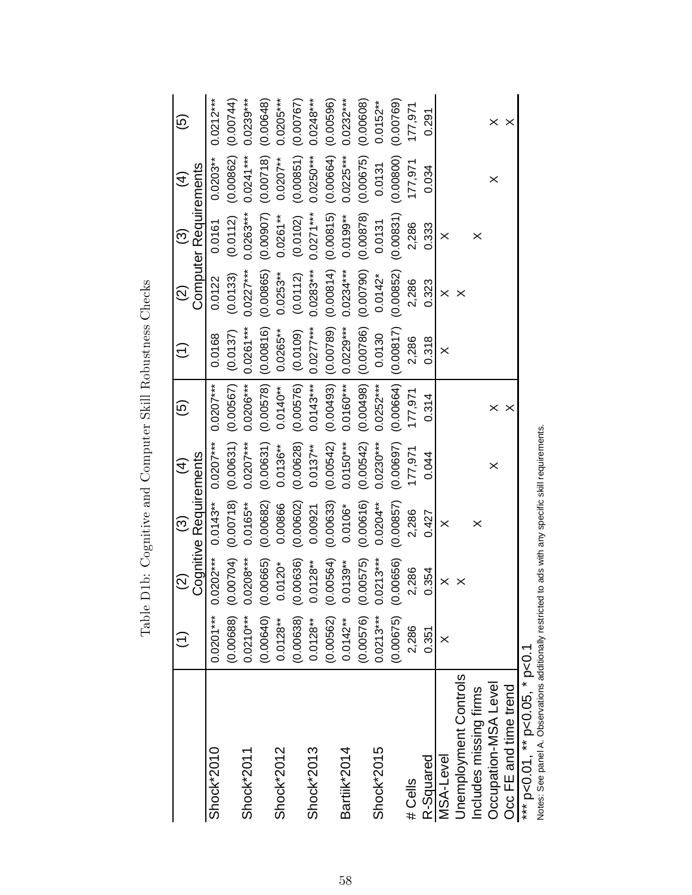Table D1b: Cognitive and Computer Skill Robustness Checks

| | (1) | (2) | (3) | (4) | (5) | (1) | (2) | (3) | (4) | (5) |
|---|---|---|---|---|---|---|---|---|---|---|
| | Cognitive Requirements | | | | | Computer Requirements | | | | |
| Shock*2010 | 0.0201*** | 0.0202*** | 0.0143** | 0.0207*** | 0.0207*** | 0.0168 | 0.0122 | 0.0161 | 0.0203** | 0.0212*** |
| | (0.00688) | (0.00704) | (0.00718) | (0.00631) | (0.00567) | (0.0137) | (0.0133) | (0.0112) | (0.00862) | (0.00744) |
| Shock*2011 | 0.0210*** | 0.0208*** | 0.0165** | 0.0207*** | 0.0206*** | 0.0261*** | 0.0227*** | 0.0263*** | 0.0241*** | 0.0239*** |
| | (0.00640) | (0.00665) | (0.00682) | (0.00631) | (0.00578) | (0.00816) | (0.00865) | (0.00907) | (0.00718) | (0.00648) |
| Shock*2012 | 0.0128** | 0.0120* | 0.00866 | 0.0136** | 0.0140** | 0.0265** | 0.0253** | 0.0261** | 0.0207** | 0.0205*** |
| | (0.00638) | (0.00636) | (0.00602) | (0.00628) | (0.00576) | (0.0109) | (0.0112) | (0.0102) | (0.00851) | (0.00767) |
| Shock*2013 | 0.0128** | 0.0128** | 0.00921 | 0.0137** | 0.0143*** | 0.0277*** | 0.0283*** | 0.0271*** | 0.0250*** | 0.0248*** |
| | (0.00562) | (0.00564) | (0.00633) | (0.00542) | (0.00493) | (0.00789) | (0.00814) | (0.00815) | (0.00664) | (0.00596) |
| Bartik*2014 | 0.0142** | 0.0139** | 0.0106* | 0.0150*** | 0.0160*** | 0.0229*** | 0.0234*** | 0.0199** | 0.0225*** | 0.0232*** |
| | (0.00576) | (0.00575) | (0.00616) | (0.00542) | (0.00498) | (0.00786) | (0.00790) | (0.00878) | (0.00675) | (0.00608) |
| Shock*2015 | 0.0213*** | 0.0213*** | 0.0204** | 0.0230*** | 0.0252*** | 0.0130 | 0.0142* | 0.0131 | 0.0131 | 0.0152** |
| | (0.00675) | (0.00656) | (0.00857) | (0.00697) | (0.00664) | (0.00817) | (0.00852) | (0.00831) | (0.00800) | (0.00769) |
| # Cells | 2,286 | 2,286 | 2,286 | 177,971 | 177,971 | 2,286 | 2,286 | 2,286 | 177,971 | 177,971 |
| R-Squared | 0.351 | 0.354 | 0.427 | 0.044 | 0.314 | 0.318 | 0.323 | 0.333 | 0.034 | 0.291 |
| MSA-Level | × | × | × | | | × | × | × | | |
| Unemployment Controls | | × | | | | | × | | | |
| Includes missing firms | | | × | | | | | × | | |
| Occupation-MSA Level | | | | × | × | | | | × | × |
| Occ FE and time trend | | | | | × | | | | | × |

*** p<0.01, ** p<0.05, * p<0.1

Notes: See panel A. Observations additionally restricted to ads with any specific skill requirements.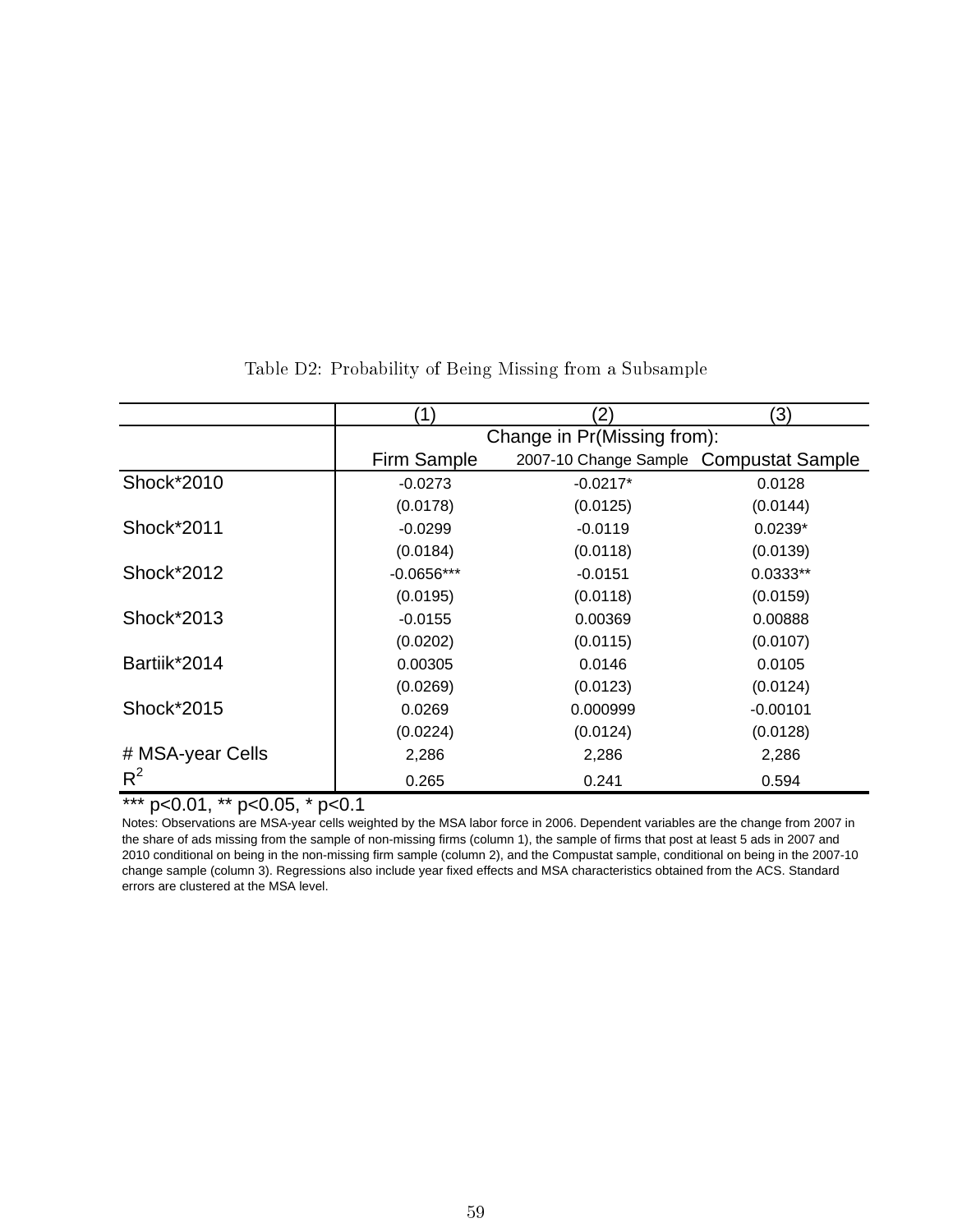Table D2: Probability of Being Missing from a Subsample

| | (1) | (2) | (3) |
|---|---|---|---|
| | Change in Pr(Missing from): | | |
| | Firm Sample | 2007-10 Change Sample | Compustat Sample |
| Shock*2010 | -0.0273 | -0.0217* | 0.0128 |
| | (0.0178) | (0.0125) | (0.0144) |
| Shock*2011 | -0.0299 | -0.0119 | 0.0239* |
| | (0.0184) | (0.0118) | (0.0139) |
| Shock*2012 | -0.0656*** | -0.0151 | 0.0333** |
| | (0.0195) | (0.0118) | (0.0159) |
| Shock*2013 | -0.0155 | 0.00369 | 0.00888 |
| | (0.0202) | (0.0115) | (0.0107) |
| Bartiik*2014 | 0.00305 | 0.0146 | 0.0105 |
| | (0.0269) | (0.0123) | (0.0124) |
| Shock*2015 | 0.0269 | 0.000999 | -0.00101 |
| | (0.0224) | (0.0124) | (0.0128) |
| # MSA-year Cells | 2,286 | 2,286 | 2,286 |
| $R^2$ | 0.265 | 0.241 | 0.594 |

*** p<0.01, ** p<0.05, * p<0.1

Notes: Observations are MSA-year cells weighted by the MSA labor force in 2006. Dependent variables are the change from 2007 in the share of ads missing from the sample of non-missing firms (column 1), the sample of firms that post at least 5 ads in 2007 and 2010 conditional on being in the non-missing firm sample (column 2), and the Compustat sample, conditional on being in the 2007-10 change sample (column 3). Regressions also include year fixed effects and MSA characteristics obtained from the ACS. Standard errors are clustered at the MSA level.